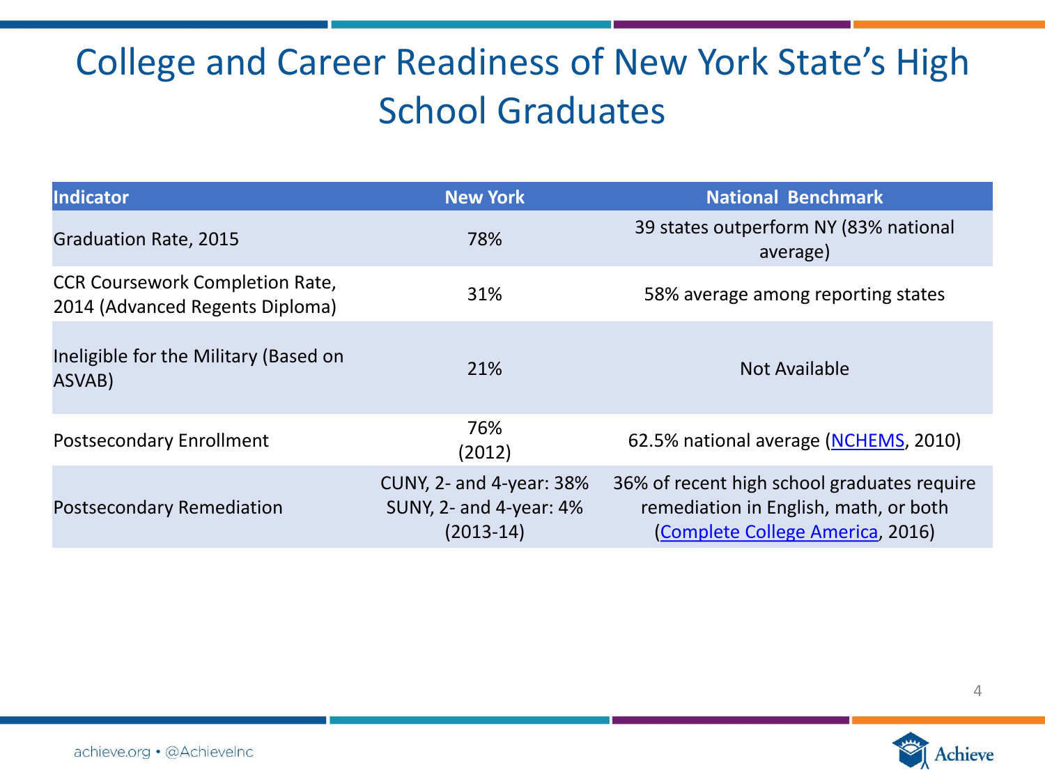# College and Career Readiness of New York State's High School Graduates

| Indicator | New York | National Benchmark |
|---|---|---|
| Graduation Rate, 2015 | 78% | 39 states outperform NY (83% national average) |
| CCR Coursework Completion Rate, 2014 (Advanced Regents Diploma) | 31% | 58% average among reporting states |
| Ineligible for the Military (Based on ASVAB) | 21% | Not Available |
| Postsecondary Enrollment | 76% (2012) | 62.5% national average (NCHEMS, 2010) |
| Postsecondary Remediation | CUNY, 2- and 4-year: 38% SUNY, 2- and 4-year: 4% (2013-14) | 36% of recent high school graduates require remediation in English, math, or both (Complete College America, 2016) |

achieve.org • @AchieveInc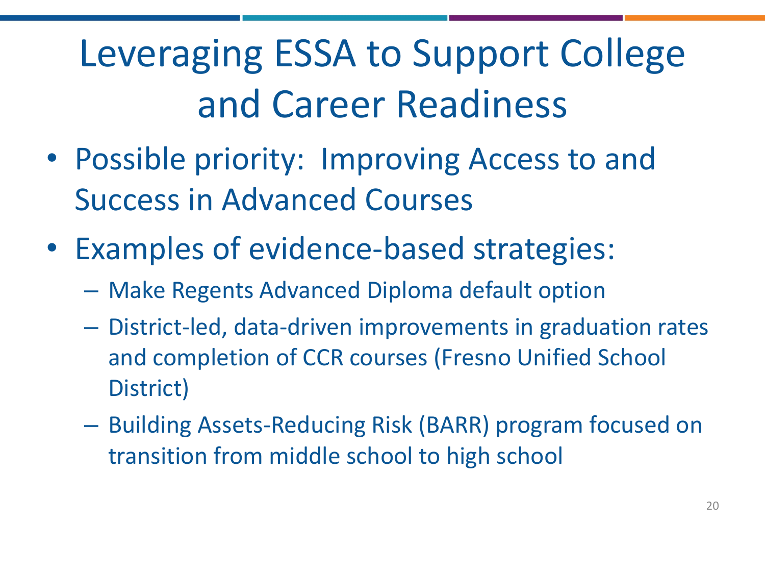# Leveraging ESSA to Support College and Career Readiness

- Possible priority: Improving Access to and Success in Advanced Courses
- Examples of evidence-based strategies:
  - Make Regents Advanced Diploma default option
  - District-led, data-driven improvements in graduation rates and completion of CCR courses (Fresno Unified School District)
  - Building Assets-Reducing Risk (BARR) program focused on transition from middle school to high school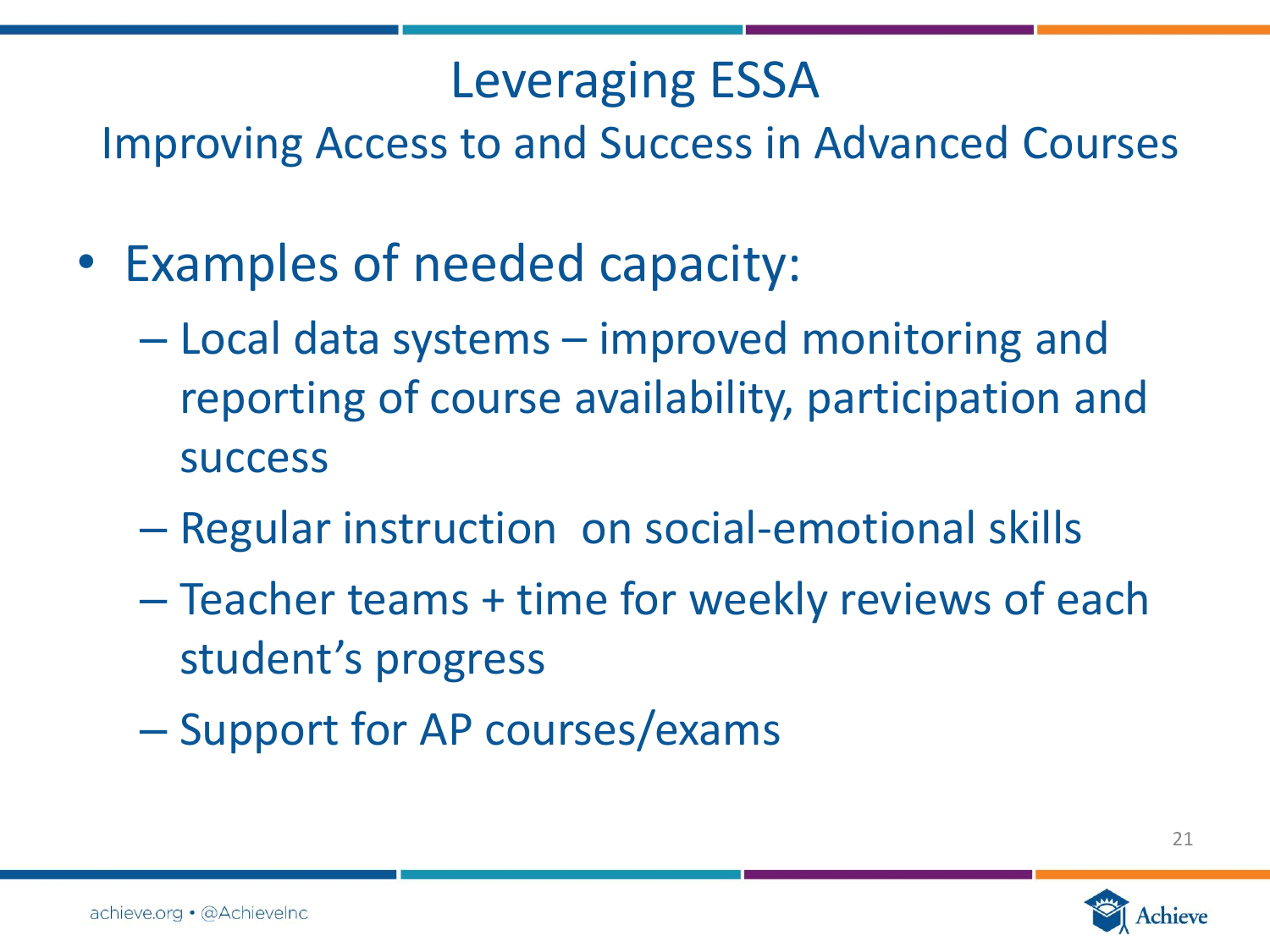# Leveraging ESSA

## Improving Access to and Success in Advanced Courses

- Examples of needed capacity:
  - Local data systems – improved monitoring and reporting of course availability, participation and success
  - Regular instruction on social-emotional skills
  - Teacher teams + time for weekly reviews of each student's progress
  - Support for AP courses/exams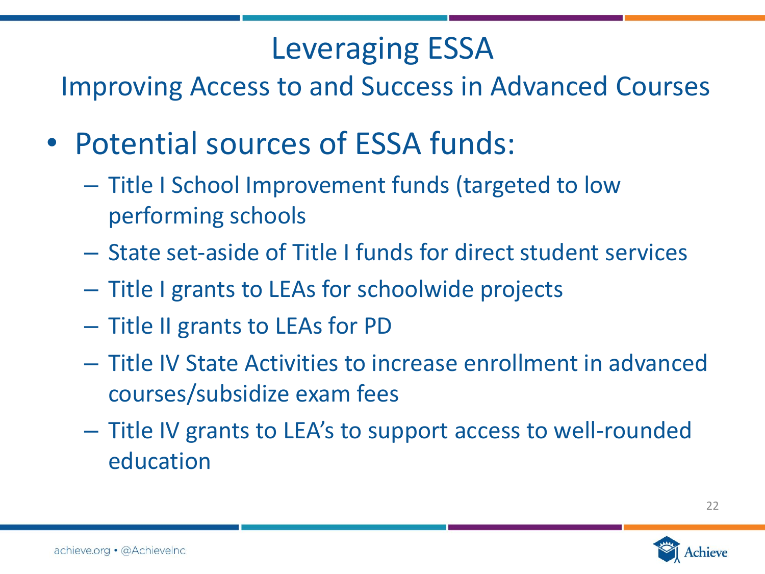# Leveraging ESSA

## Improving Access to and Success in Advanced Courses

- Potential sources of ESSA funds:
  - Title I School Improvement funds (targeted to low performing schools
  - State set-aside of Title I funds for direct student services
  - Title I grants to LEAs for schoolwide projects
  - Title II grants to LEAs for PD
  - Title IV State Activities to increase enrollment in advanced courses/subsidize exam fees
  - Title IV grants to LEA's to support access to well-rounded education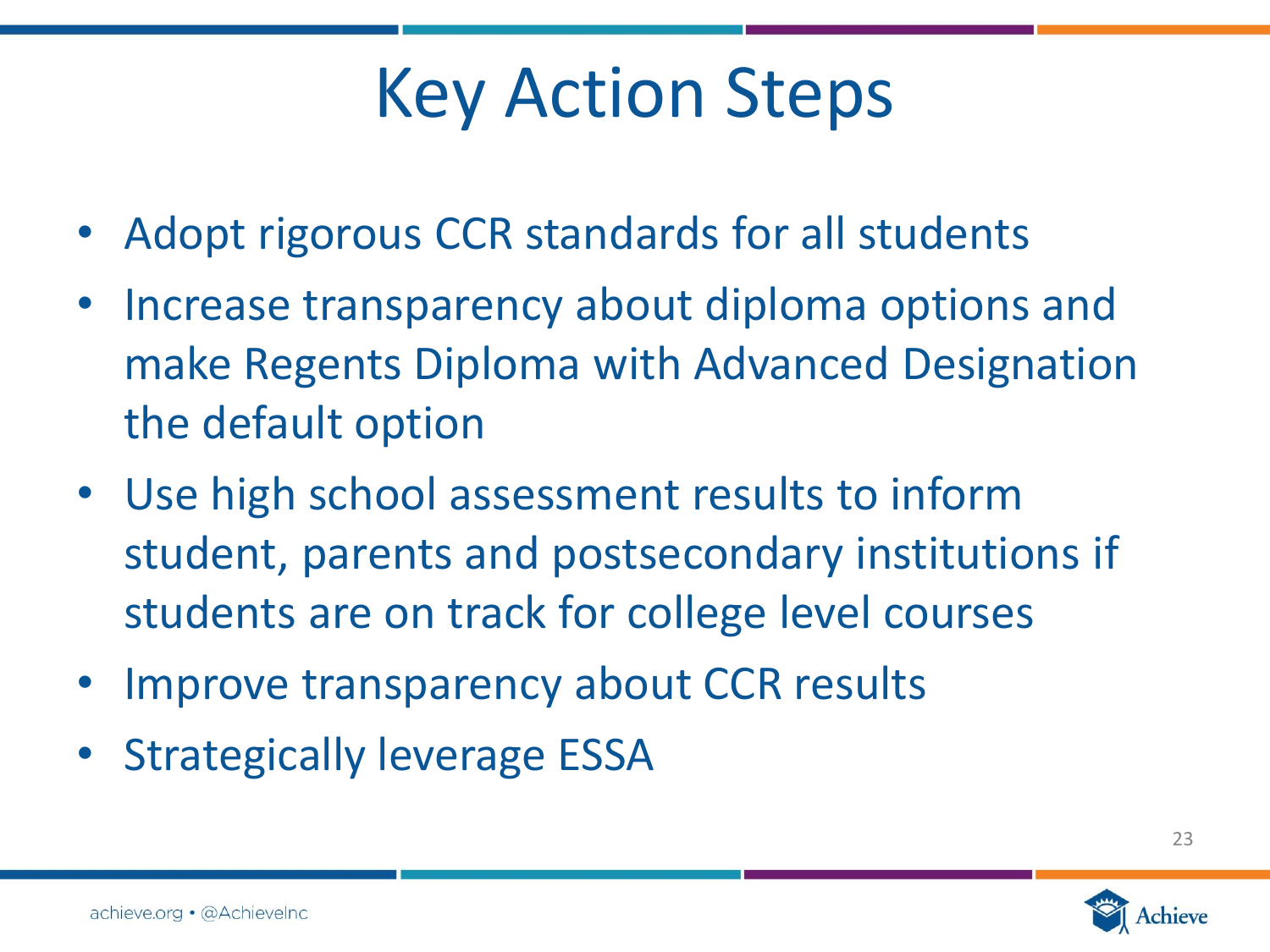# Key Action Steps

- Adopt rigorous CCR standards for all students
- Increase transparency about diploma options and make Regents Diploma with Advanced Designation the default option
- Use high school assessment results to inform student, parents and postsecondary institutions if students are on track for college level courses
- Improve transparency about CCR results
- Strategically leverage ESSA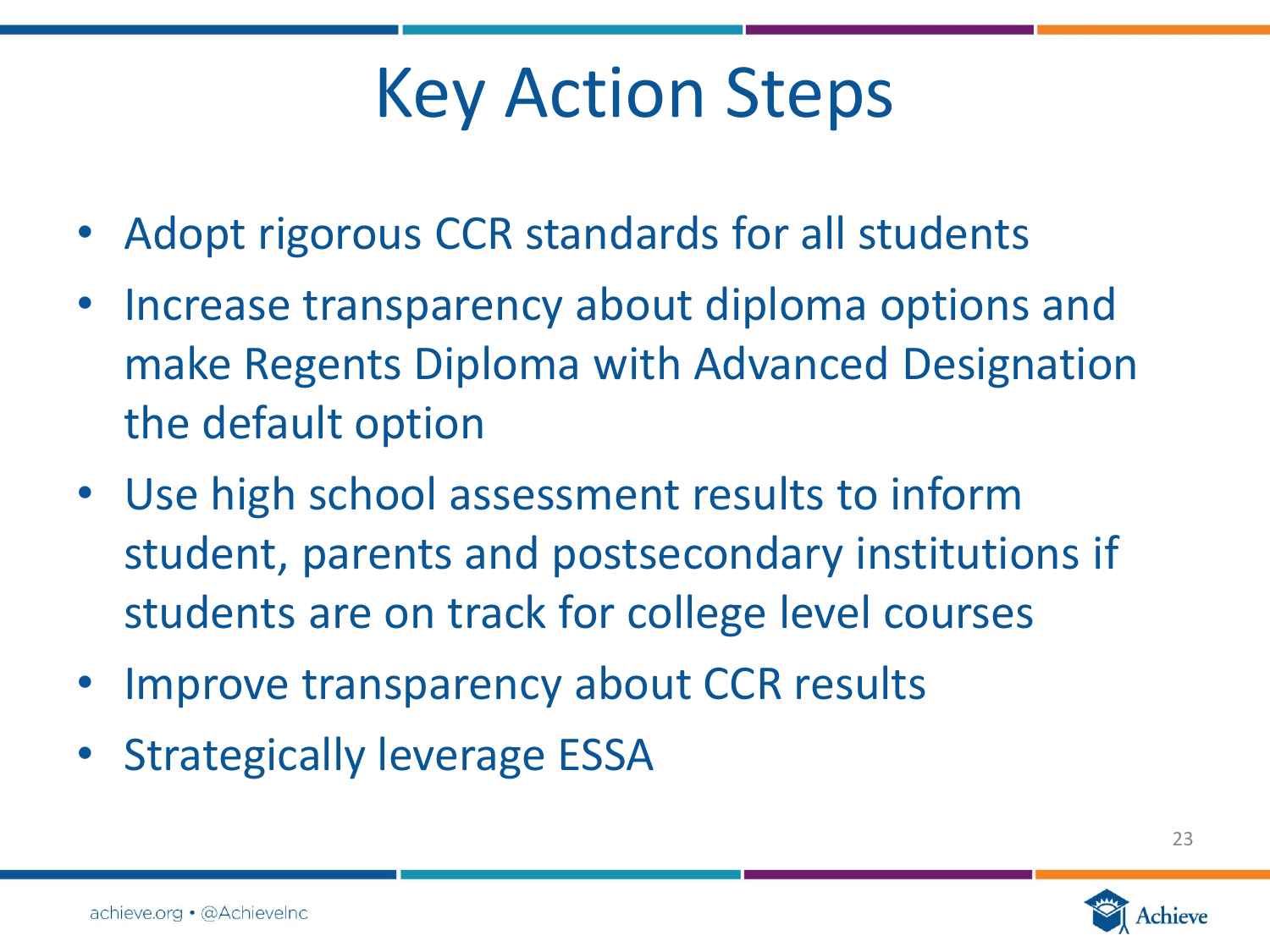# Key Action Steps

- Adopt rigorous CCR standards for all students
- Increase transparency about diploma options and make Regents Diploma with Advanced Designation the default option
- Use high school assessment results to inform student, parents and postsecondary institutions if students are on track for college level courses
- Improve transparency about CCR results
- Strategically leverage ESSA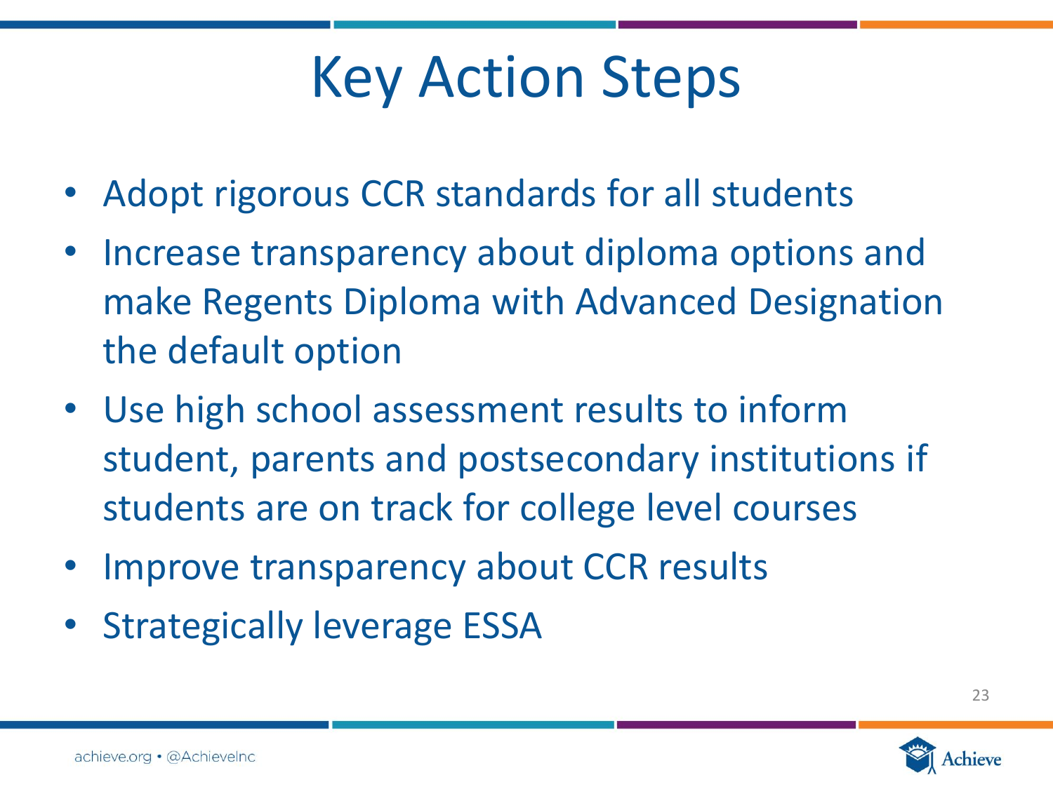# Key Action Steps

- Adopt rigorous CCR standards for all students
- Increase transparency about diploma options and make Regents Diploma with Advanced Designation the default option
- Use high school assessment results to inform student, parents and postsecondary institutions if students are on track for college level courses
- Improve transparency about CCR results
- Strategically leverage ESSA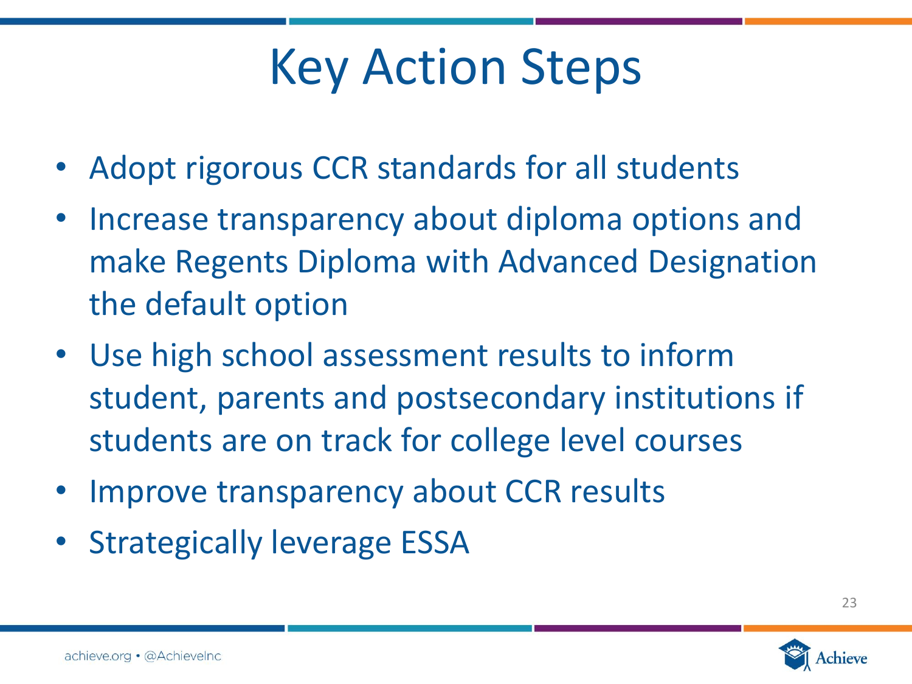# Key Action Steps

- Adopt rigorous CCR standards for all students
- Increase transparency about diploma options and make Regents Diploma with Advanced Designation the default option
- Use high school assessment results to inform student, parents and postsecondary institutions if students are on track for college level courses
- Improve transparency about CCR results
- Strategically leverage ESSA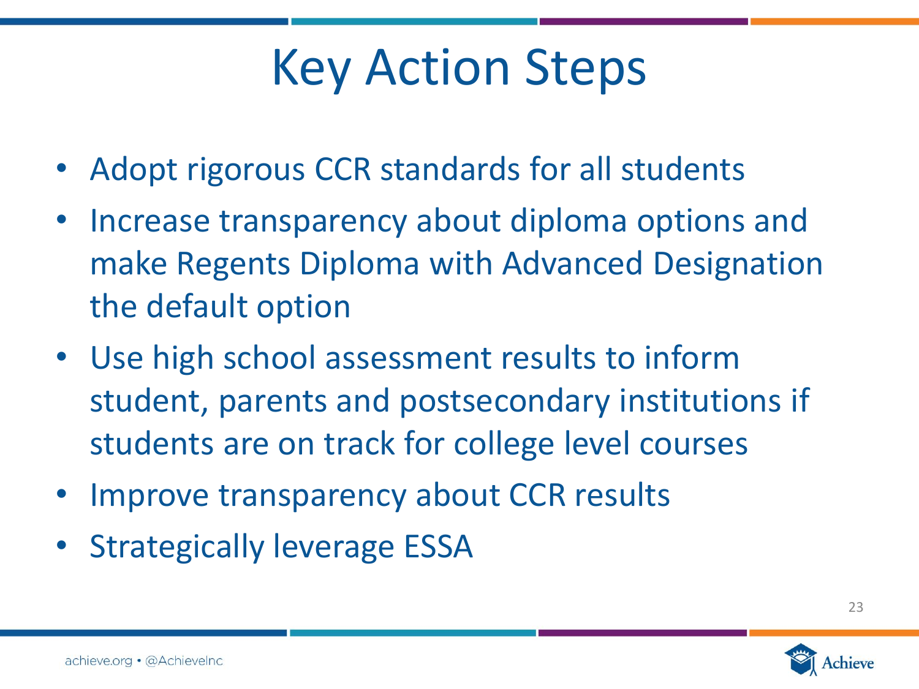# Key Action Steps

- Adopt rigorous CCR standards for all students
- Increase transparency about diploma options and make Regents Diploma with Advanced Designation the default option
- Use high school assessment results to inform student, parents and postsecondary institutions if students are on track for college level courses
- Improve transparency about CCR results
- Strategically leverage ESSA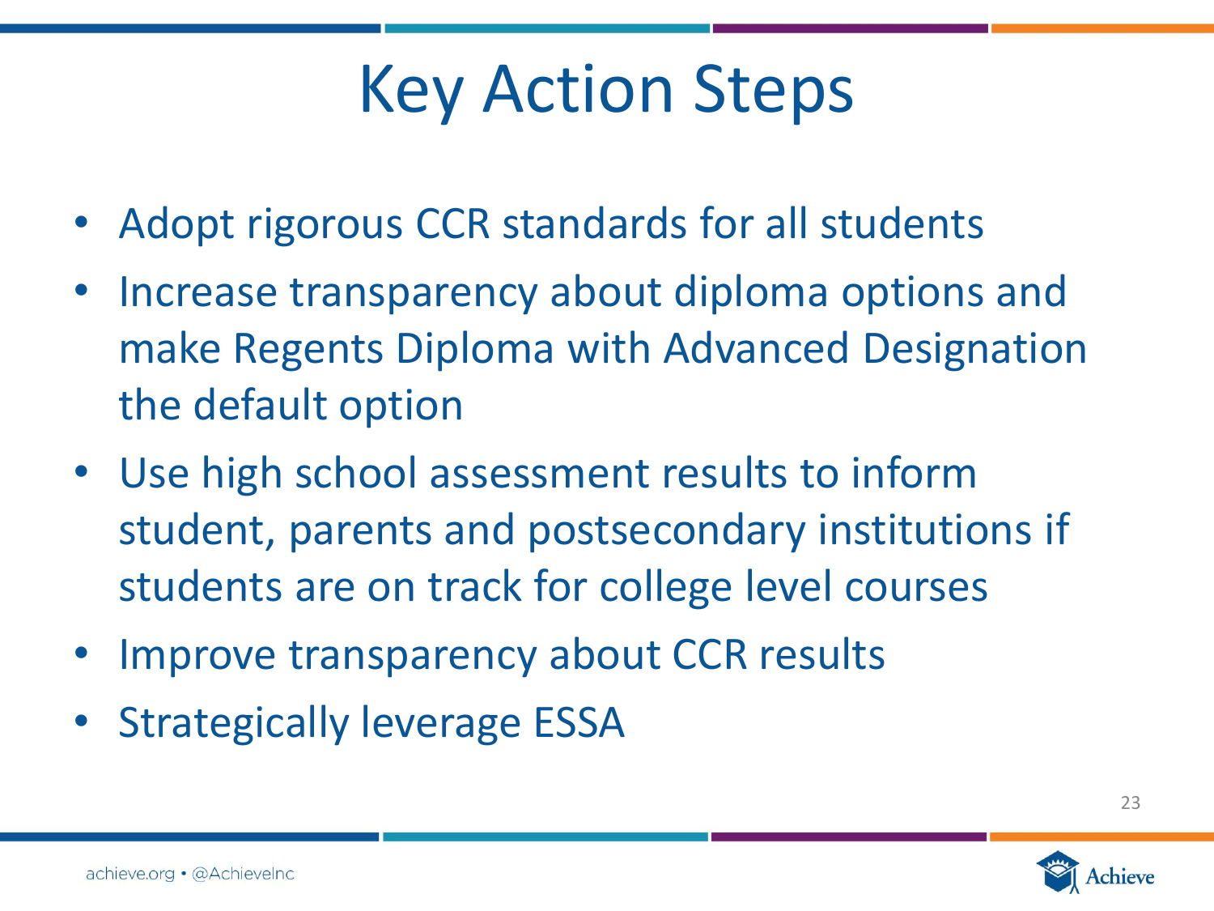# Key Action Steps

- Adopt rigorous CCR standards for all students
- Increase transparency about diploma options and make Regents Diploma with Advanced Designation the default option
- Use high school assessment results to inform student, parents and postsecondary institutions if students are on track for college level courses
- Improve transparency about CCR results
- Strategically leverage ESSA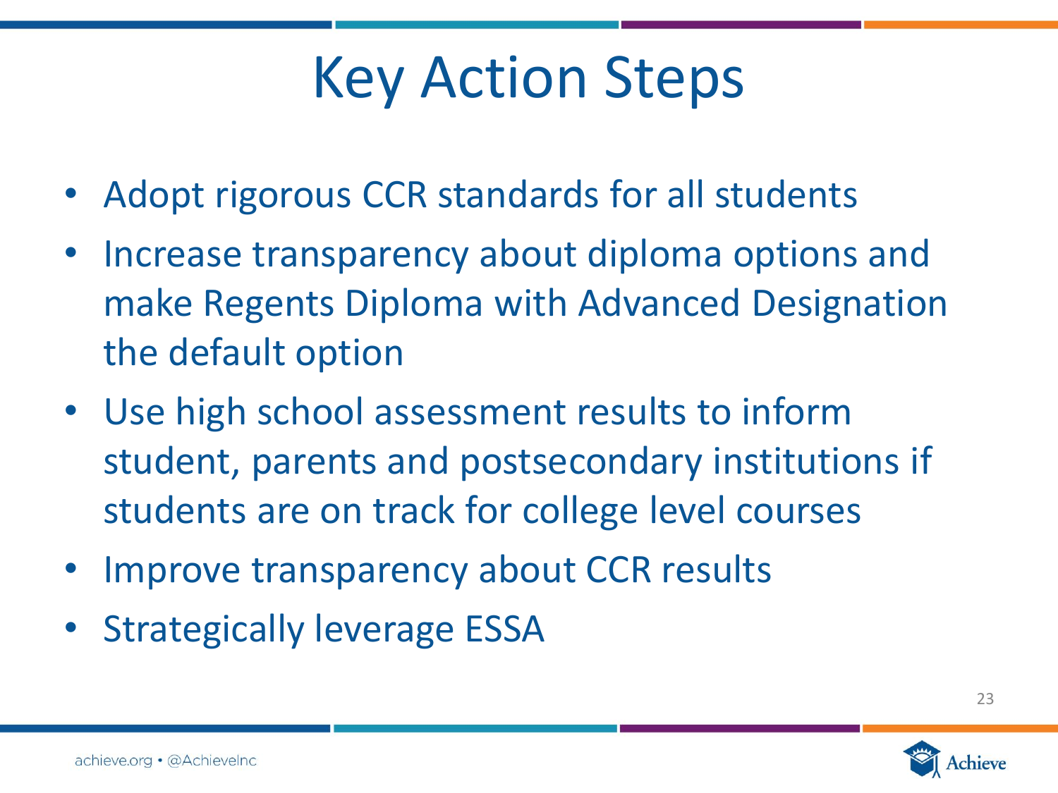# Key Action Steps

- Adopt rigorous CCR standards for all students
- Increase transparency about diploma options and make Regents Diploma with Advanced Designation the default option
- Use high school assessment results to inform student, parents and postsecondary institutions if students are on track for college level courses
- Improve transparency about CCR results
- Strategically leverage ESSA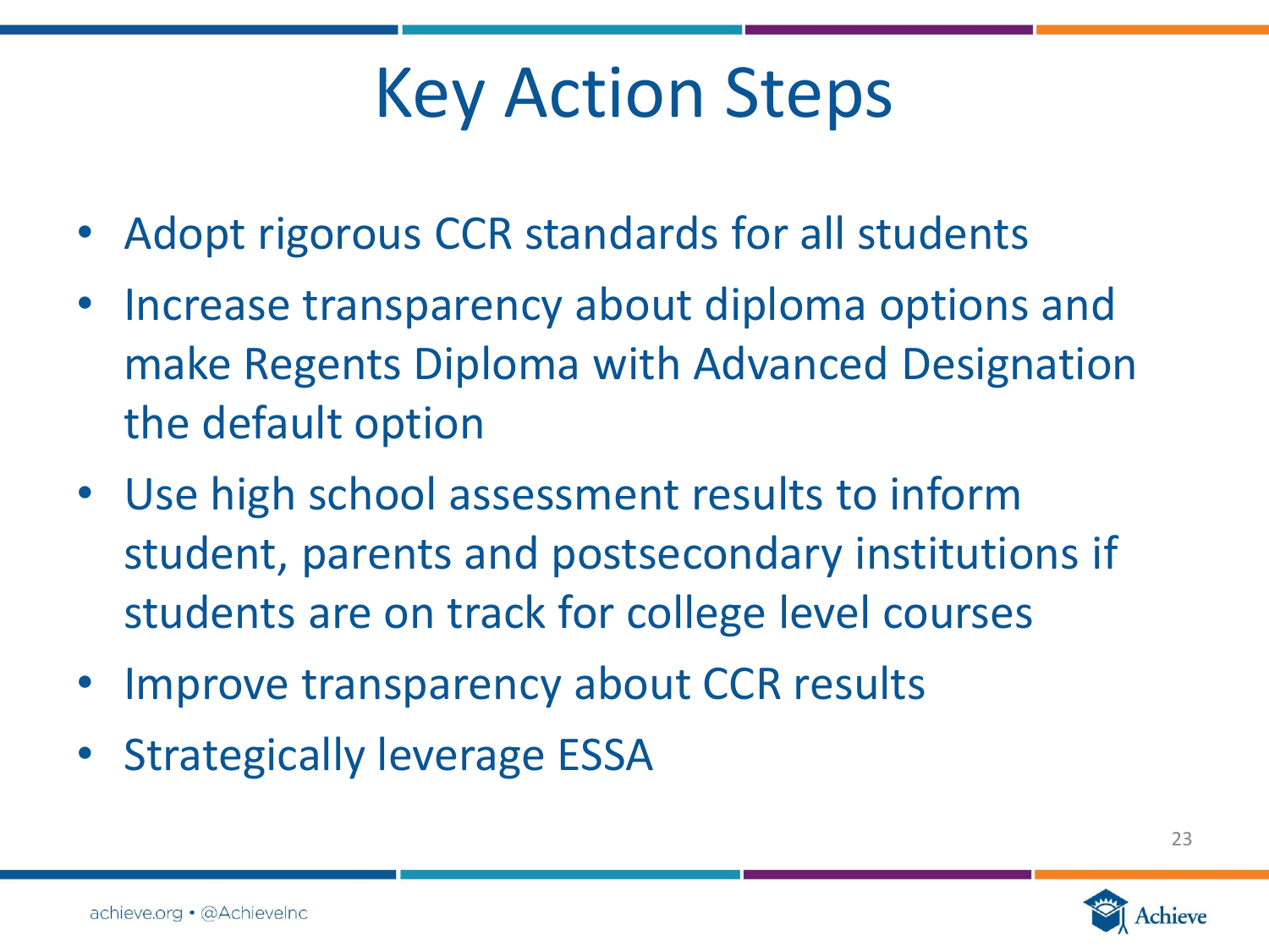# Key Action Steps

- Adopt rigorous CCR standards for all students
- Increase transparency about diploma options and make Regents Diploma with Advanced Designation the default option
- Use high school assessment results to inform student, parents and postsecondary institutions if students are on track for college level courses
- Improve transparency about CCR results
- Strategically leverage ESSA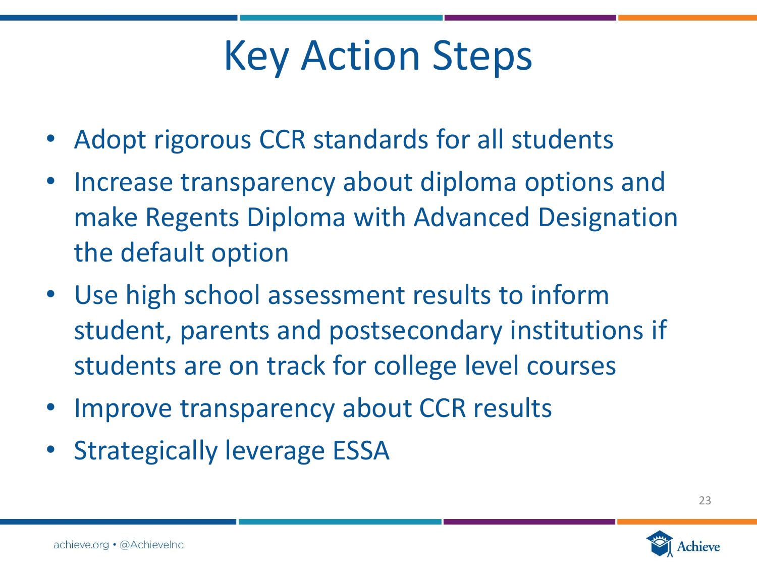# Key Action Steps

- Adopt rigorous CCR standards for all students
- Increase transparency about diploma options and make Regents Diploma with Advanced Designation the default option
- Use high school assessment results to inform student, parents and postsecondary institutions if students are on track for college level courses
- Improve transparency about CCR results
- Strategically leverage ESSA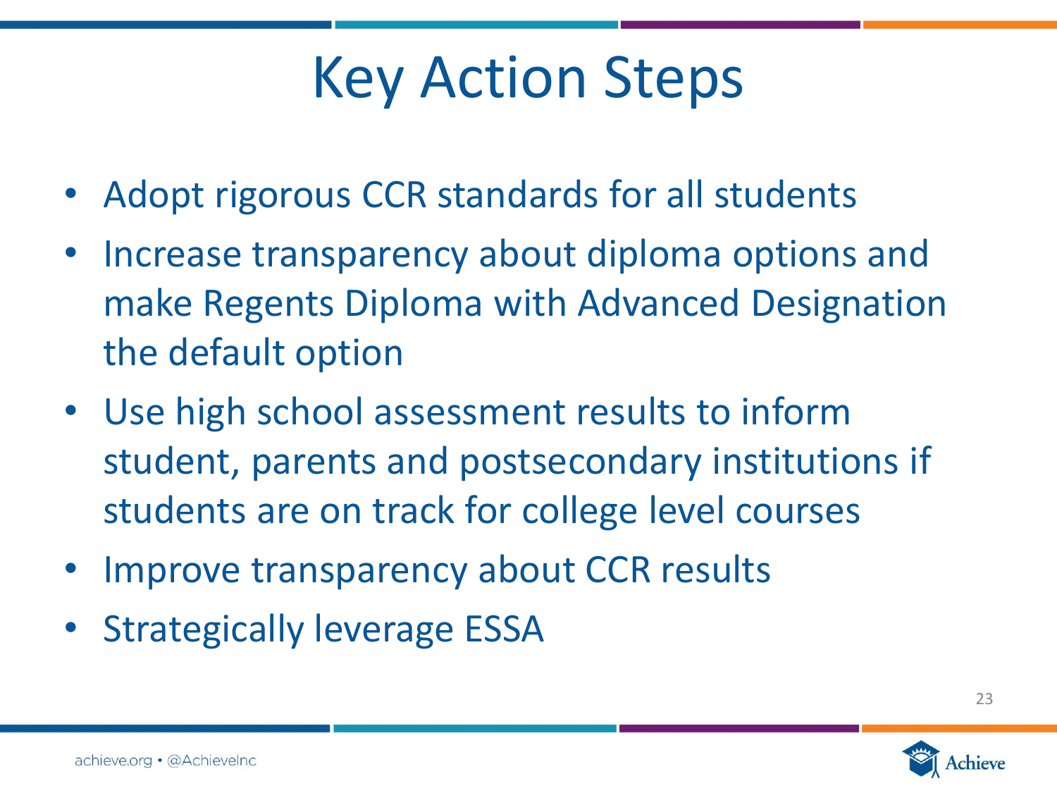# Key Action Steps

- Adopt rigorous CCR standards for all students
- Increase transparency about diploma options and make Regents Diploma with Advanced Designation the default option
- Use high school assessment results to inform student, parents and postsecondary institutions if students are on track for college level courses
- Improve transparency about CCR results
- Strategically leverage ESSA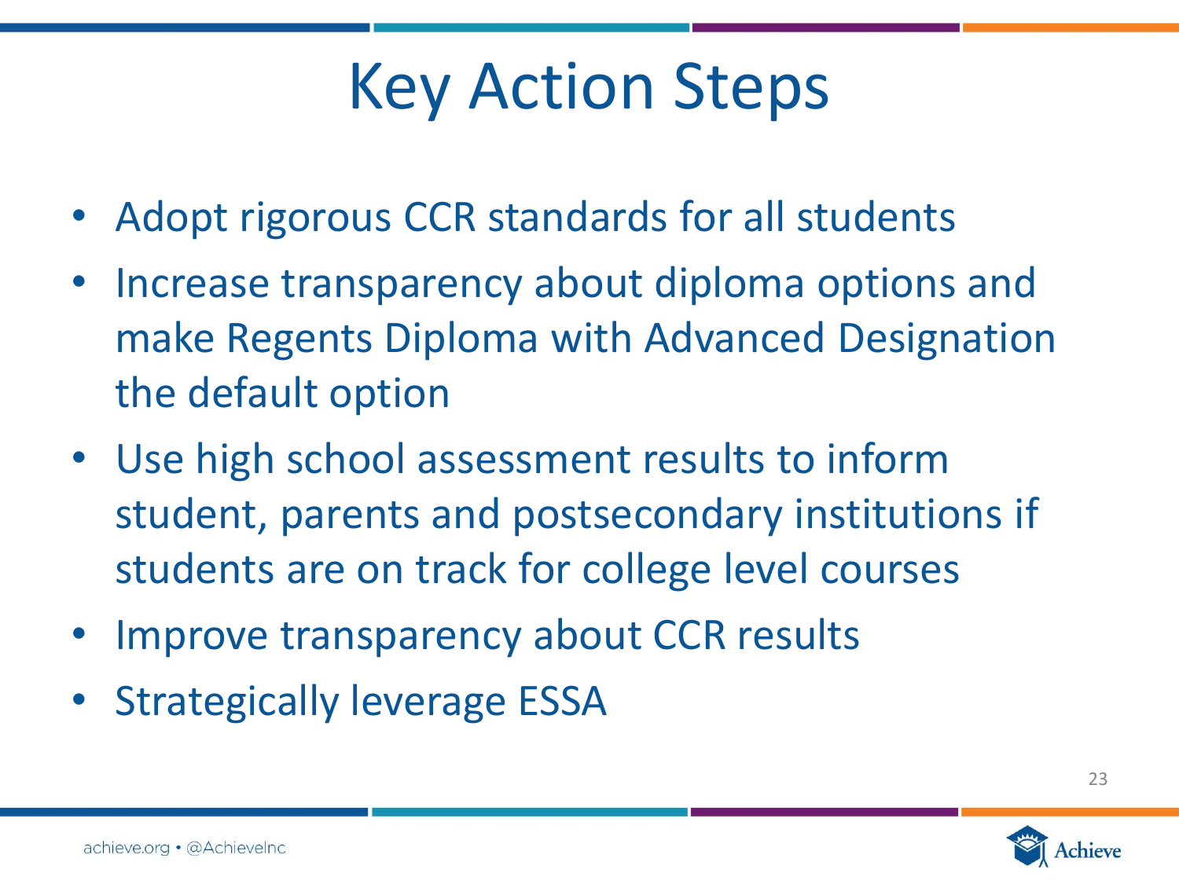# Key Action Steps

- Adopt rigorous CCR standards for all students
- Increase transparency about diploma options and make Regents Diploma with Advanced Designation the default option
- Use high school assessment results to inform student, parents and postsecondary institutions if students are on track for college level courses
- Improve transparency about CCR results
- Strategically leverage ESSA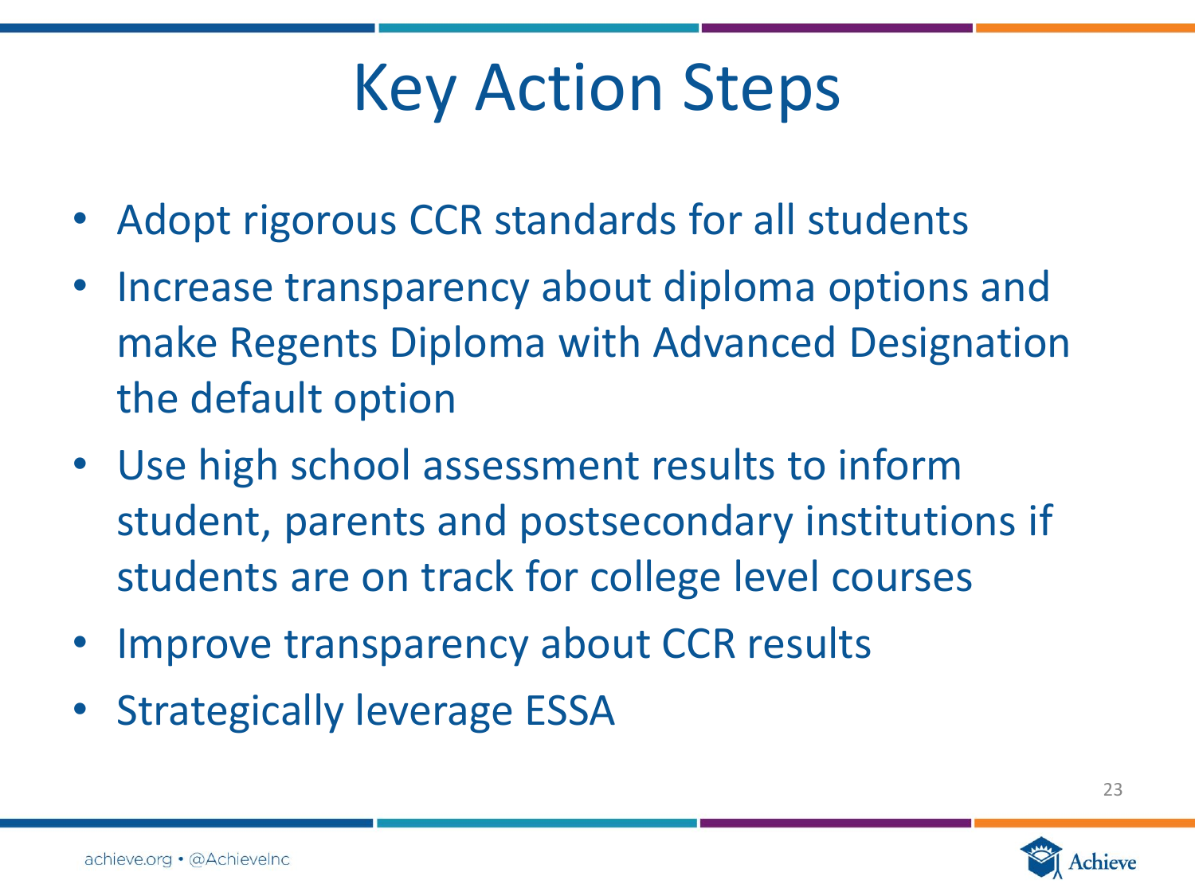# Key Action Steps

- Adopt rigorous CCR standards for all students
- Increase transparency about diploma options and make Regents Diploma with Advanced Designation the default option
- Use high school assessment results to inform student, parents and postsecondary institutions if students are on track for college level courses
- Improve transparency about CCR results
- Strategically leverage ESSA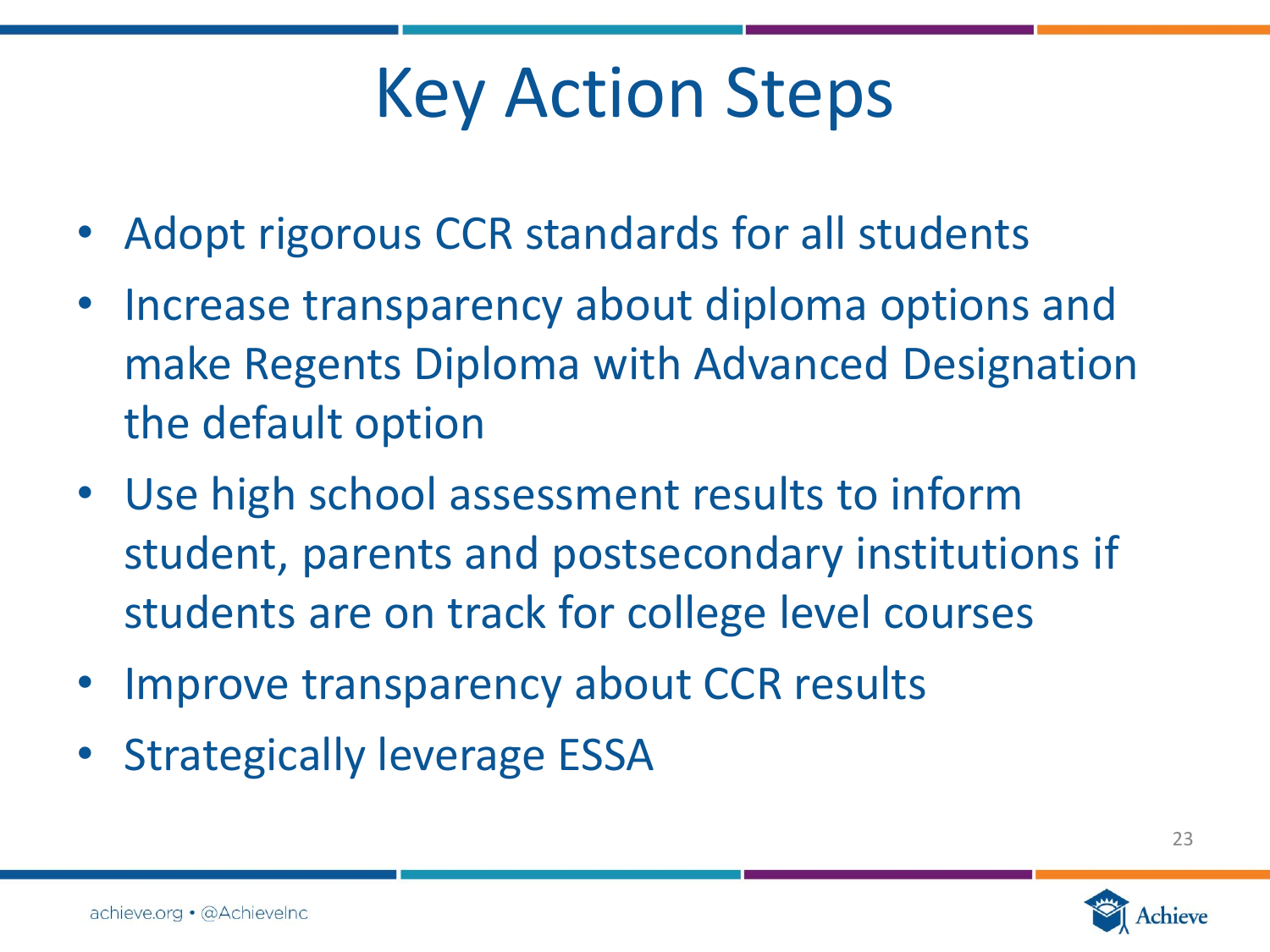# Key Action Steps

- Adopt rigorous CCR standards for all students
- Increase transparency about diploma options and make Regents Diploma with Advanced Designation the default option
- Use high school assessment results to inform student, parents and postsecondary institutions if students are on track for college level courses
- Improve transparency about CCR results
- Strategically leverage ESSA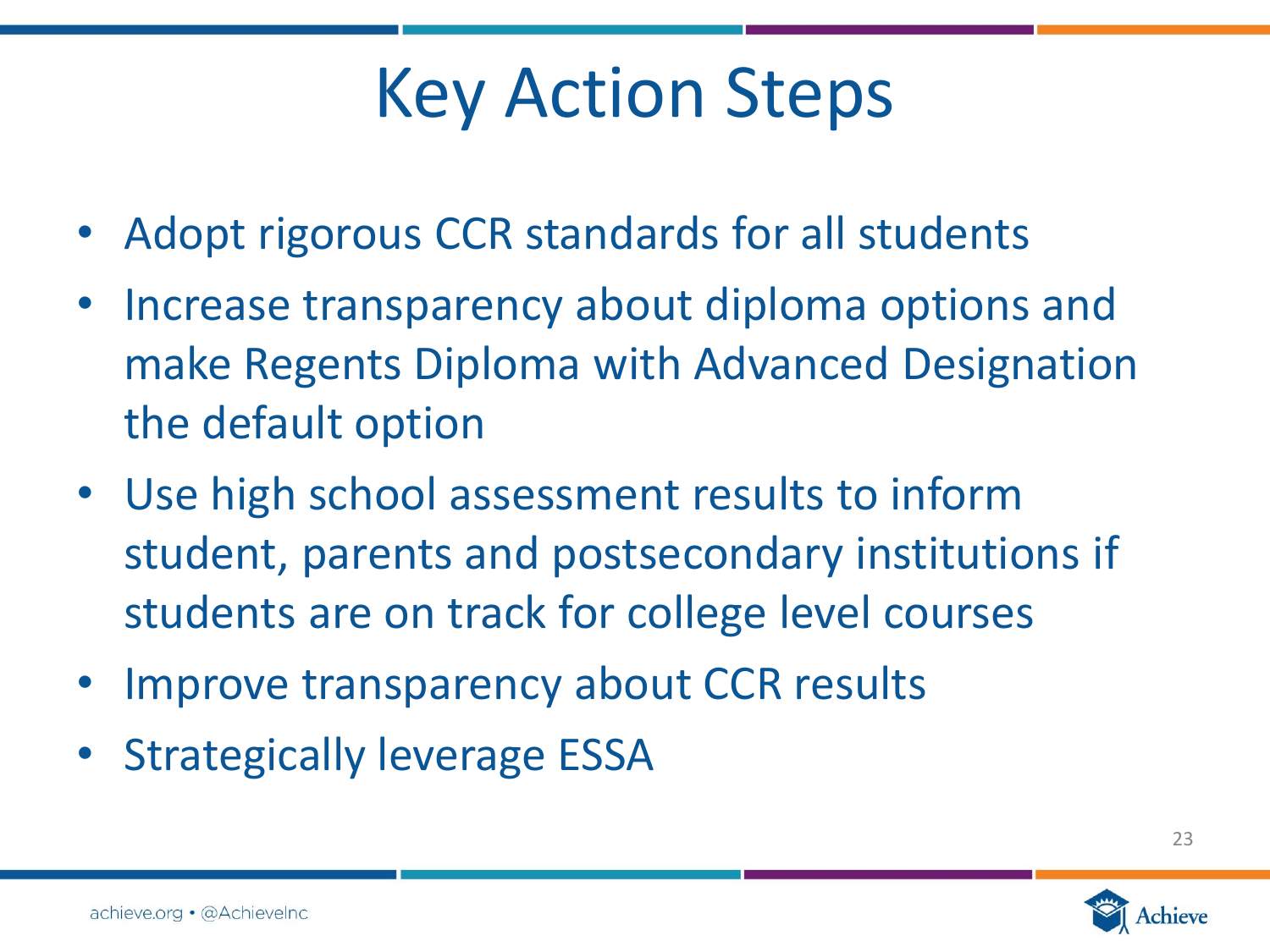# Key Action Steps

- Adopt rigorous CCR standards for all students
- Increase transparency about diploma options and make Regents Diploma with Advanced Designation the default option
- Use high school assessment results to inform student, parents and postsecondary institutions if students are on track for college level courses
- Improve transparency about CCR results
- Strategically leverage ESSA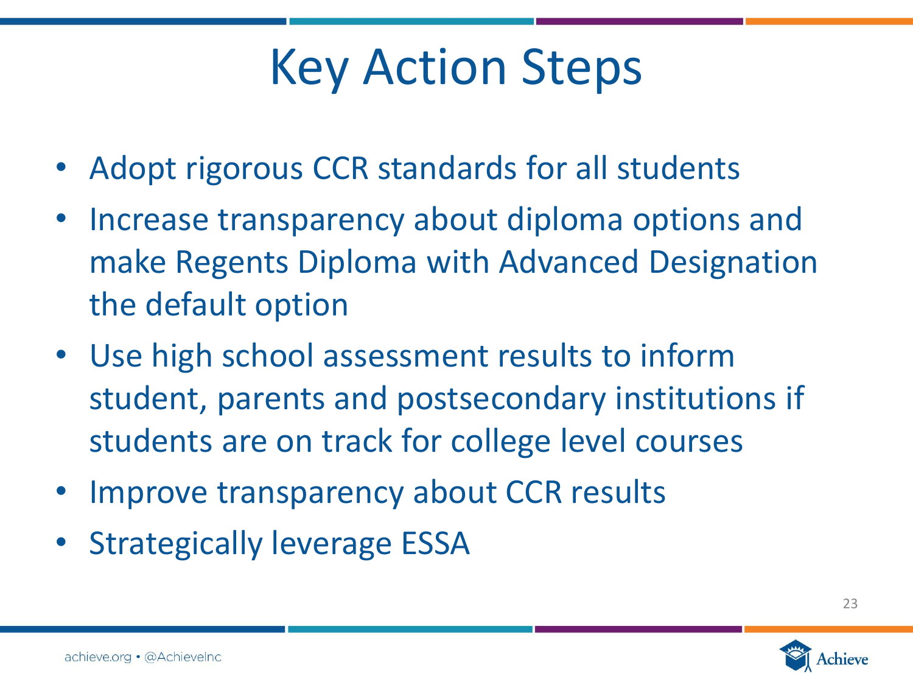# Key Action Steps

- Adopt rigorous CCR standards for all students
- Increase transparency about diploma options and make Regents Diploma with Advanced Designation the default option
- Use high school assessment results to inform student, parents and postsecondary institutions if students are on track for college level courses
- Improve transparency about CCR results
- Strategically leverage ESSA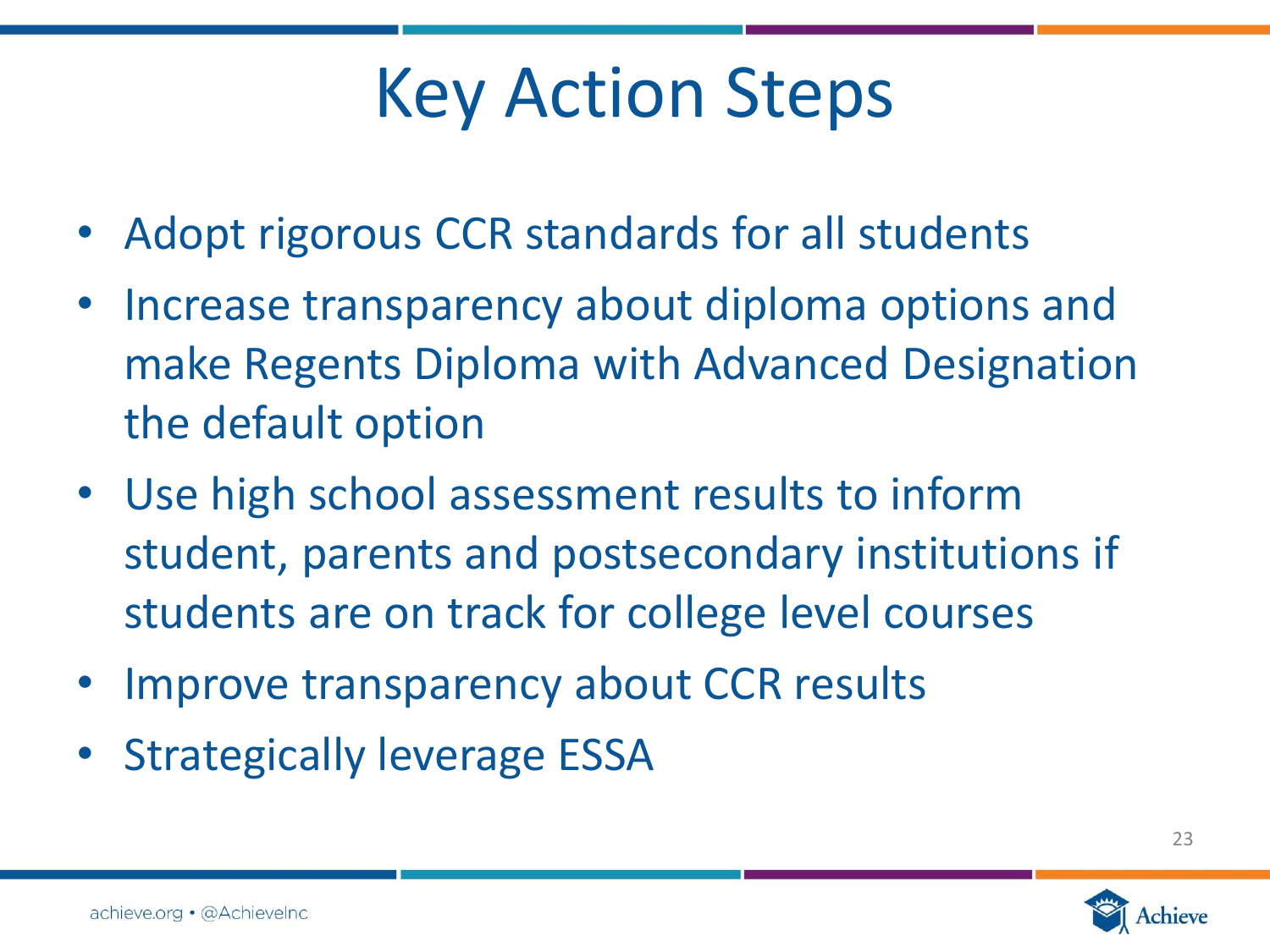# Key Action Steps

- Adopt rigorous CCR standards for all students
- Increase transparency about diploma options and make Regents Diploma with Advanced Designation the default option
- Use high school assessment results to inform student, parents and postsecondary institutions if students are on track for college level courses
- Improve transparency about CCR results
- Strategically leverage ESSA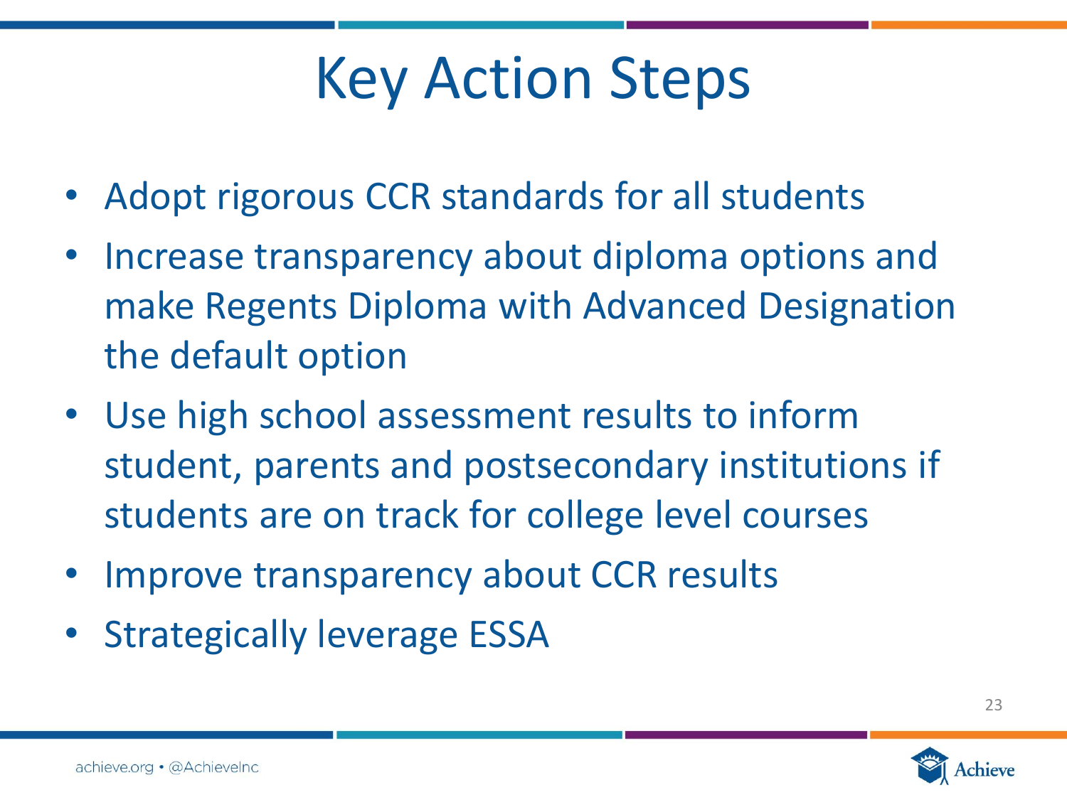# Key Action Steps

- Adopt rigorous CCR standards for all students
- Increase transparency about diploma options and make Regents Diploma with Advanced Designation the default option
- Use high school assessment results to inform student, parents and postsecondary institutions if students are on track for college level courses
- Improve transparency about CCR results
- Strategically leverage ESSA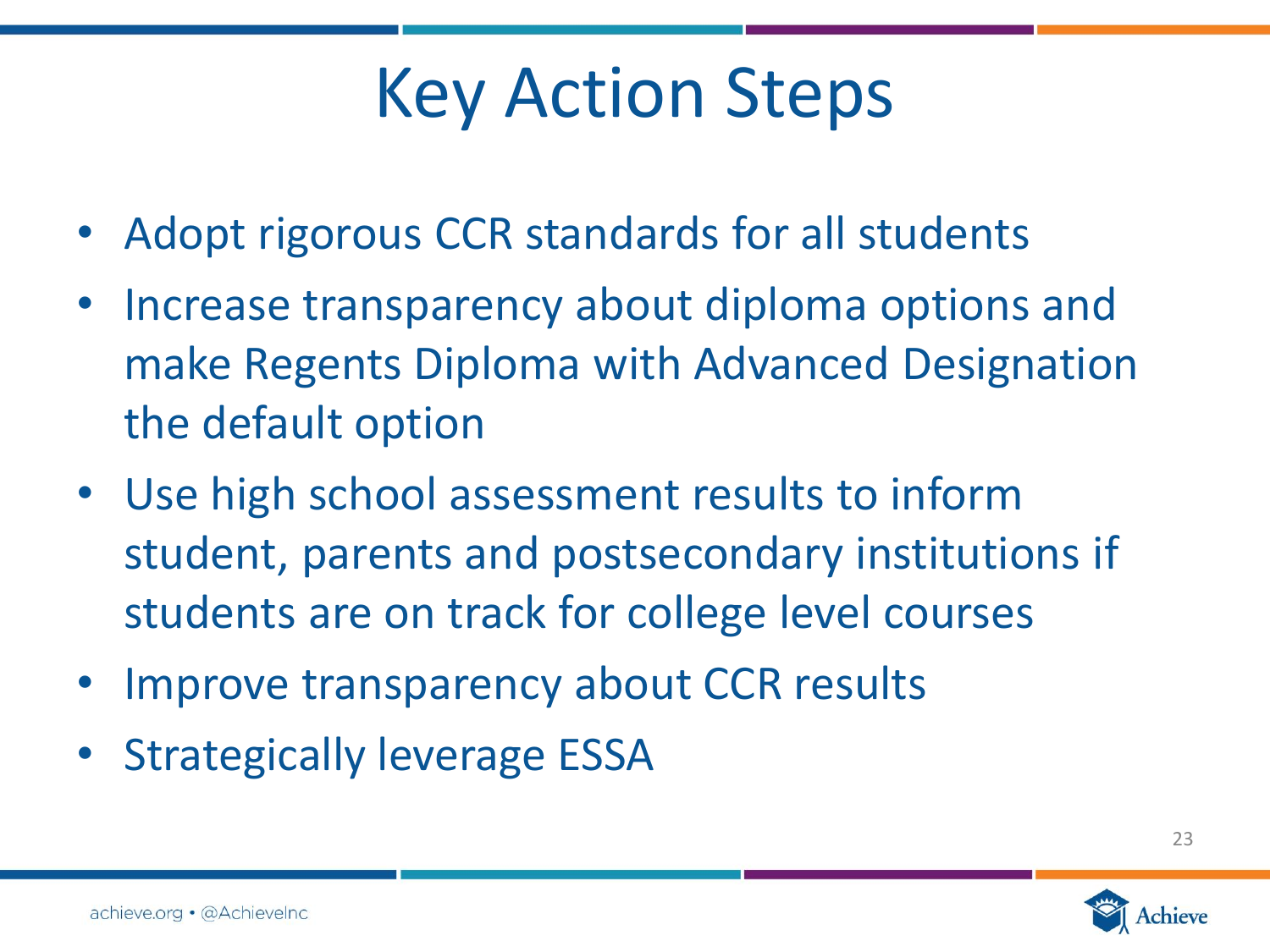# Key Action Steps

- Adopt rigorous CCR standards for all students
- Increase transparency about diploma options and make Regents Diploma with Advanced Designation the default option
- Use high school assessment results to inform student, parents and postsecondary institutions if students are on track for college level courses
- Improve transparency about CCR results
- Strategically leverage ESSA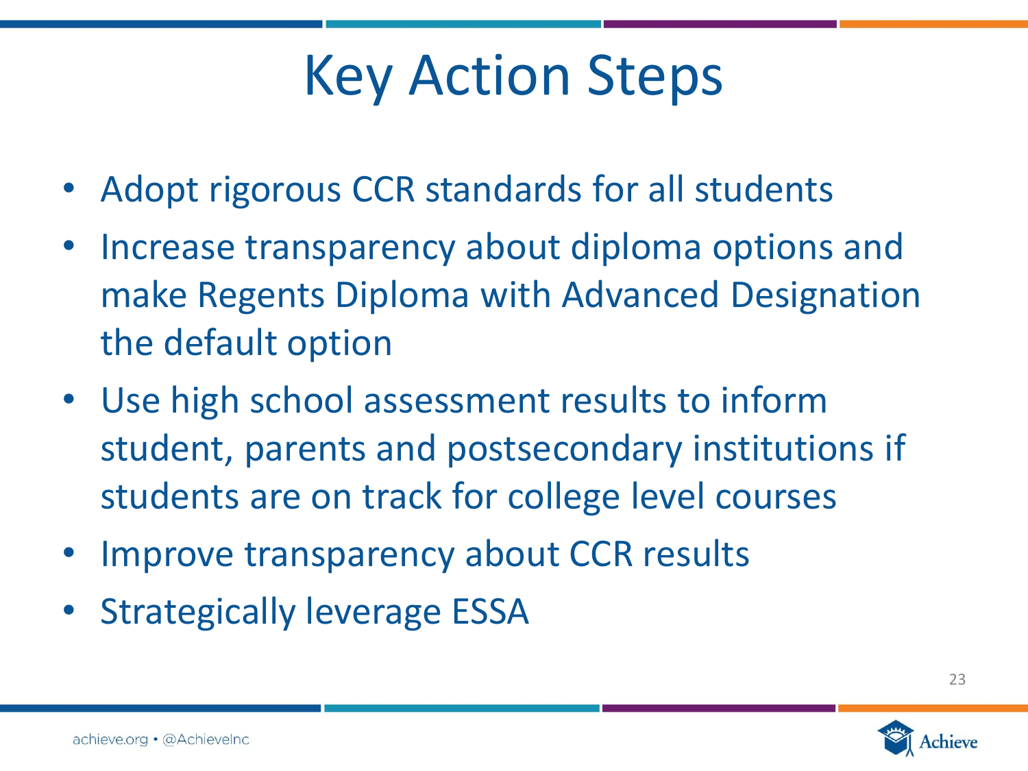# Key Action Steps

- Adopt rigorous CCR standards for all students
- Increase transparency about diploma options and make Regents Diploma with Advanced Designation the default option
- Use high school assessment results to inform student, parents and postsecondary institutions if students are on track for college level courses
- Improve transparency about CCR results
- Strategically leverage ESSA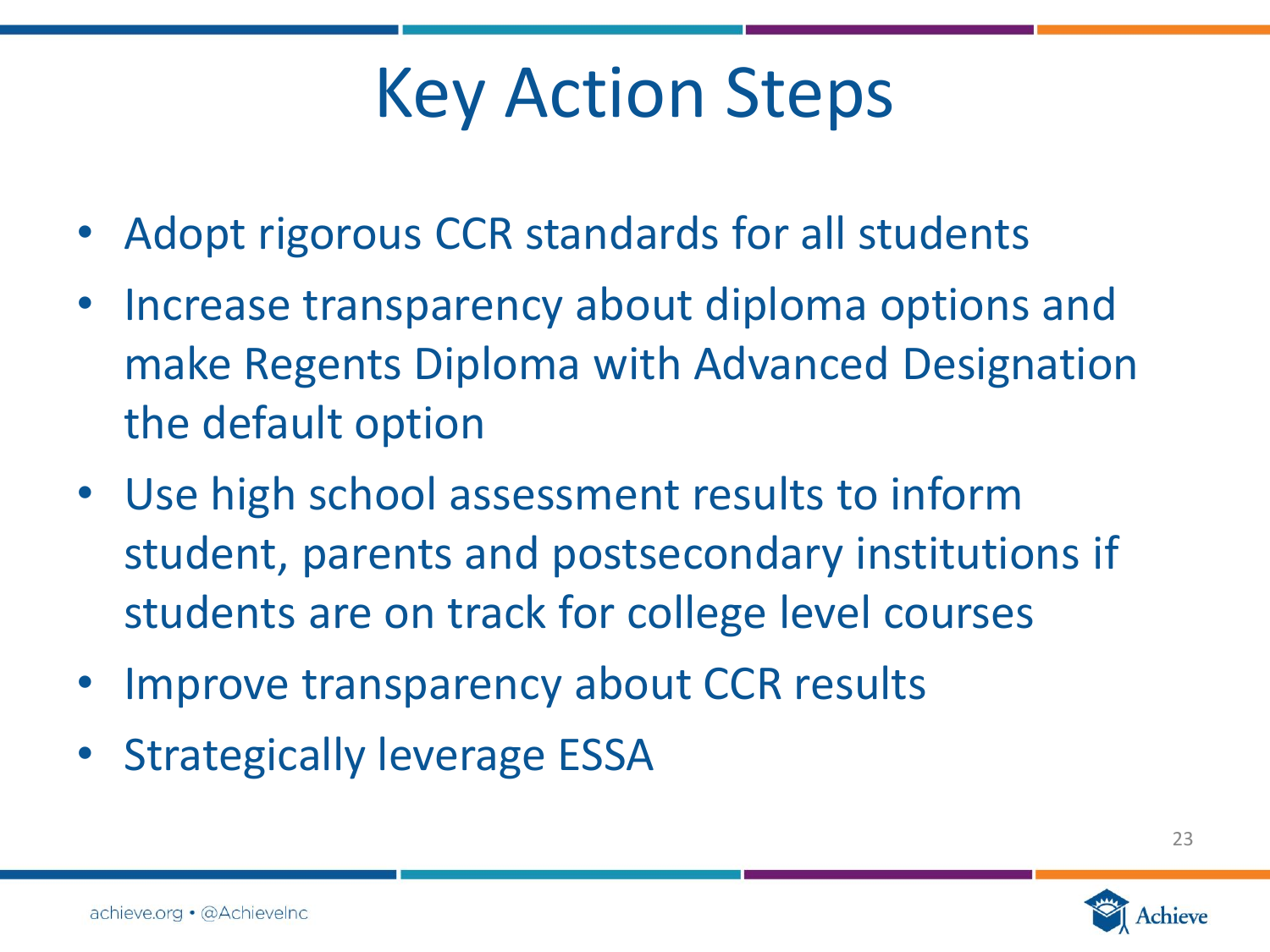# Key Action Steps

- Adopt rigorous CCR standards for all students
- Increase transparency about diploma options and make Regents Diploma with Advanced Designation the default option
- Use high school assessment results to inform student, parents and postsecondary institutions if students are on track for college level courses
- Improve transparency about CCR results
- Strategically leverage ESSA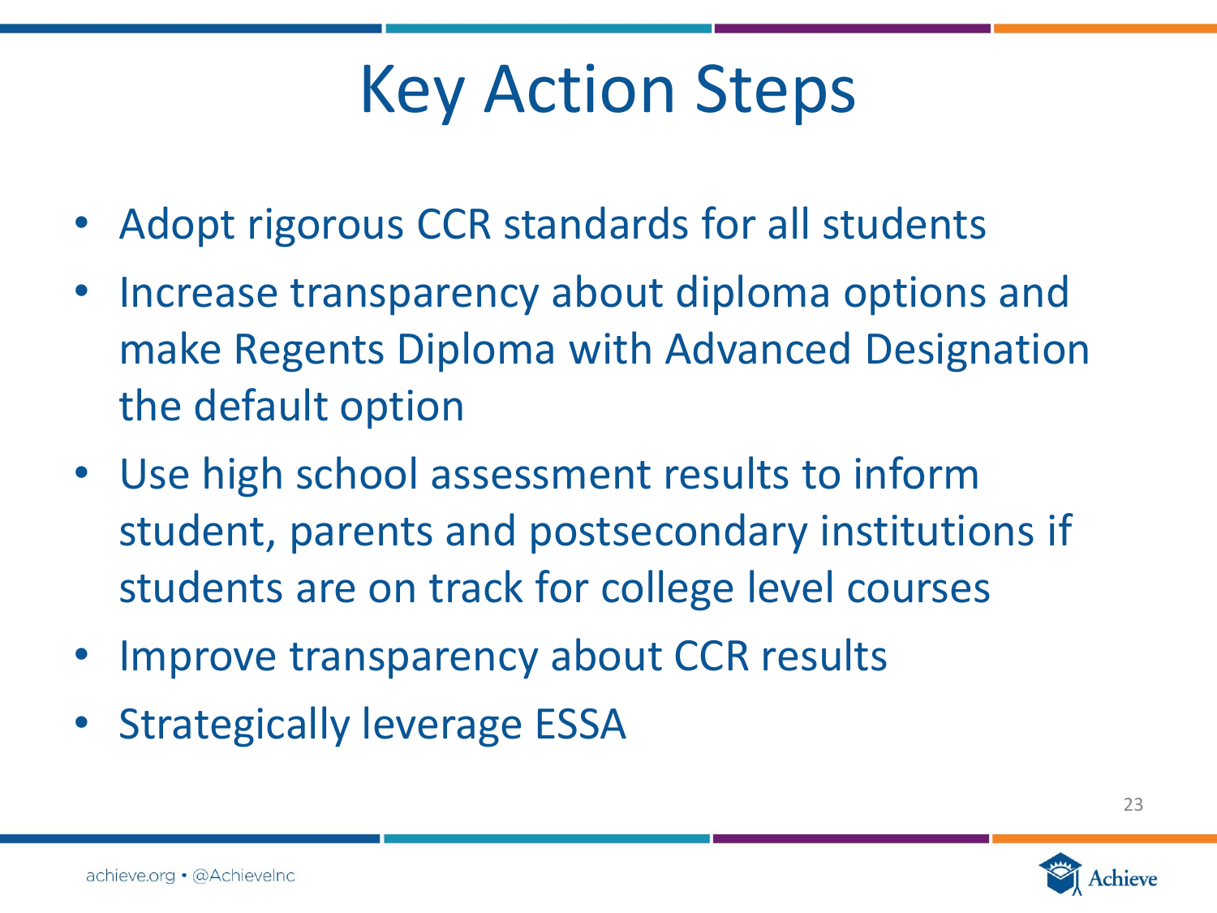# Key Action Steps

- Adopt rigorous CCR standards for all students
- Increase transparency about diploma options and make Regents Diploma with Advanced Designation the default option
- Use high school assessment results to inform student, parents and postsecondary institutions if students are on track for college level courses
- Improve transparency about CCR results
- Strategically leverage ESSA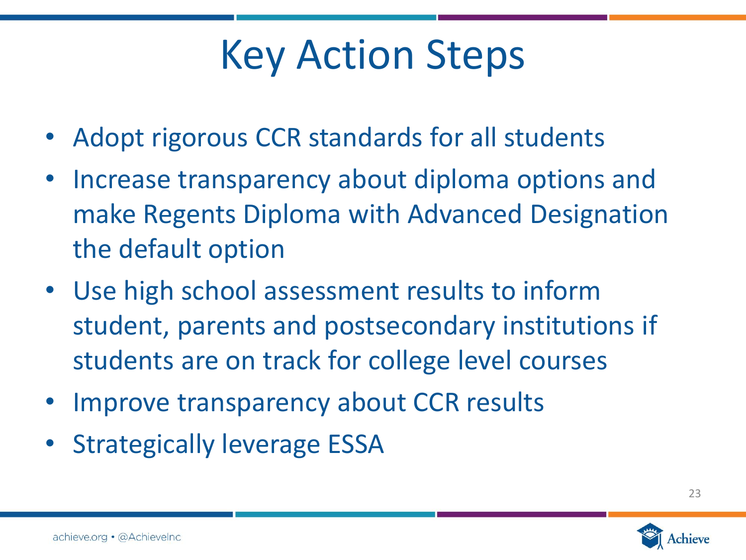# Key Action Steps

- Adopt rigorous CCR standards for all students
- Increase transparency about diploma options and make Regents Diploma with Advanced Designation the default option
- Use high school assessment results to inform student, parents and postsecondary institutions if students are on track for college level courses
- Improve transparency about CCR results
- Strategically leverage ESSA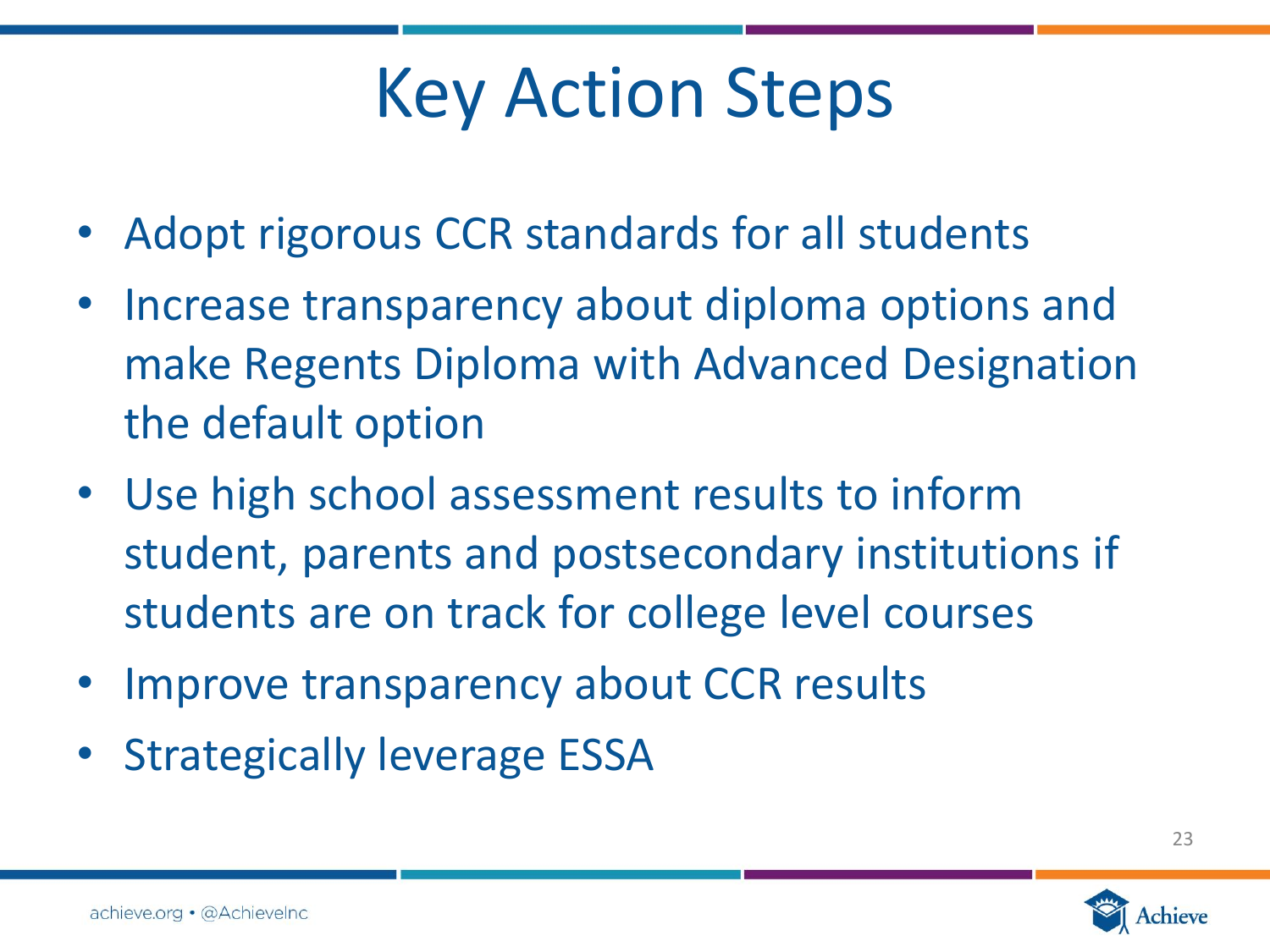# Key Action Steps

- Adopt rigorous CCR standards for all students
- Increase transparency about diploma options and make Regents Diploma with Advanced Designation the default option
- Use high school assessment results to inform student, parents and postsecondary institutions if students are on track for college level courses
- Improve transparency about CCR results
- Strategically leverage ESSA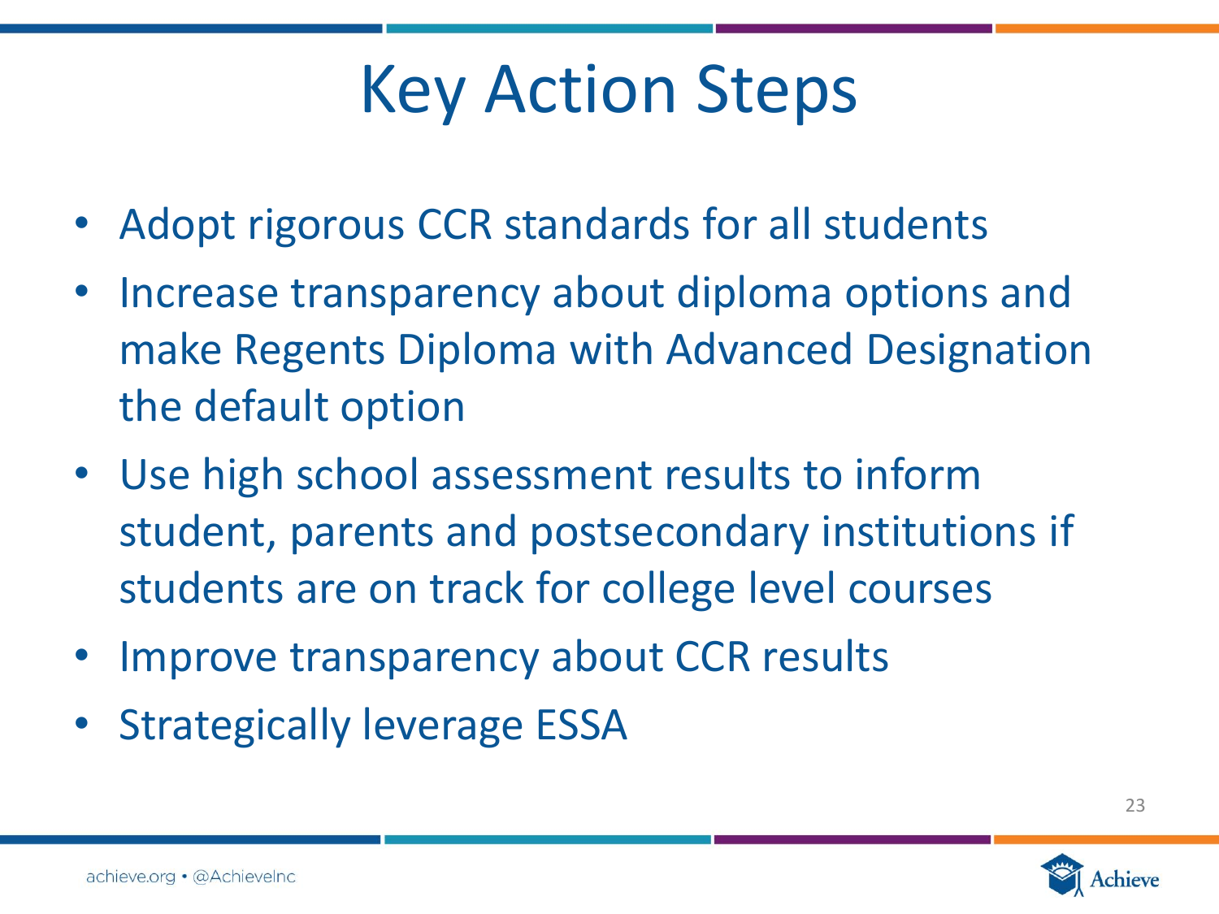# Key Action Steps

- Adopt rigorous CCR standards for all students
- Increase transparency about diploma options and make Regents Diploma with Advanced Designation the default option
- Use high school assessment results to inform student, parents and postsecondary institutions if students are on track for college level courses
- Improve transparency about CCR results
- Strategically leverage ESSA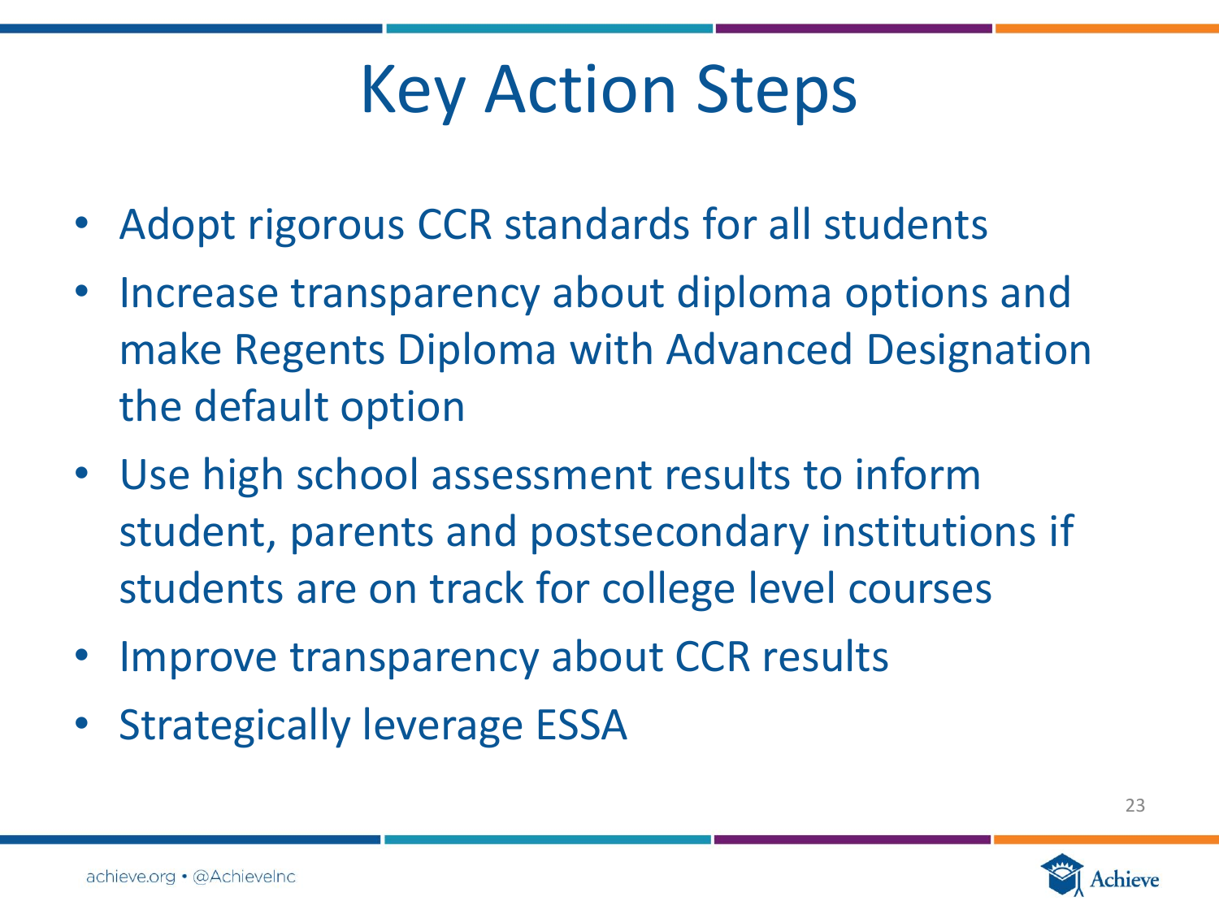# Key Action Steps

- Adopt rigorous CCR standards for all students
- Increase transparency about diploma options and make Regents Diploma with Advanced Designation the default option
- Use high school assessment results to inform student, parents and postsecondary institutions if students are on track for college level courses
- Improve transparency about CCR results
- Strategically leverage ESSA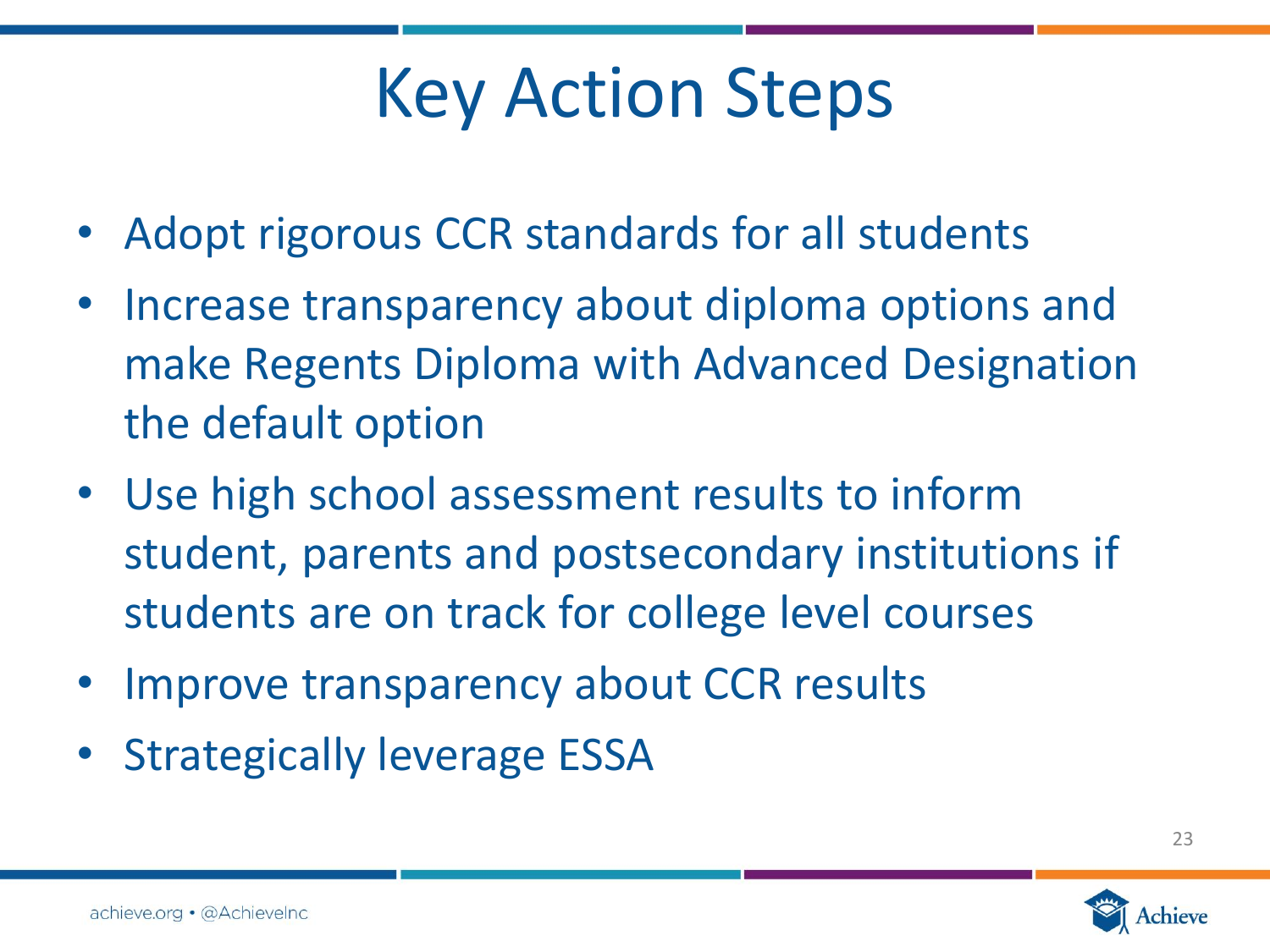# Key Action Steps

- Adopt rigorous CCR standards for all students
- Increase transparency about diploma options and make Regents Diploma with Advanced Designation the default option
- Use high school assessment results to inform student, parents and postsecondary institutions if students are on track for college level courses
- Improve transparency about CCR results
- Strategically leverage ESSA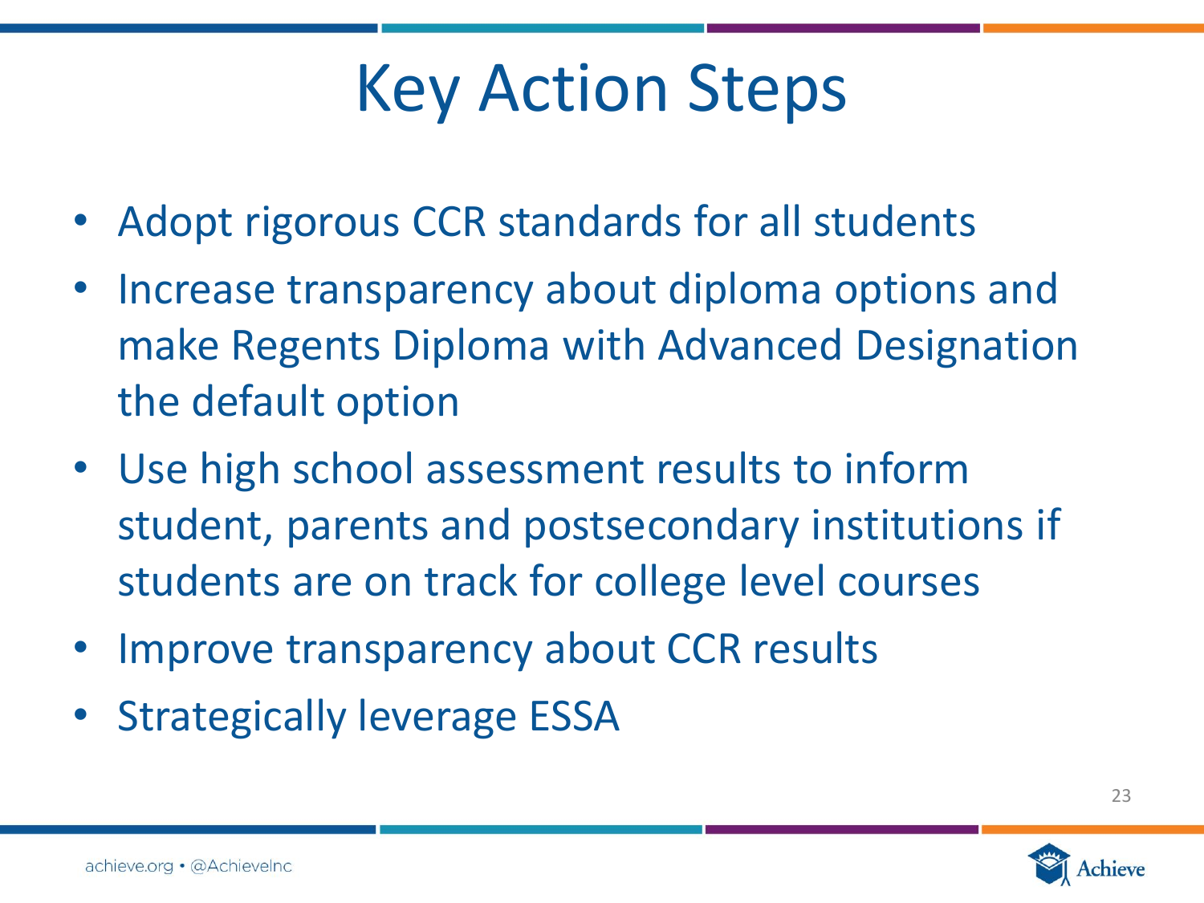# Key Action Steps

- Adopt rigorous CCR standards for all students
- Increase transparency about diploma options and make Regents Diploma with Advanced Designation the default option
- Use high school assessment results to inform student, parents and postsecondary institutions if students are on track for college level courses
- Improve transparency about CCR results
- Strategically leverage ESSA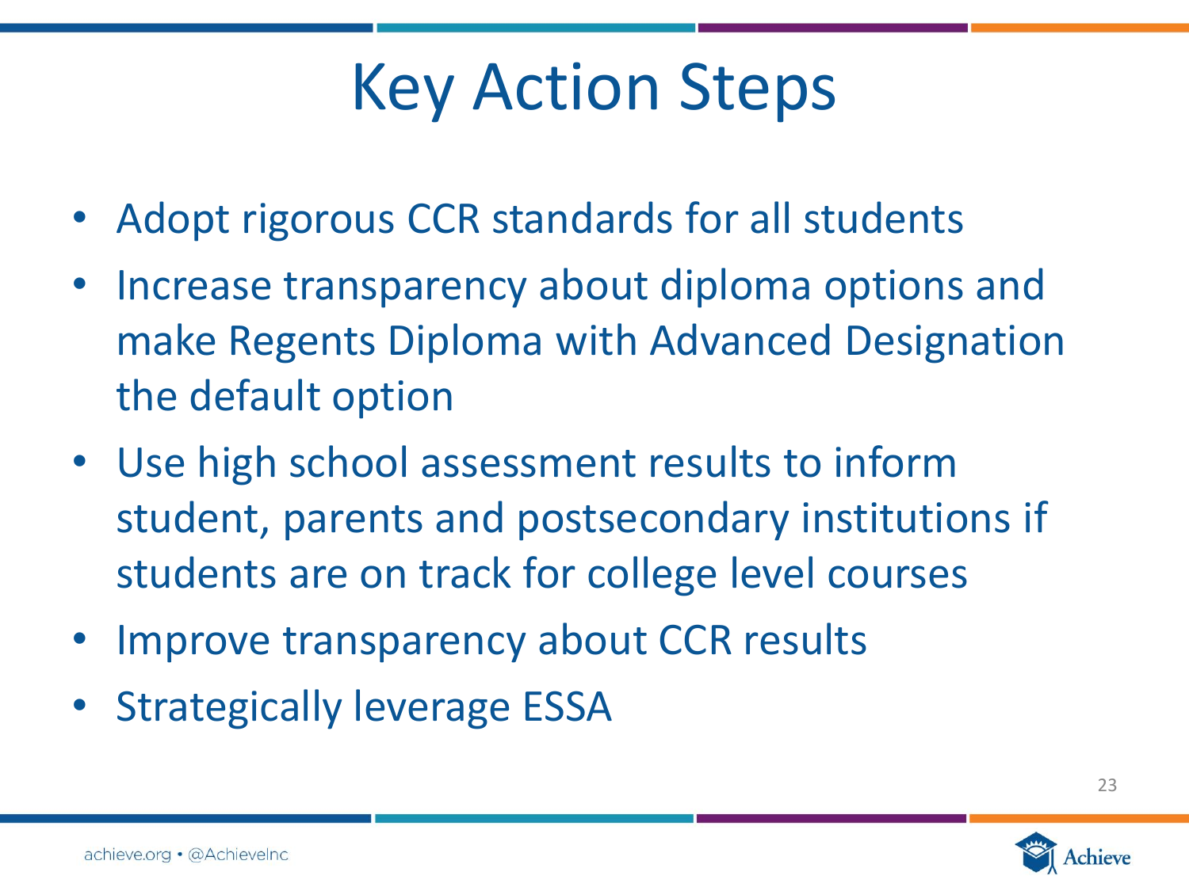# Key Action Steps

- Adopt rigorous CCR standards for all students
- Increase transparency about diploma options and make Regents Diploma with Advanced Designation the default option
- Use high school assessment results to inform student, parents and postsecondary institutions if students are on track for college level courses
- Improve transparency about CCR results
- Strategically leverage ESSA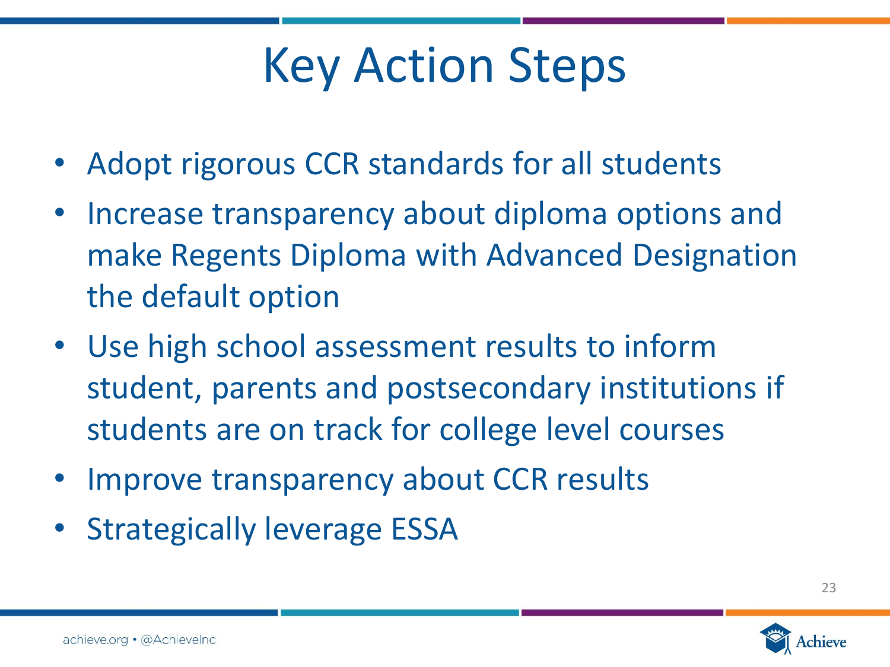# Key Action Steps

- Adopt rigorous CCR standards for all students
- Increase transparency about diploma options and make Regents Diploma with Advanced Designation the default option
- Use high school assessment results to inform student, parents and postsecondary institutions if students are on track for college level courses
- Improve transparency about CCR results
- Strategically leverage ESSA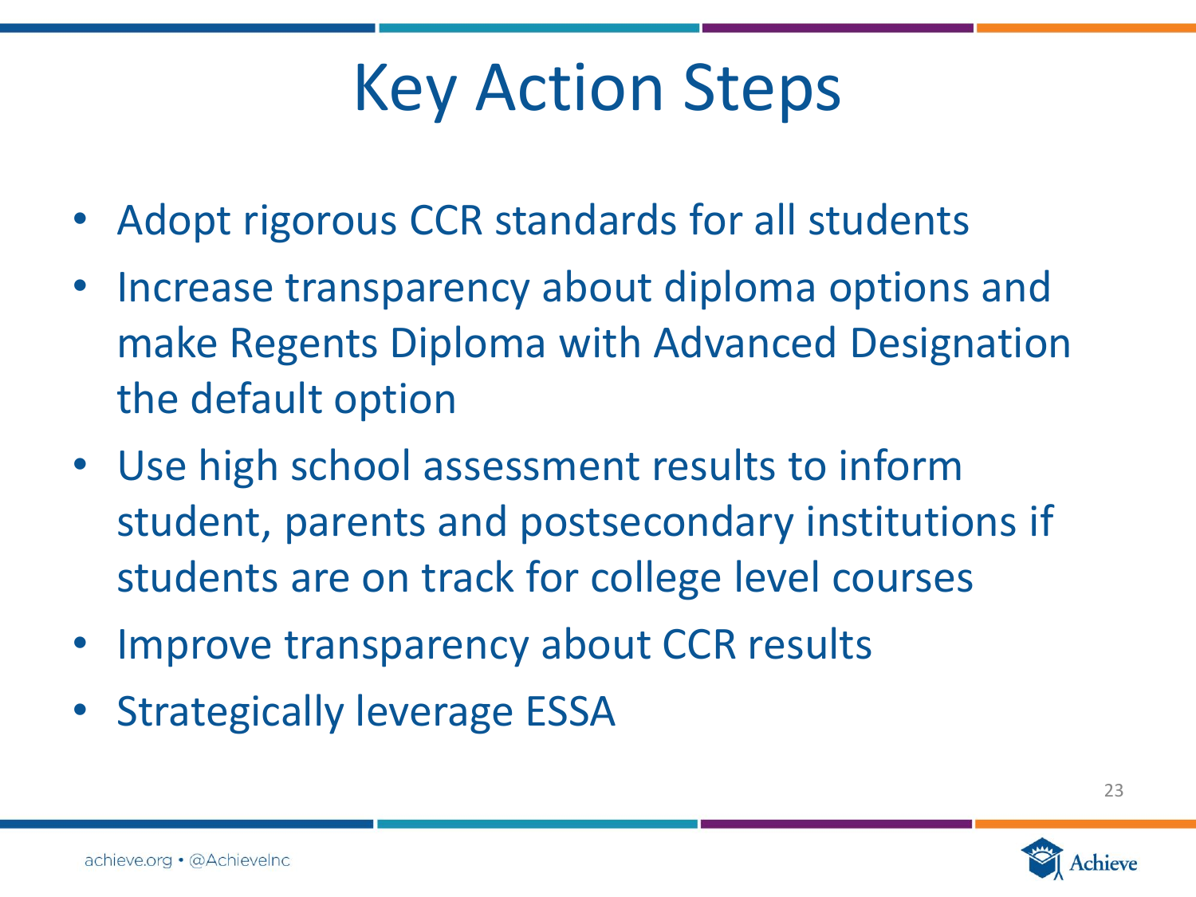# Key Action Steps

- Adopt rigorous CCR standards for all students
- Increase transparency about diploma options and make Regents Diploma with Advanced Designation the default option
- Use high school assessment results to inform student, parents and postsecondary institutions if students are on track for college level courses
- Improve transparency about CCR results
- Strategically leverage ESSA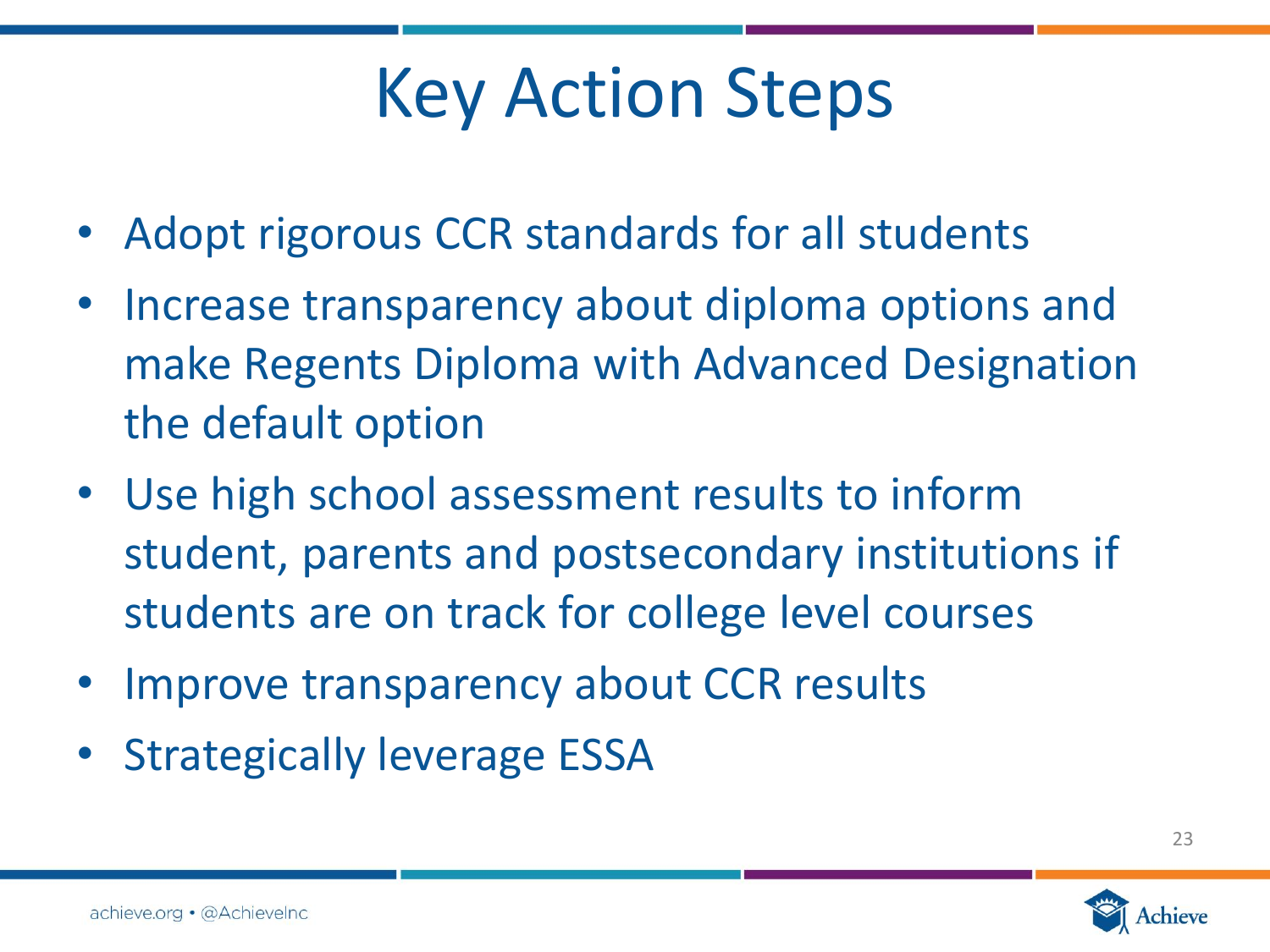# Key Action Steps

- Adopt rigorous CCR standards for all students
- Increase transparency about diploma options and make Regents Diploma with Advanced Designation the default option
- Use high school assessment results to inform student, parents and postsecondary institutions if students are on track for college level courses
- Improve transparency about CCR results
- Strategically leverage ESSA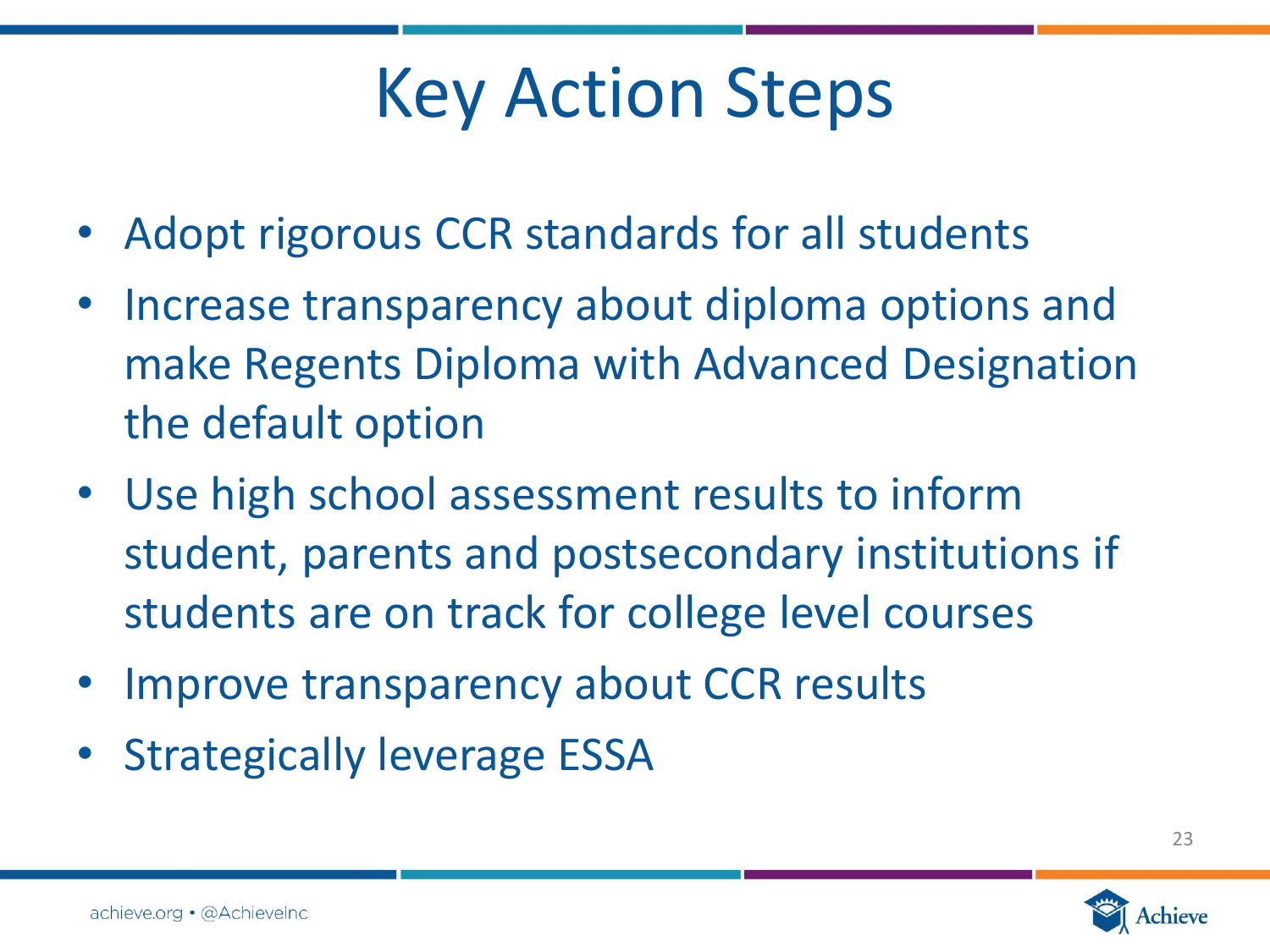# Key Action Steps

- Adopt rigorous CCR standards for all students
- Increase transparency about diploma options and make Regents Diploma with Advanced Designation the default option
- Use high school assessment results to inform student, parents and postsecondary institutions if students are on track for college level courses
- Improve transparency about CCR results
- Strategically leverage ESSA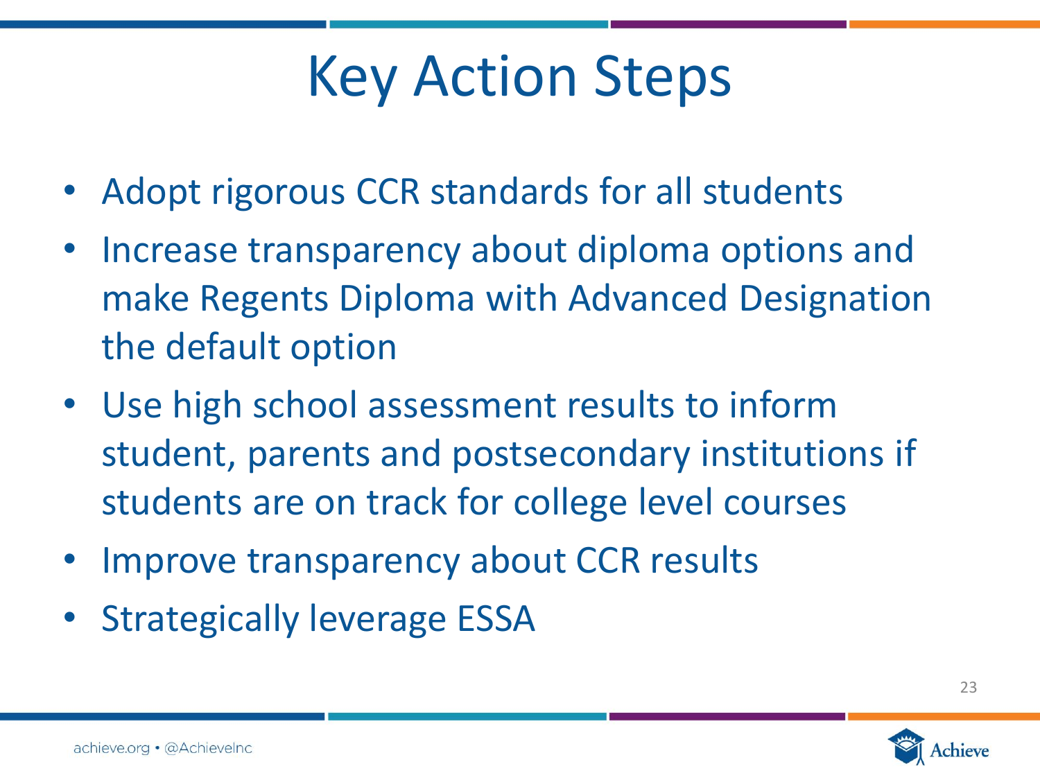# Key Action Steps

- Adopt rigorous CCR standards for all students
- Increase transparency about diploma options and make Regents Diploma with Advanced Designation the default option
- Use high school assessment results to inform student, parents and postsecondary institutions if students are on track for college level courses
- Improve transparency about CCR results
- Strategically leverage ESSA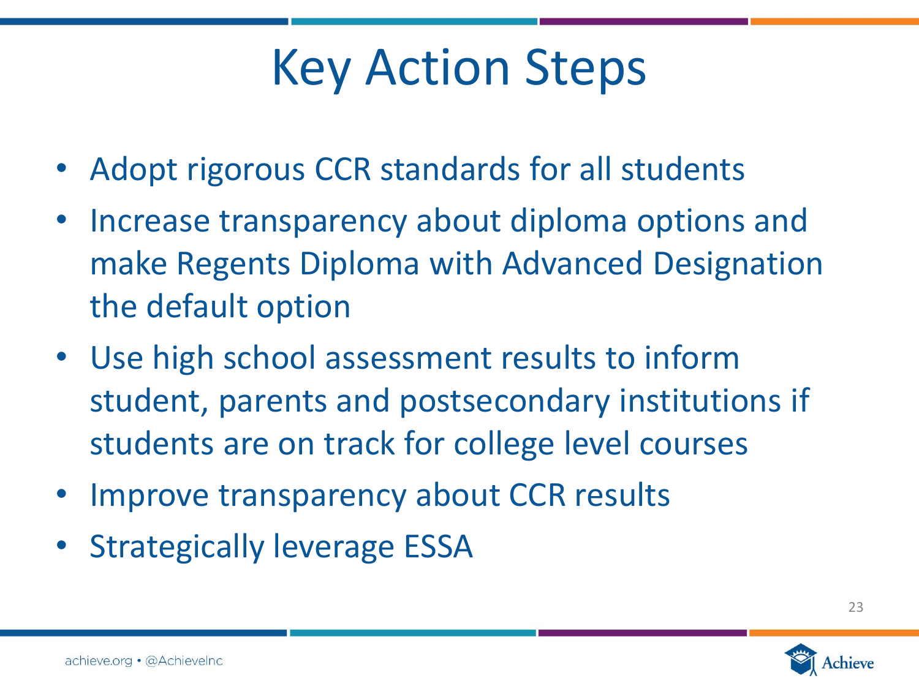# Key Action Steps

- Adopt rigorous CCR standards for all students
- Increase transparency about diploma options and make Regents Diploma with Advanced Designation the default option
- Use high school assessment results to inform student, parents and postsecondary institutions if students are on track for college level courses
- Improve transparency about CCR results
- Strategically leverage ESSA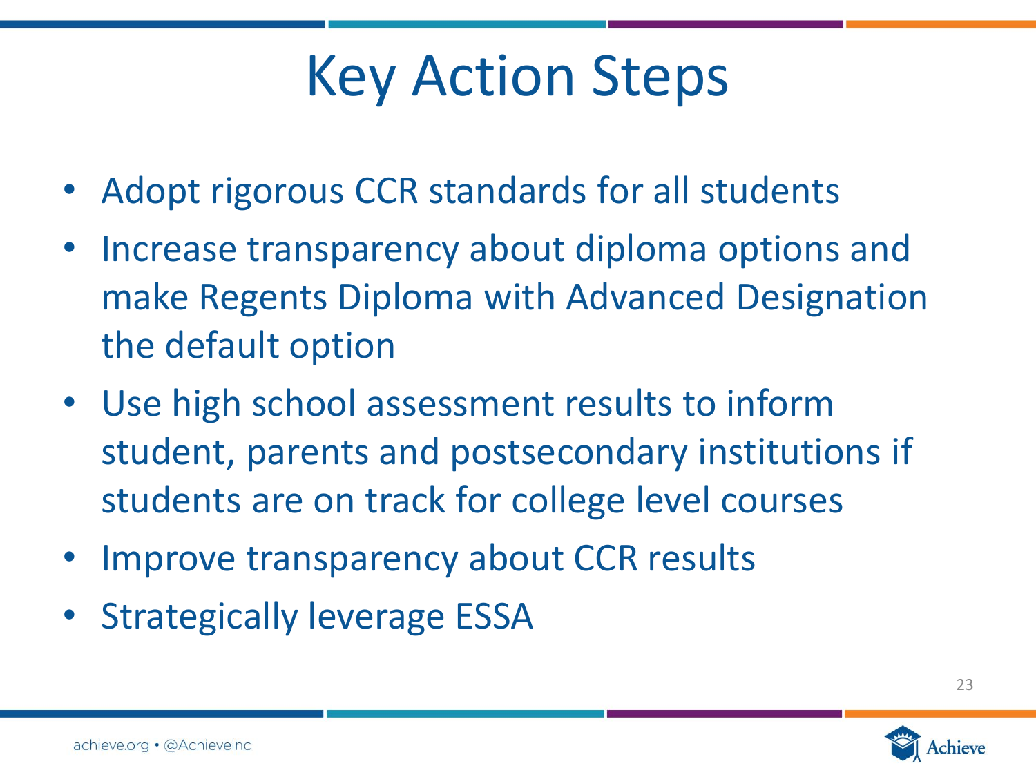# Key Action Steps

- Adopt rigorous CCR standards for all students
- Increase transparency about diploma options and make Regents Diploma with Advanced Designation the default option
- Use high school assessment results to inform student, parents and postsecondary institutions if students are on track for college level courses
- Improve transparency about CCR results
- Strategically leverage ESSA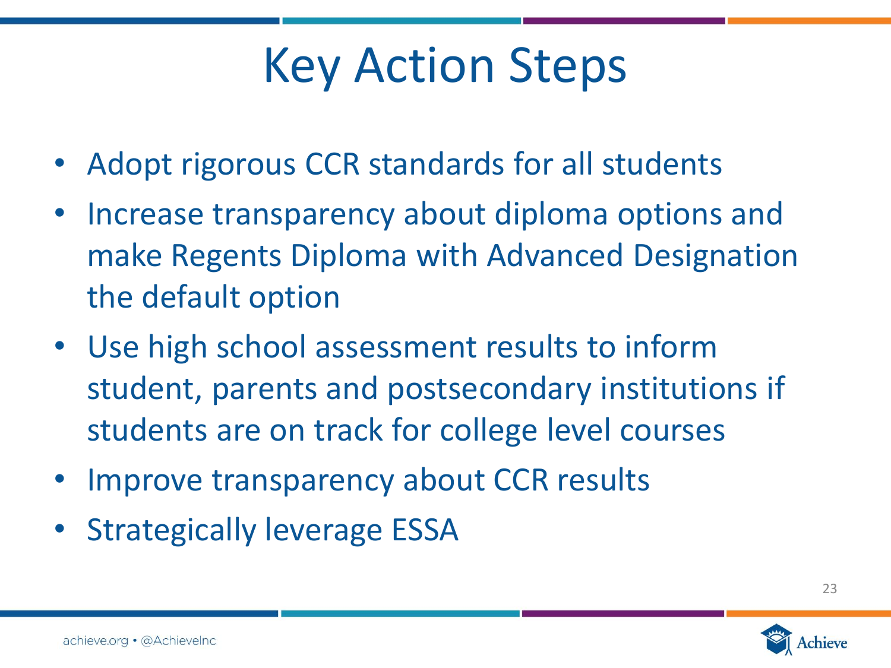# Key Action Steps

- Adopt rigorous CCR standards for all students
- Increase transparency about diploma options and make Regents Diploma with Advanced Designation the default option
- Use high school assessment results to inform student, parents and postsecondary institutions if students are on track for college level courses
- Improve transparency about CCR results
- Strategically leverage ESSA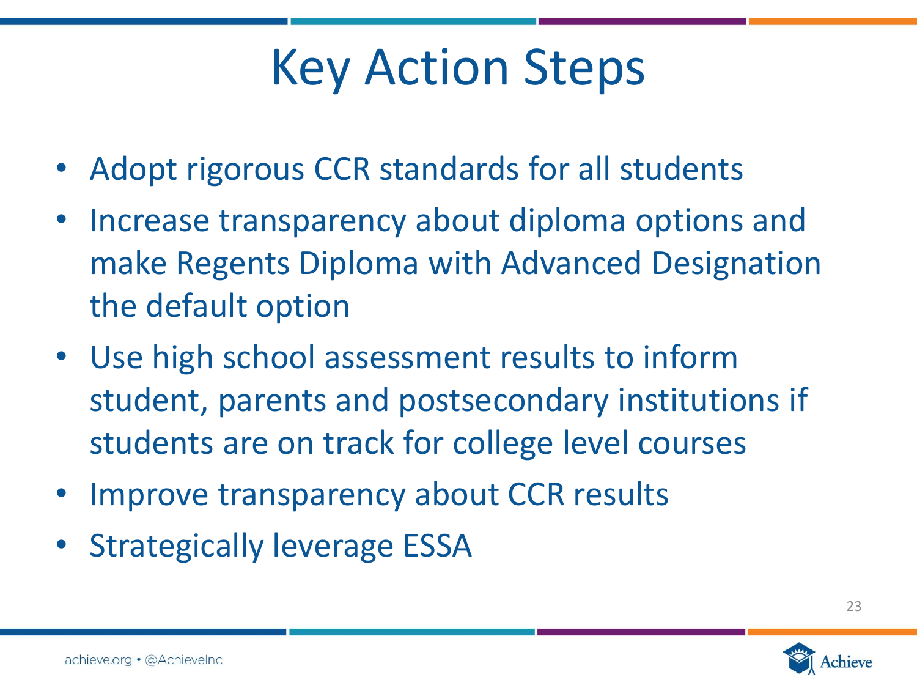# Key Action Steps

- Adopt rigorous CCR standards for all students
- Increase transparency about diploma options and make Regents Diploma with Advanced Designation the default option
- Use high school assessment results to inform student, parents and postsecondary institutions if students are on track for college level courses
- Improve transparency about CCR results
- Strategically leverage ESSA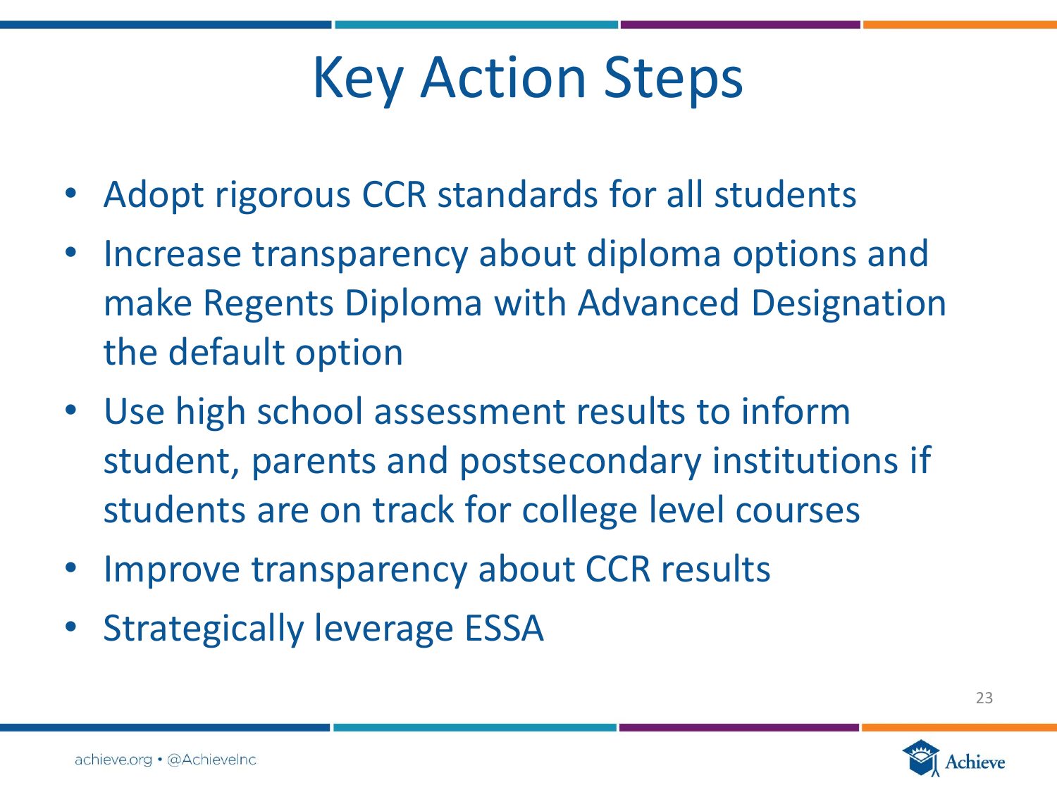# Key Action Steps

- Adopt rigorous CCR standards for all students
- Increase transparency about diploma options and make Regents Diploma with Advanced Designation the default option
- Use high school assessment results to inform student, parents and postsecondary institutions if students are on track for college level courses
- Improve transparency about CCR results
- Strategically leverage ESSA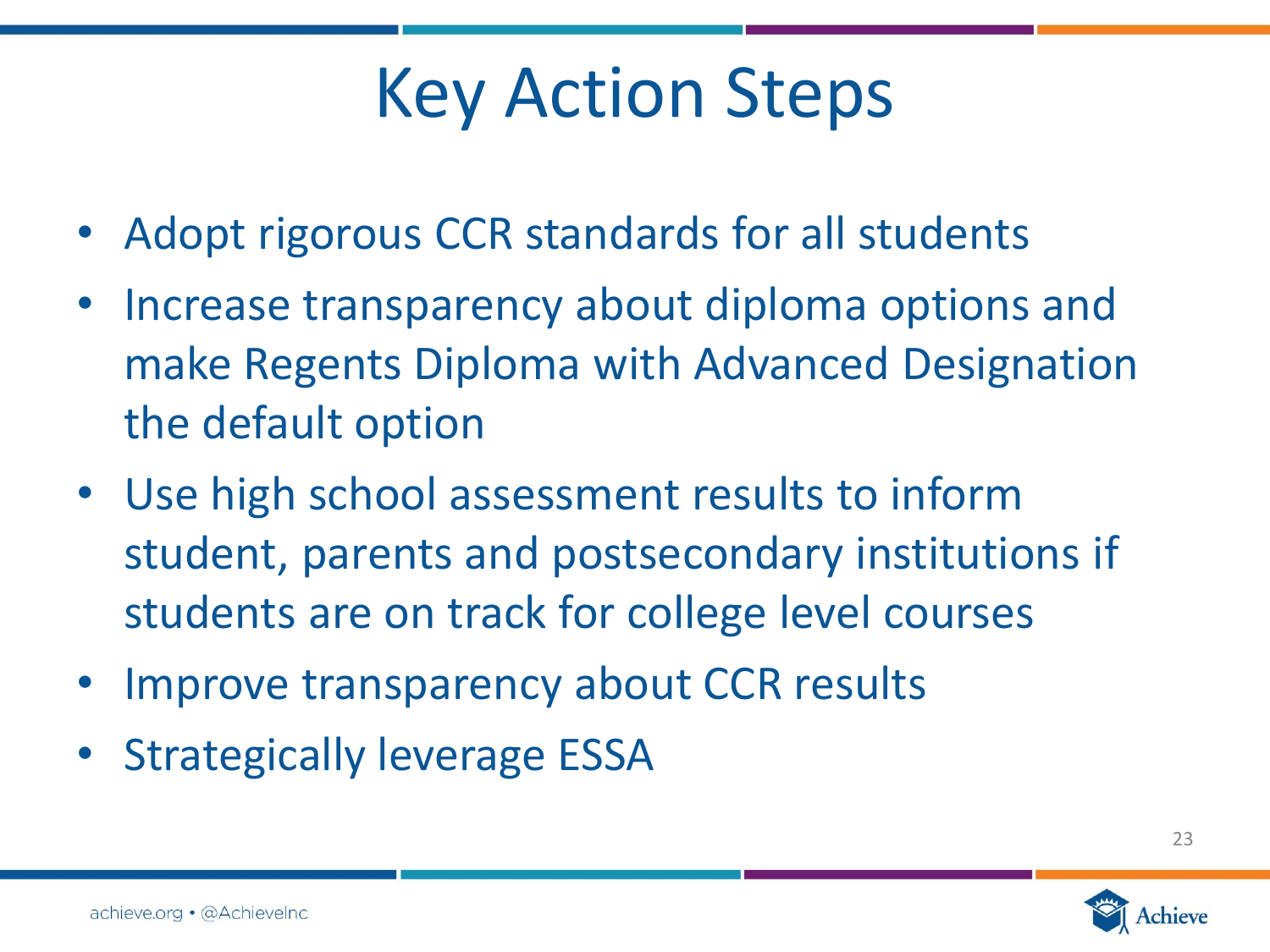# Key Action Steps

- Adopt rigorous CCR standards for all students
- Increase transparency about diploma options and make Regents Diploma with Advanced Designation the default option
- Use high school assessment results to inform student, parents and postsecondary institutions if students are on track for college level courses
- Improve transparency about CCR results
- Strategically leverage ESSA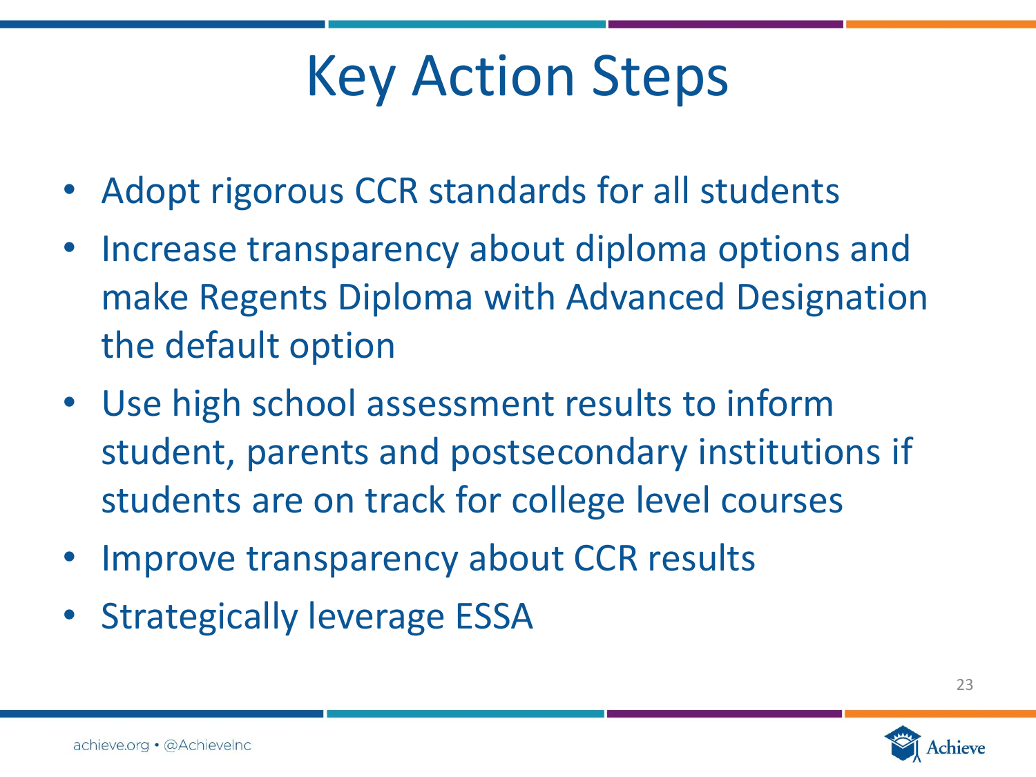# Key Action Steps

- Adopt rigorous CCR standards for all students
- Increase transparency about diploma options and make Regents Diploma with Advanced Designation the default option
- Use high school assessment results to inform student, parents and postsecondary institutions if students are on track for college level courses
- Improve transparency about CCR results
- Strategically leverage ESSA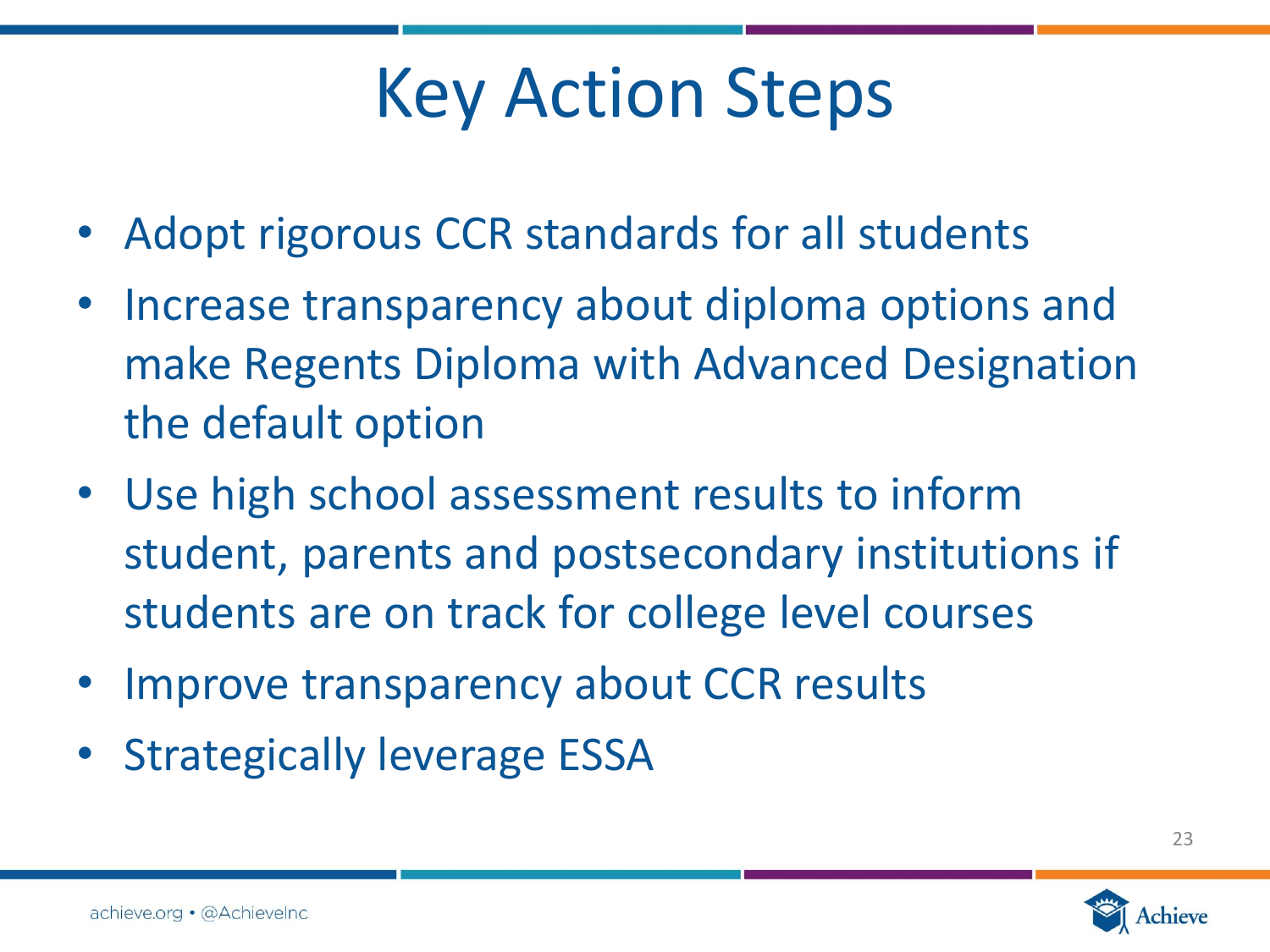# Key Action Steps

- Adopt rigorous CCR standards for all students
- Increase transparency about diploma options and make Regents Diploma with Advanced Designation the default option
- Use high school assessment results to inform student, parents and postsecondary institutions if students are on track for college level courses
- Improve transparency about CCR results
- Strategically leverage ESSA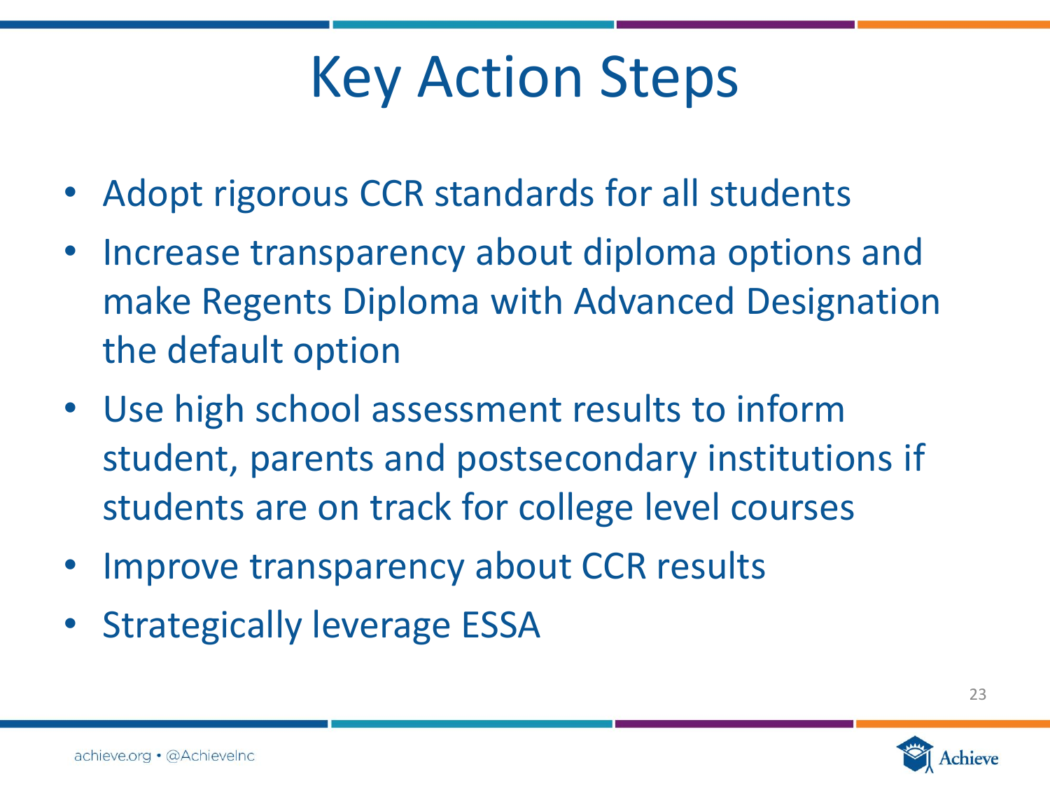# Key Action Steps

- Adopt rigorous CCR standards for all students
- Increase transparency about diploma options and make Regents Diploma with Advanced Designation the default option
- Use high school assessment results to inform student, parents and postsecondary institutions if students are on track for college level courses
- Improve transparency about CCR results
- Strategically leverage ESSA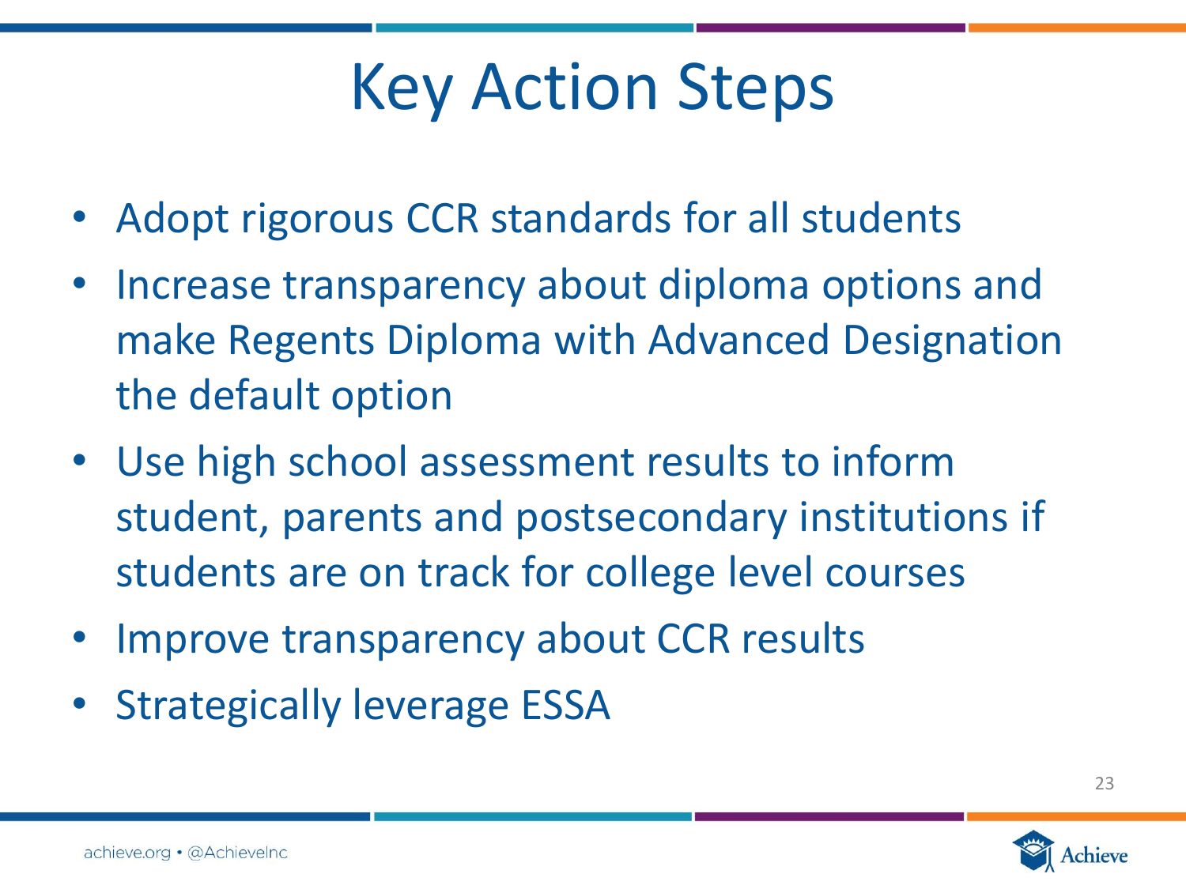# Key Action Steps

- Adopt rigorous CCR standards for all students
- Increase transparency about diploma options and make Regents Diploma with Advanced Designation the default option
- Use high school assessment results to inform student, parents and postsecondary institutions if students are on track for college level courses
- Improve transparency about CCR results
- Strategically leverage ESSA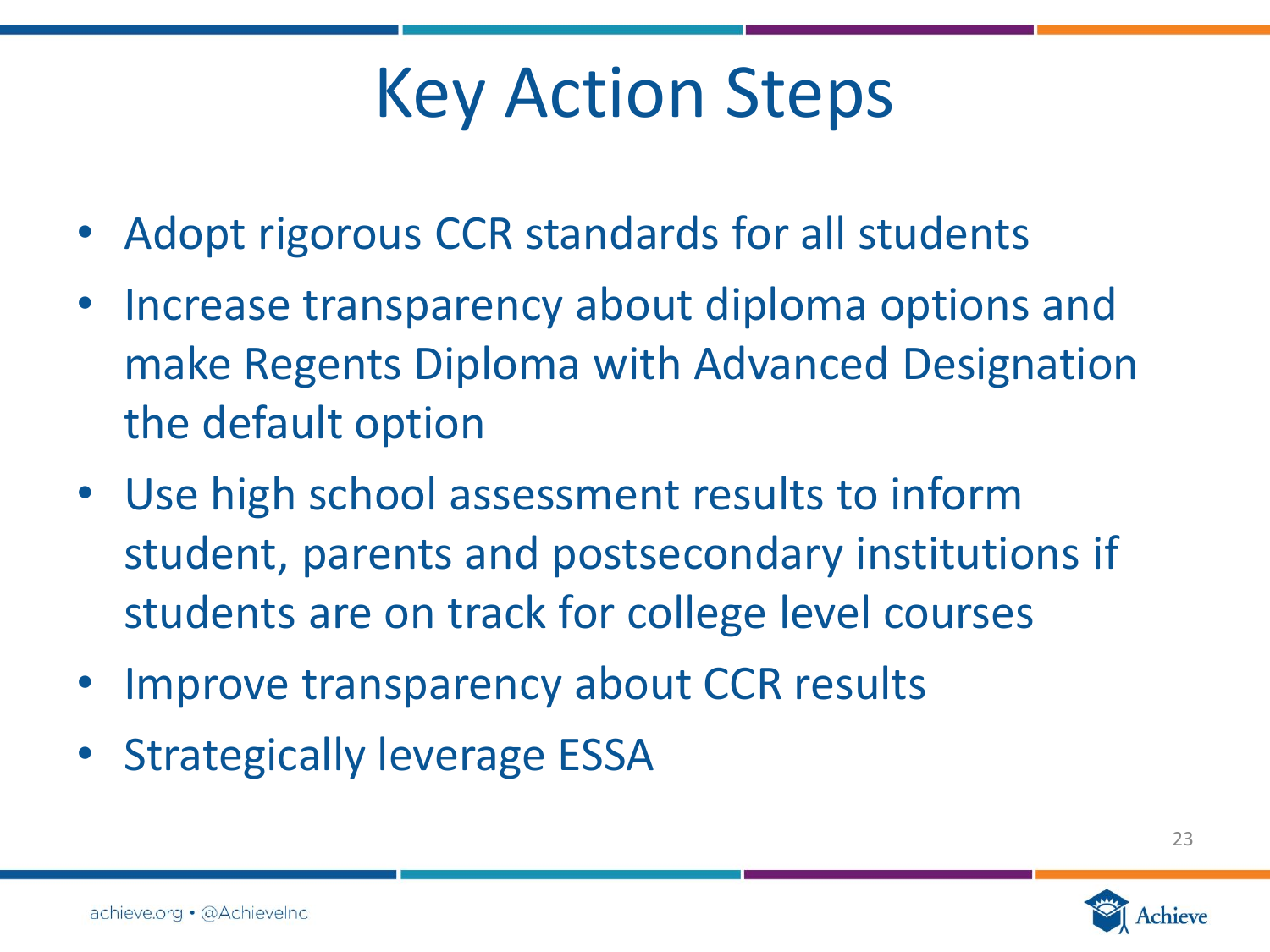# Key Action Steps

- Adopt rigorous CCR standards for all students
- Increase transparency about diploma options and make Regents Diploma with Advanced Designation the default option
- Use high school assessment results to inform student, parents and postsecondary institutions if students are on track for college level courses
- Improve transparency about CCR results
- Strategically leverage ESSA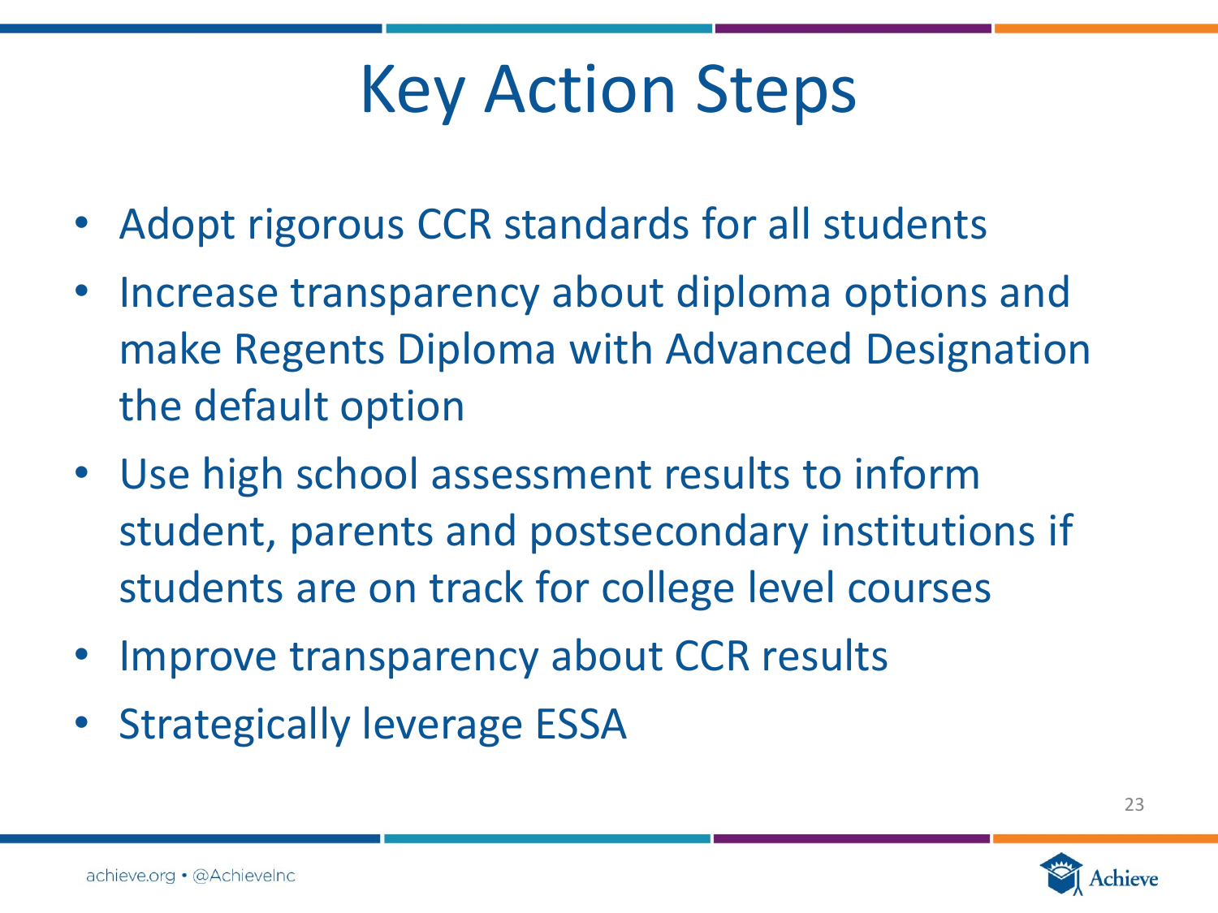# Key Action Steps

- Adopt rigorous CCR standards for all students
- Increase transparency about diploma options and make Regents Diploma with Advanced Designation the default option
- Use high school assessment results to inform student, parents and postsecondary institutions if students are on track for college level courses
- Improve transparency about CCR results
- Strategically leverage ESSA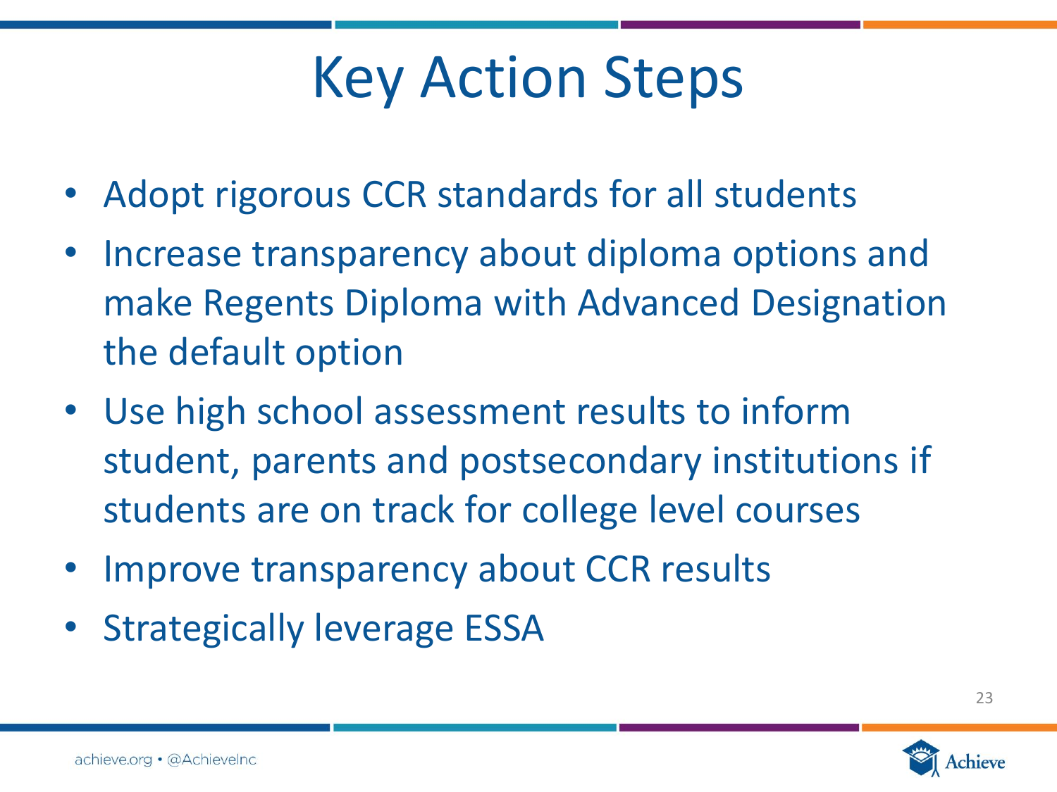# Key Action Steps

- Adopt rigorous CCR standards for all students
- Increase transparency about diploma options and make Regents Diploma with Advanced Designation the default option
- Use high school assessment results to inform student, parents and postsecondary institutions if students are on track for college level courses
- Improve transparency about CCR results
- Strategically leverage ESSA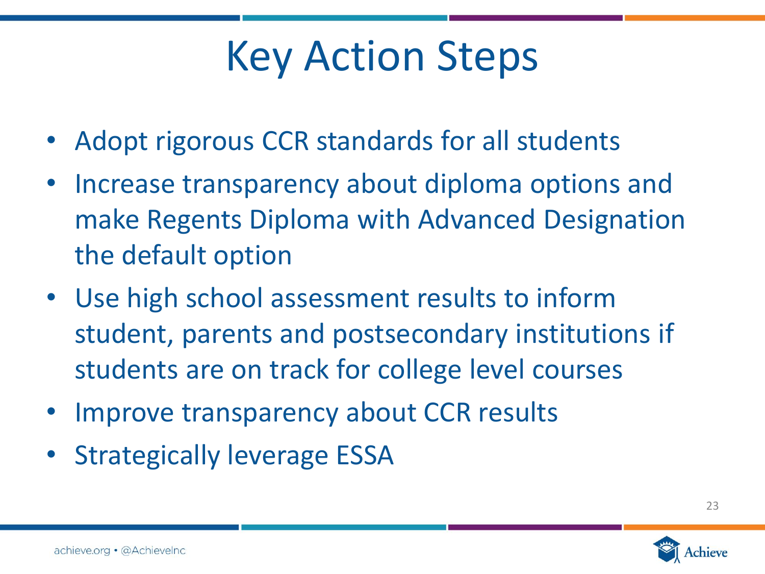# Key Action Steps

- Adopt rigorous CCR standards for all students
- Increase transparency about diploma options and make Regents Diploma with Advanced Designation the default option
- Use high school assessment results to inform student, parents and postsecondary institutions if students are on track for college level courses
- Improve transparency about CCR results
- Strategically leverage ESSA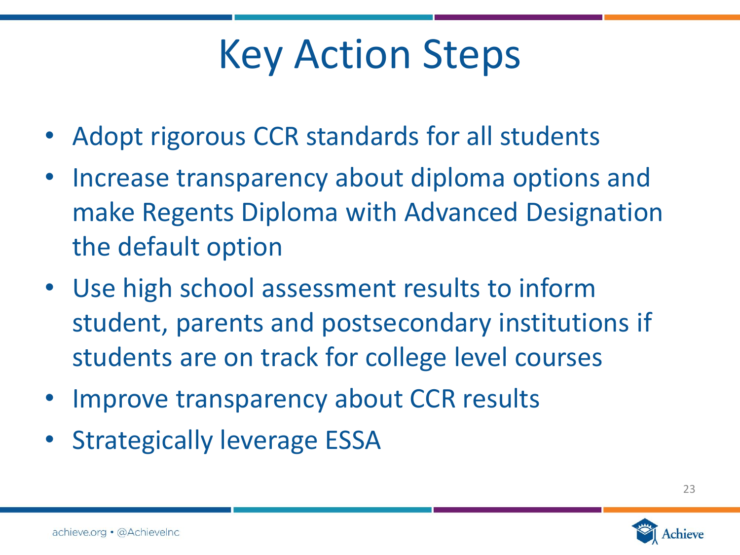# Key Action Steps

- Adopt rigorous CCR standards for all students
- Increase transparency about diploma options and make Regents Diploma with Advanced Designation the default option
- Use high school assessment results to inform student, parents and postsecondary institutions if students are on track for college level courses
- Improve transparency about CCR results
- Strategically leverage ESSA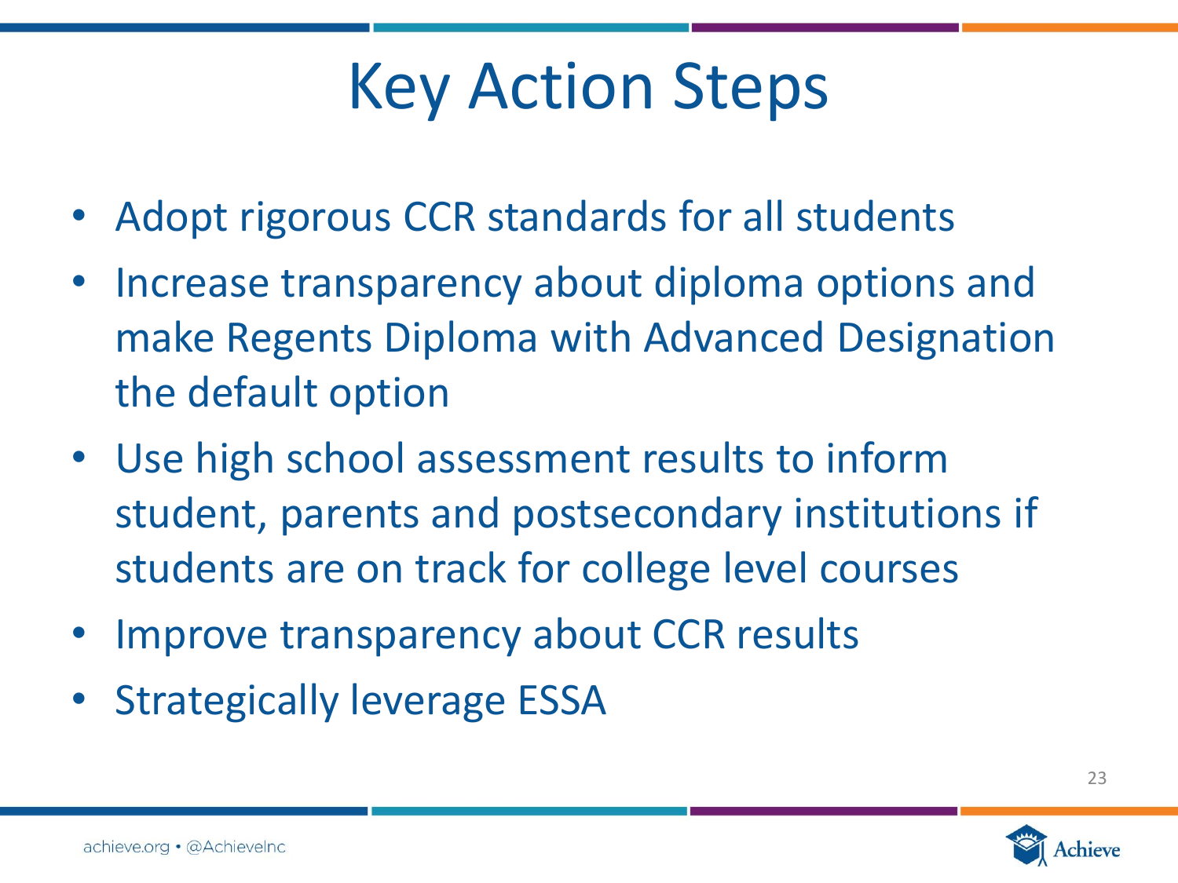# Key Action Steps

- Adopt rigorous CCR standards for all students
- Increase transparency about diploma options and make Regents Diploma with Advanced Designation the default option
- Use high school assessment results to inform student, parents and postsecondary institutions if students are on track for college level courses
- Improve transparency about CCR results
- Strategically leverage ESSA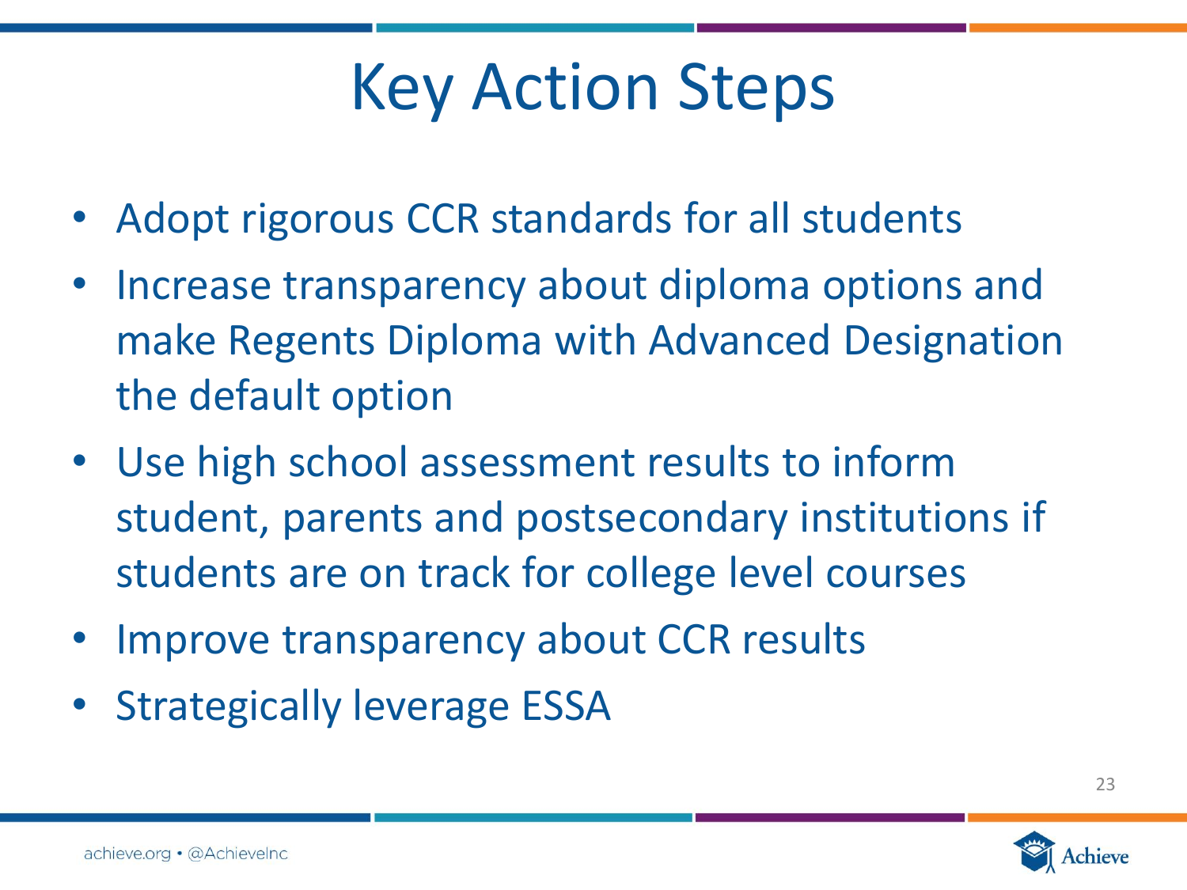# Key Action Steps

- Adopt rigorous CCR standards for all students
- Increase transparency about diploma options and make Regents Diploma with Advanced Designation the default option
- Use high school assessment results to inform student, parents and postsecondary institutions if students are on track for college level courses
- Improve transparency about CCR results
- Strategically leverage ESSA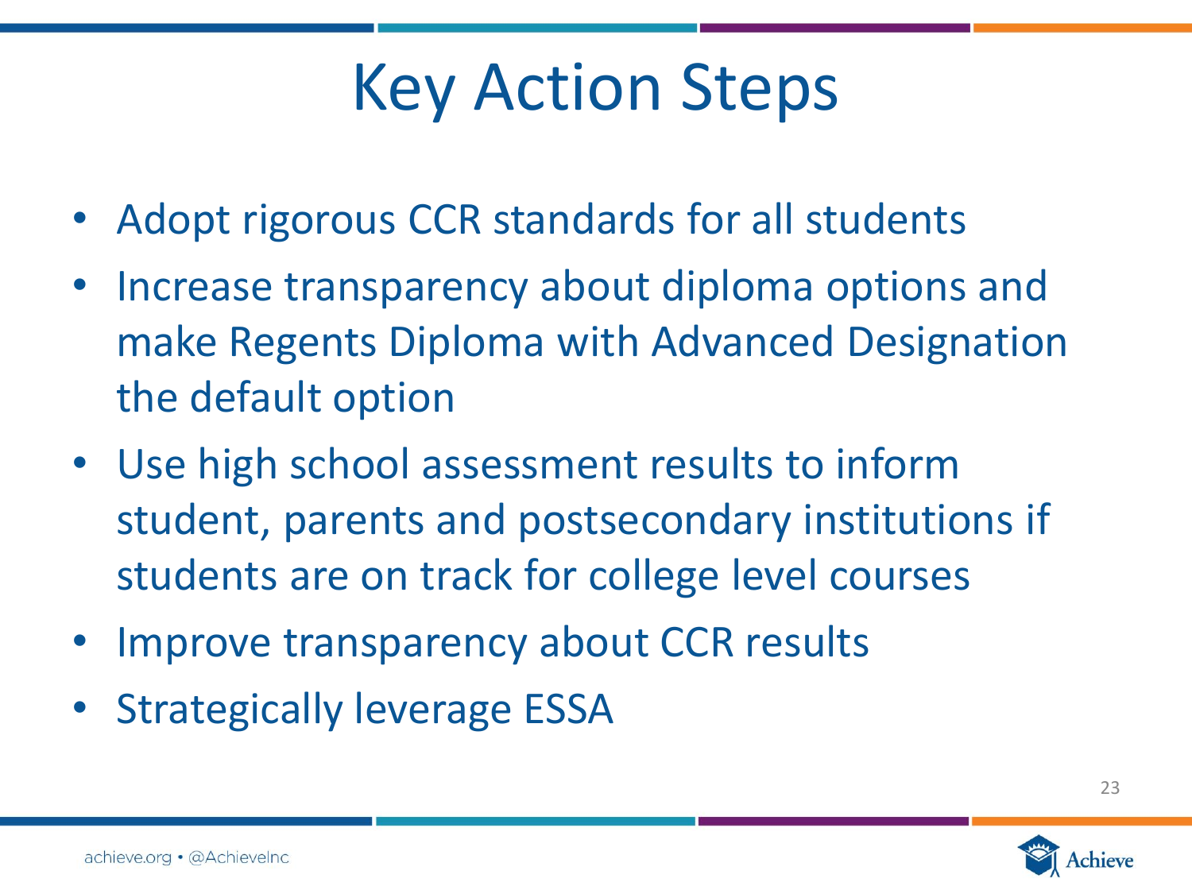# Key Action Steps

- Adopt rigorous CCR standards for all students
- Increase transparency about diploma options and make Regents Diploma with Advanced Designation the default option
- Use high school assessment results to inform student, parents and postsecondary institutions if students are on track for college level courses
- Improve transparency about CCR results
- Strategically leverage ESSA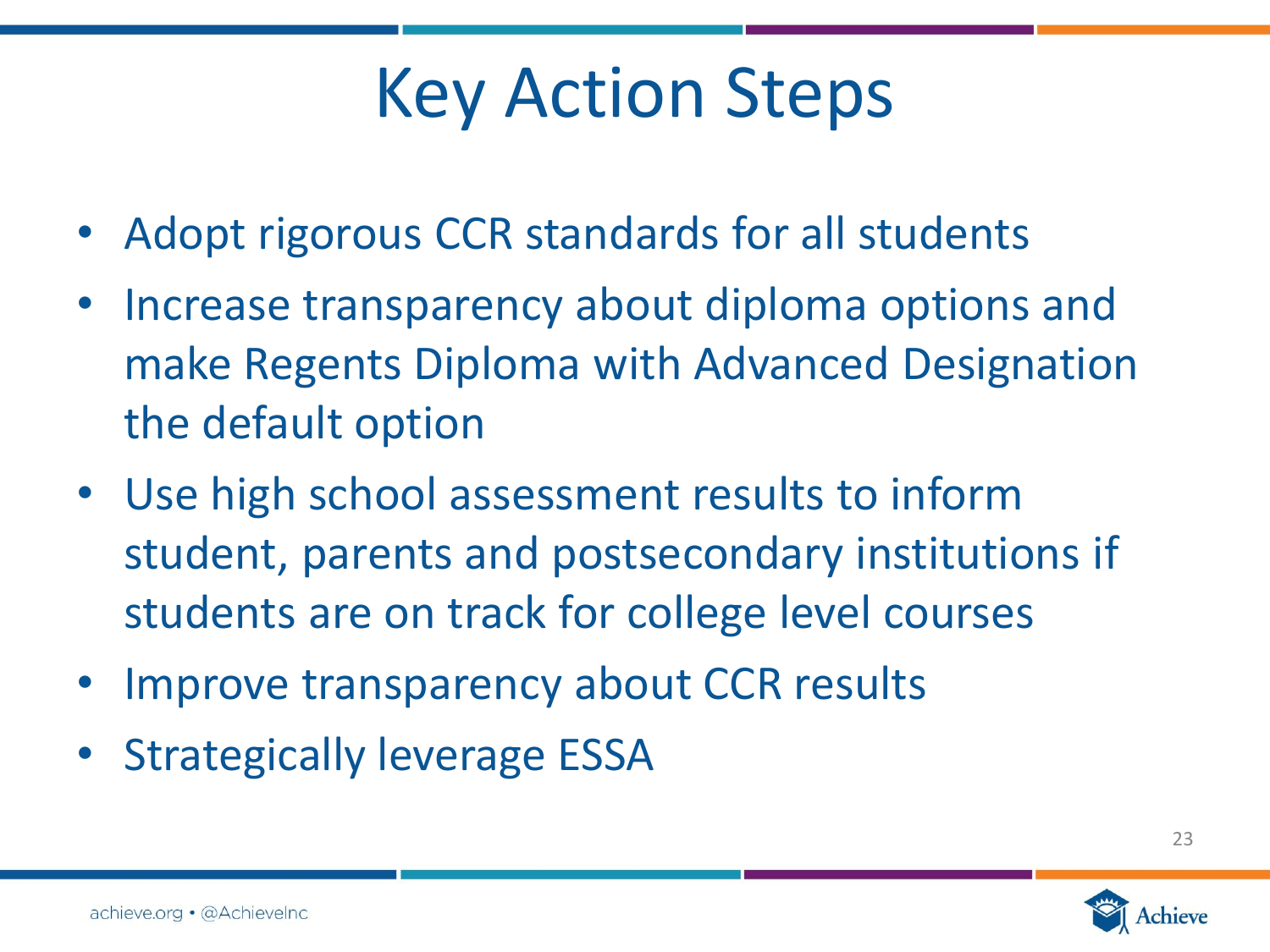# Key Action Steps

- Adopt rigorous CCR standards for all students
- Increase transparency about diploma options and make Regents Diploma with Advanced Designation the default option
- Use high school assessment results to inform student, parents and postsecondary institutions if students are on track for college level courses
- Improve transparency about CCR results
- Strategically leverage ESSA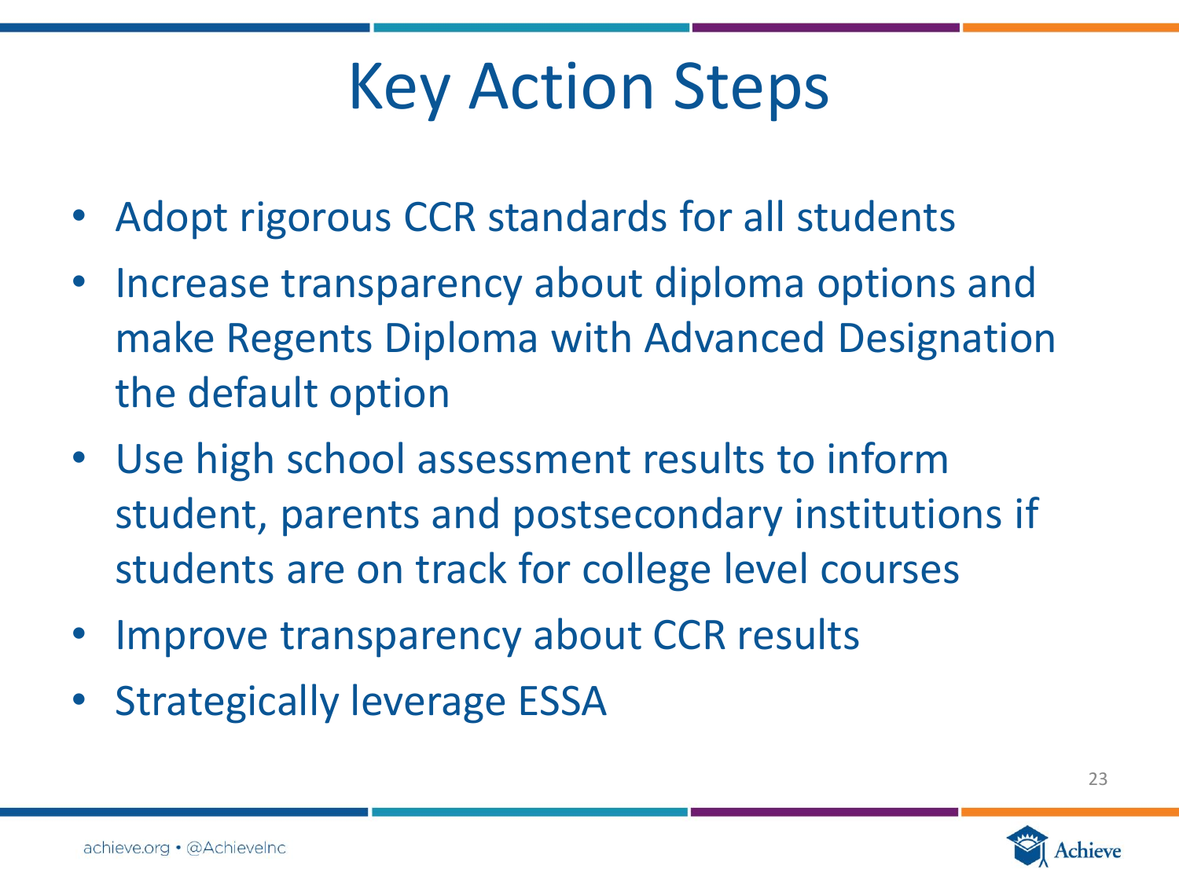# Key Action Steps

- Adopt rigorous CCR standards for all students
- Increase transparency about diploma options and make Regents Diploma with Advanced Designation the default option
- Use high school assessment results to inform student, parents and postsecondary institutions if students are on track for college level courses
- Improve transparency about CCR results
- Strategically leverage ESSA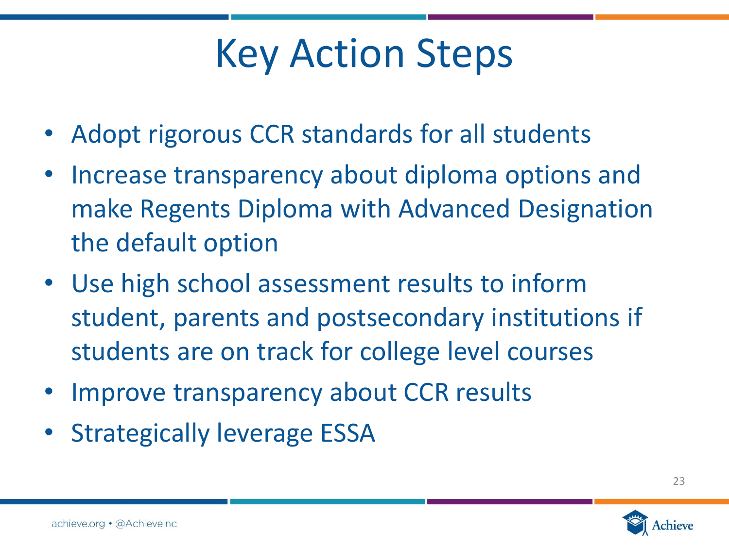# Key Action Steps

- Adopt rigorous CCR standards for all students
- Increase transparency about diploma options and make Regents Diploma with Advanced Designation the default option
- Use high school assessment results to inform student, parents and postsecondary institutions if students are on track for college level courses
- Improve transparency about CCR results
- Strategically leverage ESSA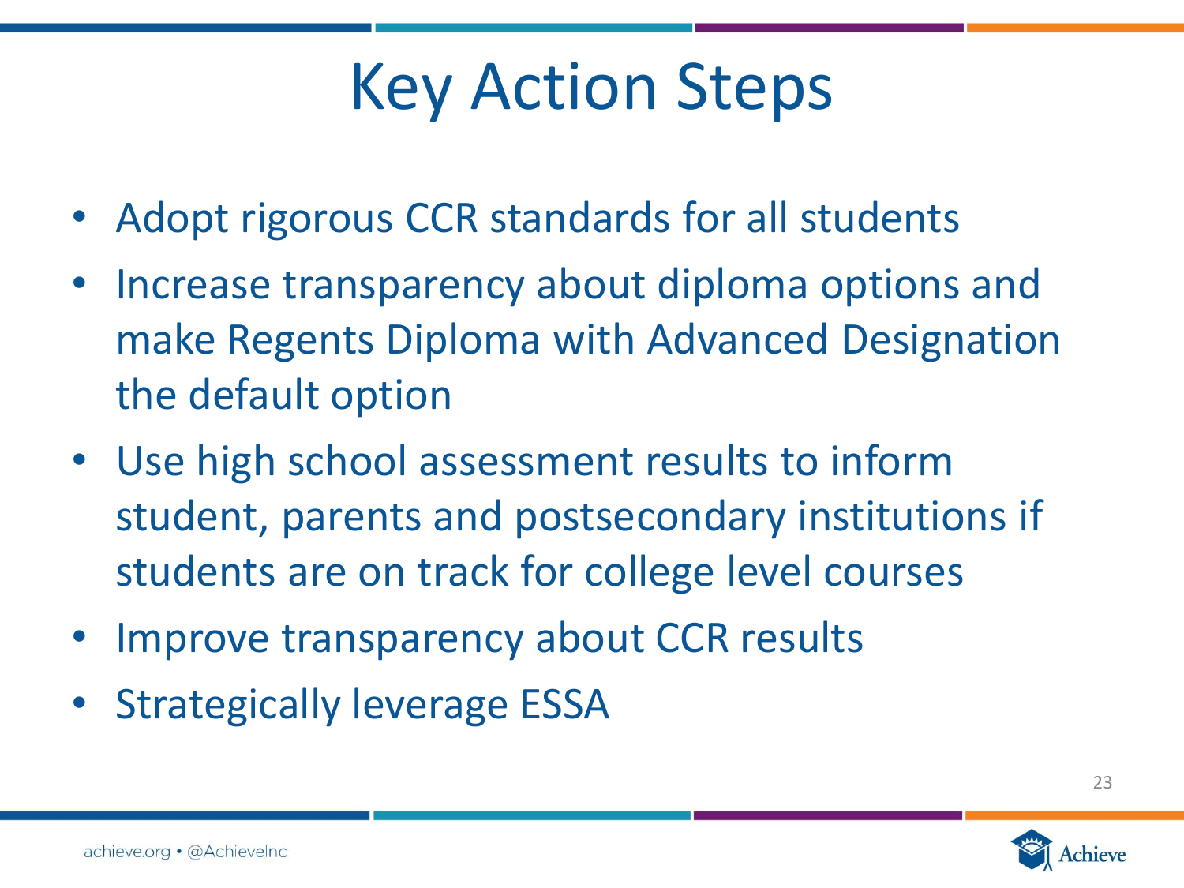# Key Action Steps

- Adopt rigorous CCR standards for all students
- Increase transparency about diploma options and make Regents Diploma with Advanced Designation the default option
- Use high school assessment results to inform student, parents and postsecondary institutions if students are on track for college level courses
- Improve transparency about CCR results
- Strategically leverage ESSA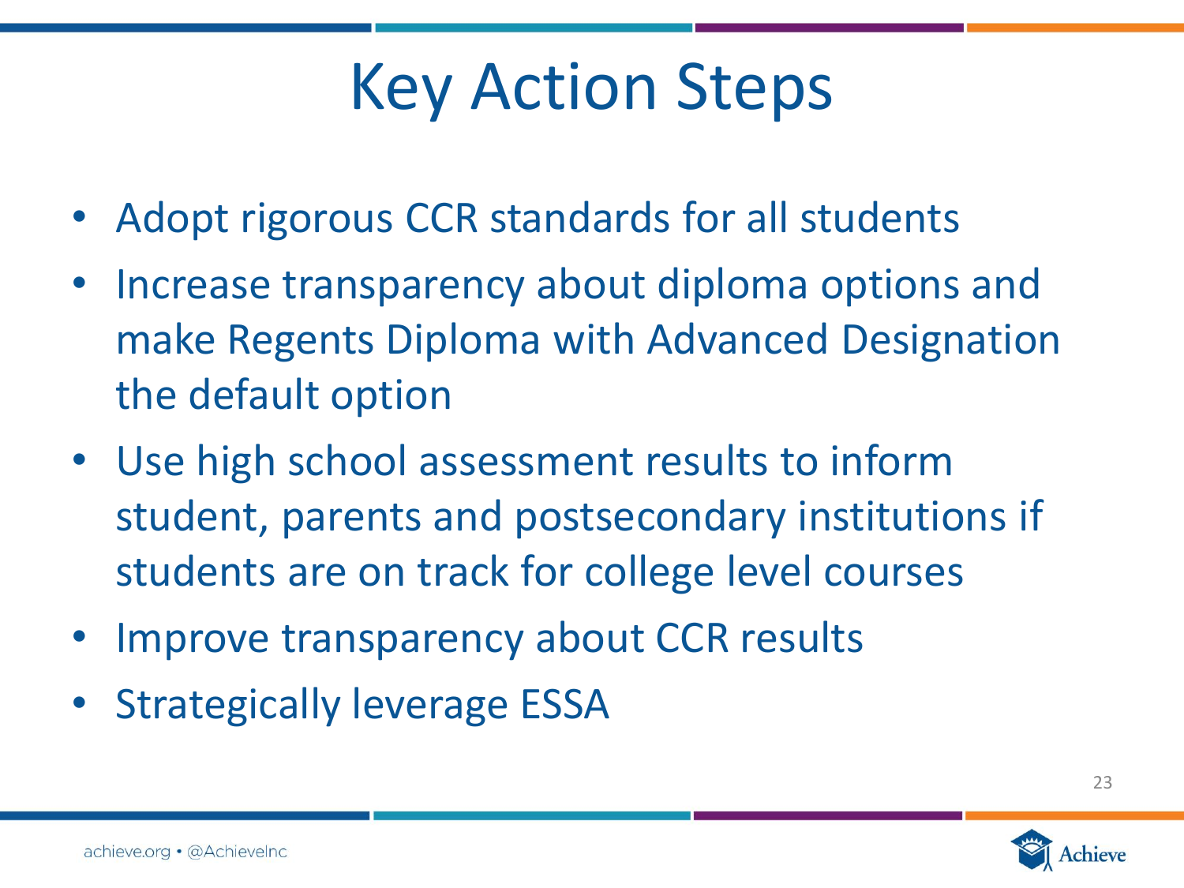# Key Action Steps

- Adopt rigorous CCR standards for all students
- Increase transparency about diploma options and make Regents Diploma with Advanced Designation the default option
- Use high school assessment results to inform student, parents and postsecondary institutions if students are on track for college level courses
- Improve transparency about CCR results
- Strategically leverage ESSA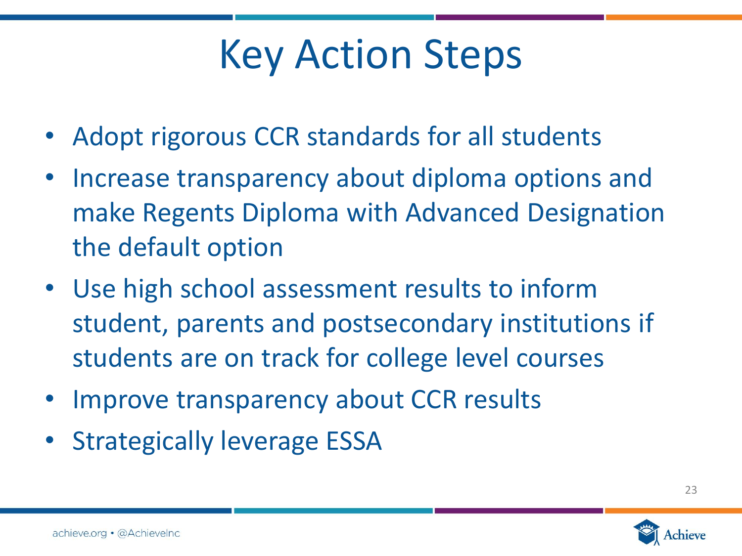# Key Action Steps

- Adopt rigorous CCR standards for all students
- Increase transparency about diploma options and make Regents Diploma with Advanced Designation the default option
- Use high school assessment results to inform student, parents and postsecondary institutions if students are on track for college level courses
- Improve transparency about CCR results
- Strategically leverage ESSA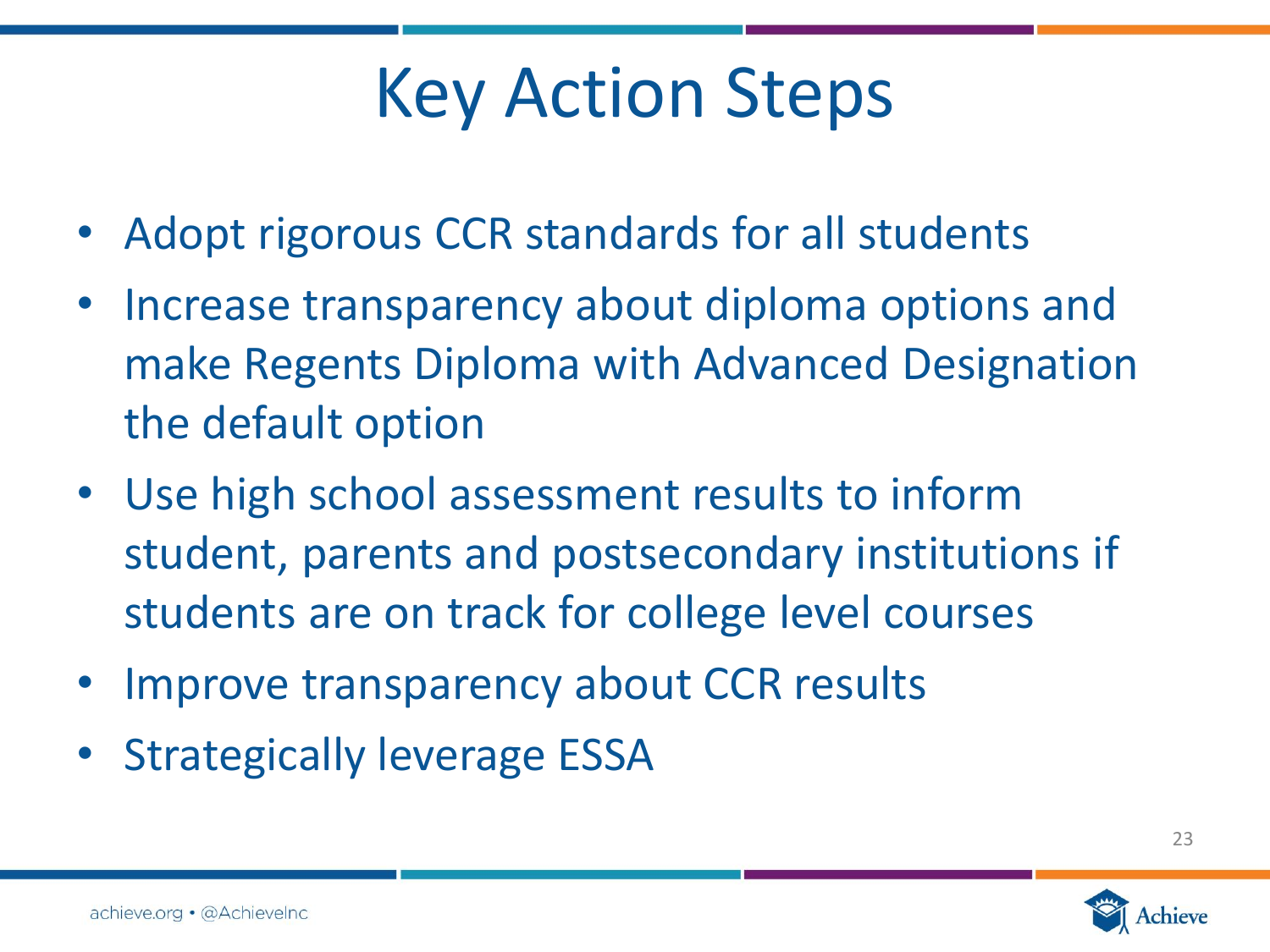# Key Action Steps

- Adopt rigorous CCR standards for all students
- Increase transparency about diploma options and make Regents Diploma with Advanced Designation the default option
- Use high school assessment results to inform student, parents and postsecondary institutions if students are on track for college level courses
- Improve transparency about CCR results
- Strategically leverage ESSA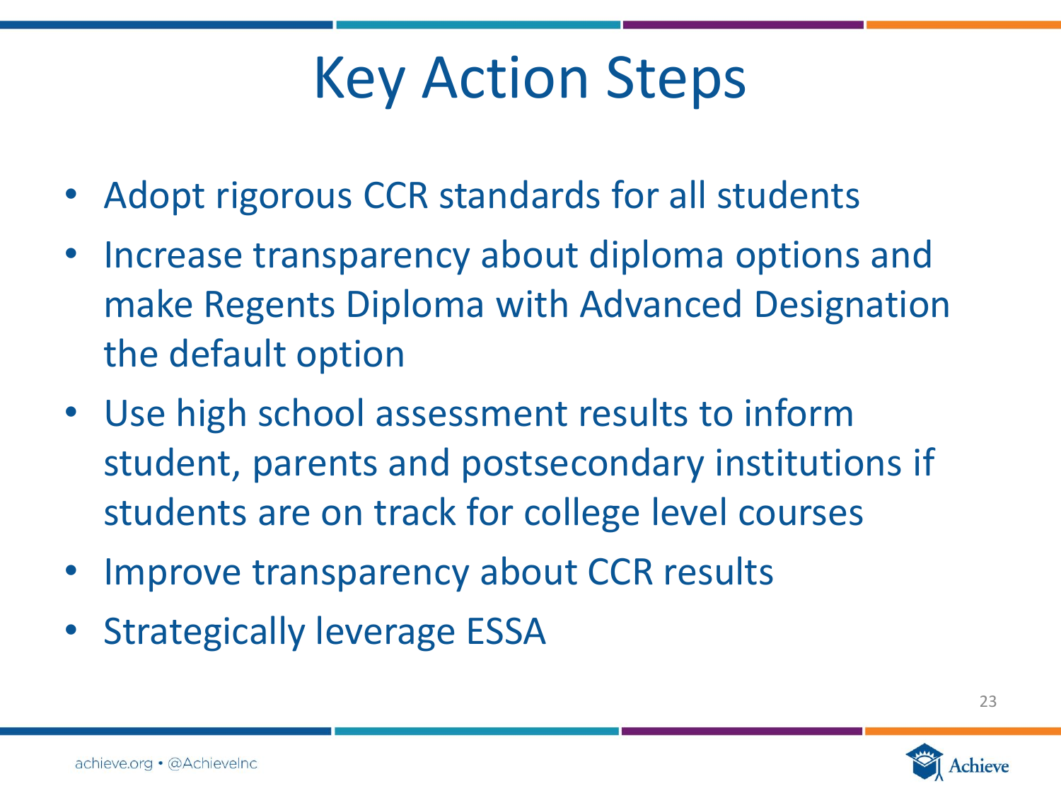# Key Action Steps

- Adopt rigorous CCR standards for all students
- Increase transparency about diploma options and make Regents Diploma with Advanced Designation the default option
- Use high school assessment results to inform student, parents and postsecondary institutions if students are on track for college level courses
- Improve transparency about CCR results
- Strategically leverage ESSA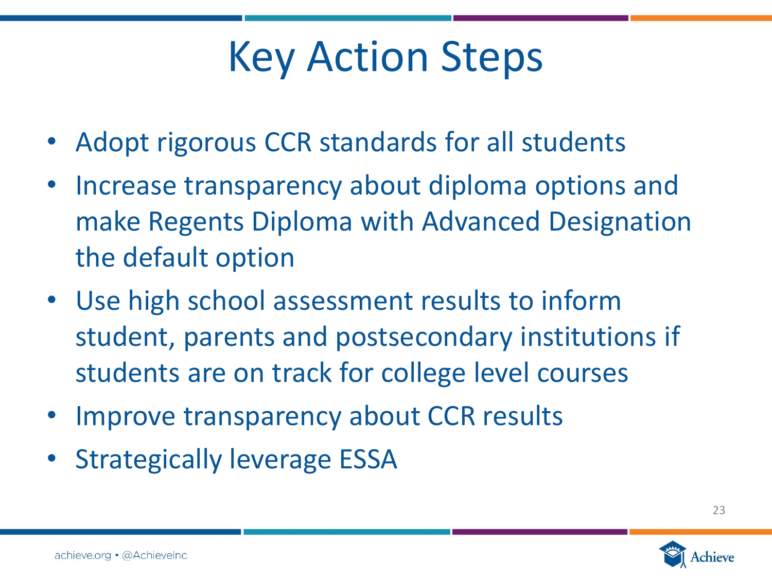# Key Action Steps

- Adopt rigorous CCR standards for all students
- Increase transparency about diploma options and make Regents Diploma with Advanced Designation the default option
- Use high school assessment results to inform student, parents and postsecondary institutions if students are on track for college level courses
- Improve transparency about CCR results
- Strategically leverage ESSA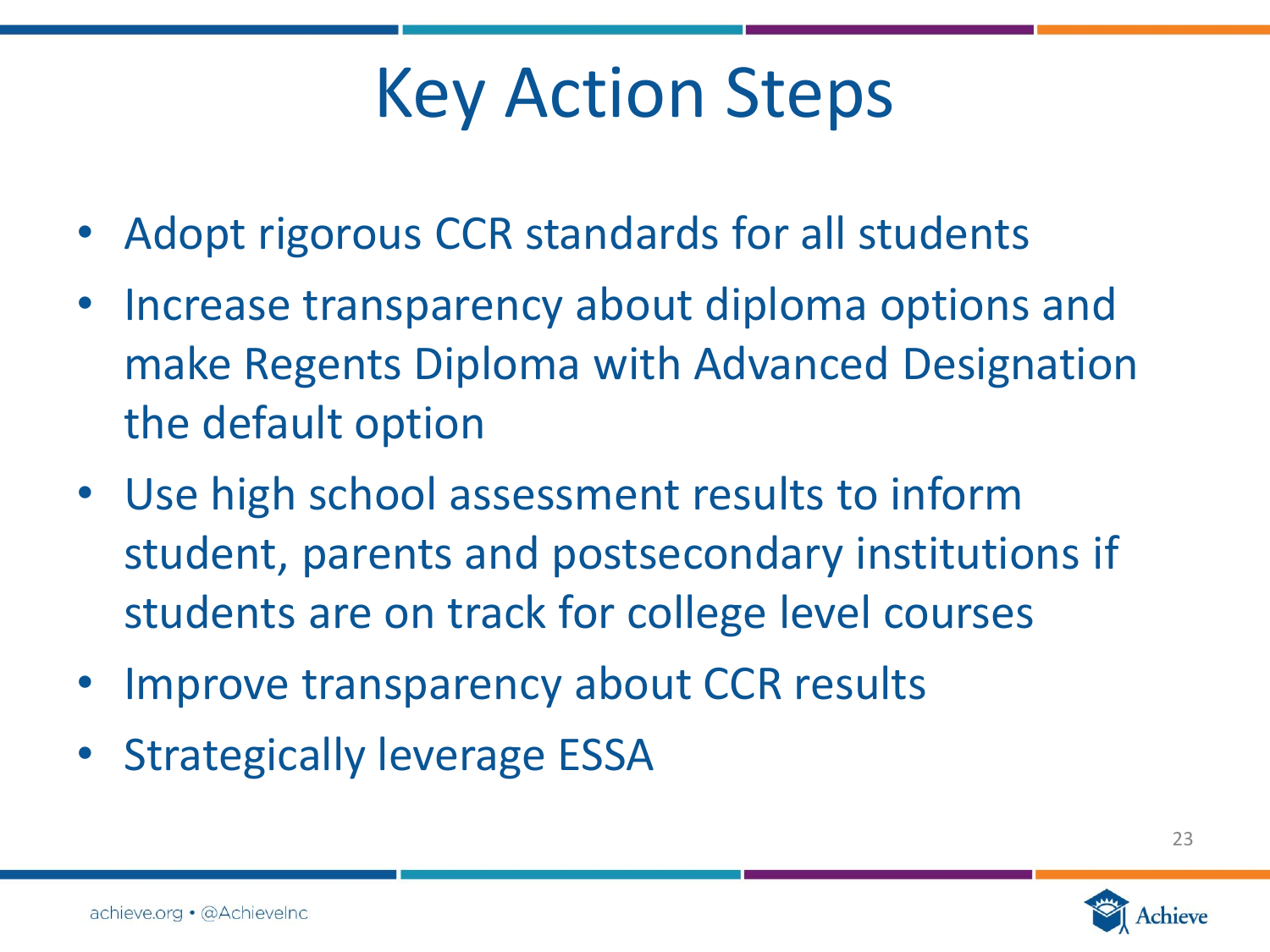# Key Action Steps

- Adopt rigorous CCR standards for all students
- Increase transparency about diploma options and make Regents Diploma with Advanced Designation the default option
- Use high school assessment results to inform student, parents and postsecondary institutions if students are on track for college level courses
- Improve transparency about CCR results
- Strategically leverage ESSA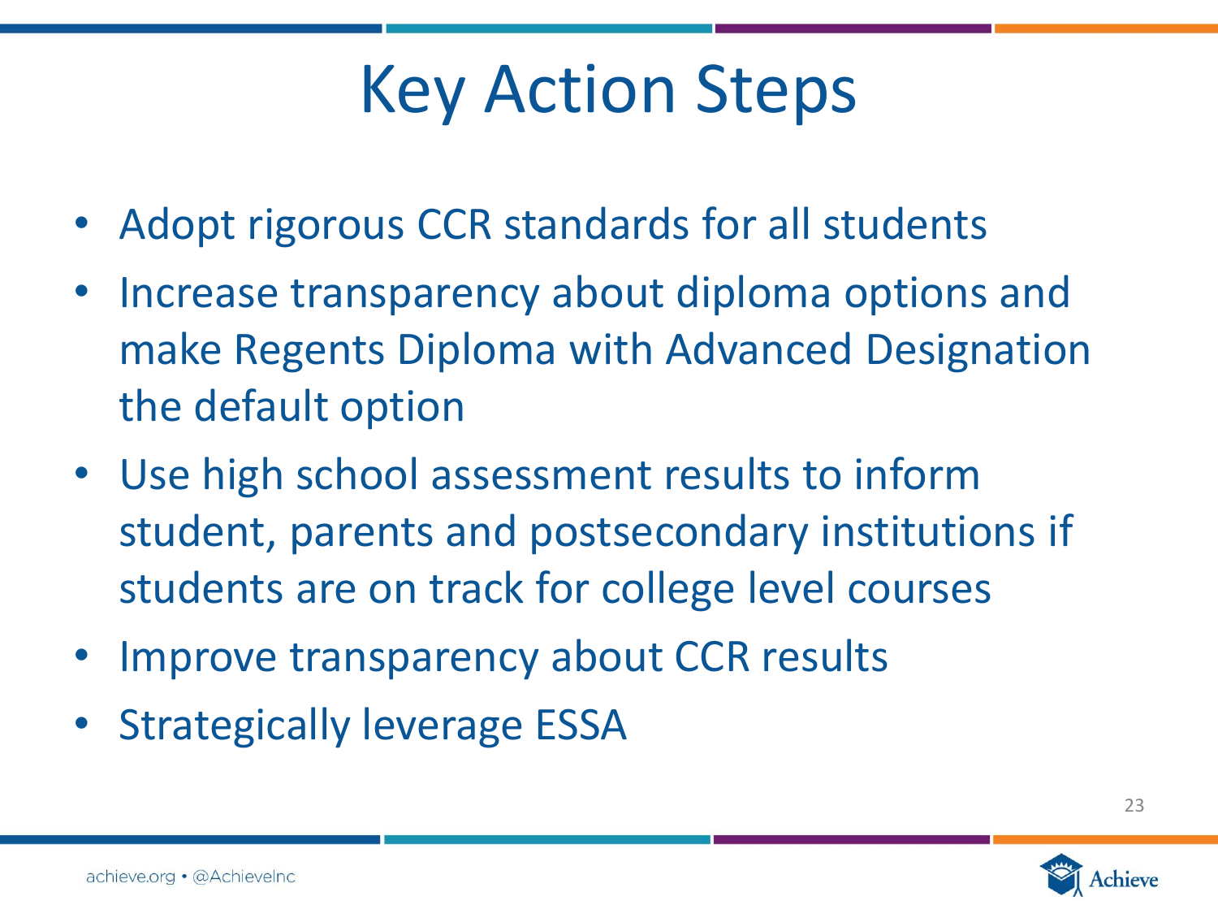# Key Action Steps

- Adopt rigorous CCR standards for all students
- Increase transparency about diploma options and make Regents Diploma with Advanced Designation the default option
- Use high school assessment results to inform student, parents and postsecondary institutions if students are on track for college level courses
- Improve transparency about CCR results
- Strategically leverage ESSA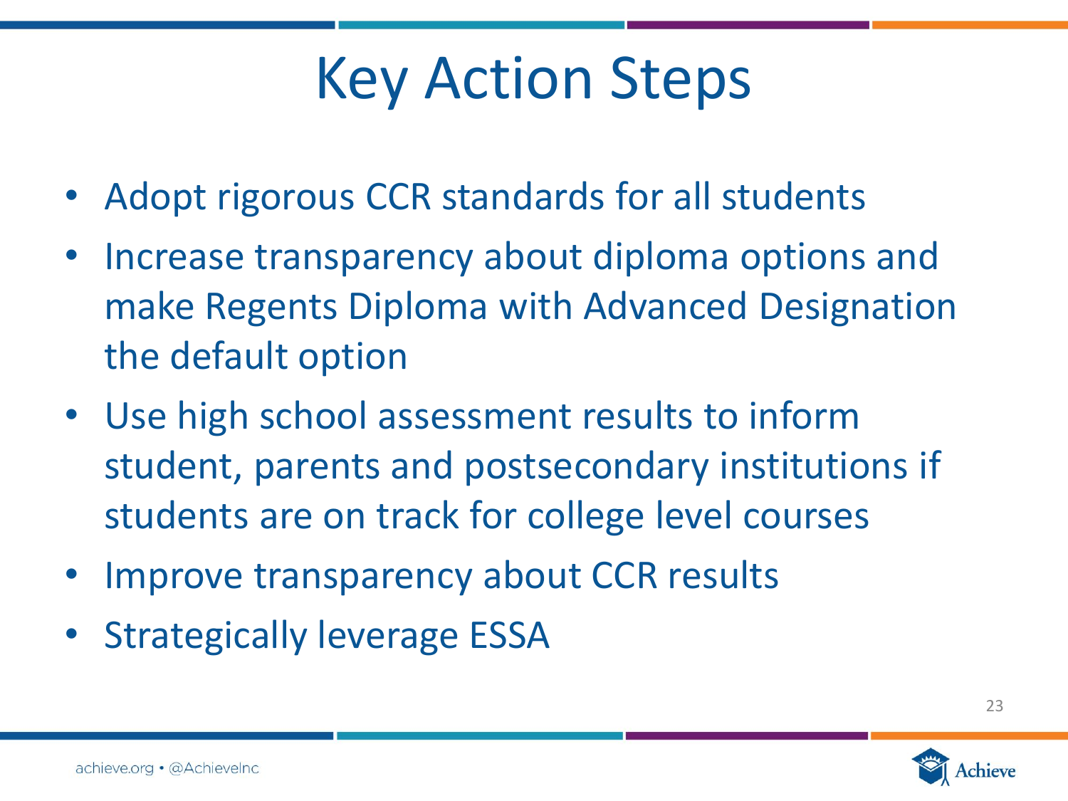# Key Action Steps

- Adopt rigorous CCR standards for all students
- Increase transparency about diploma options and make Regents Diploma with Advanced Designation the default option
- Use high school assessment results to inform student, parents and postsecondary institutions if students are on track for college level courses
- Improve transparency about CCR results
- Strategically leverage ESSA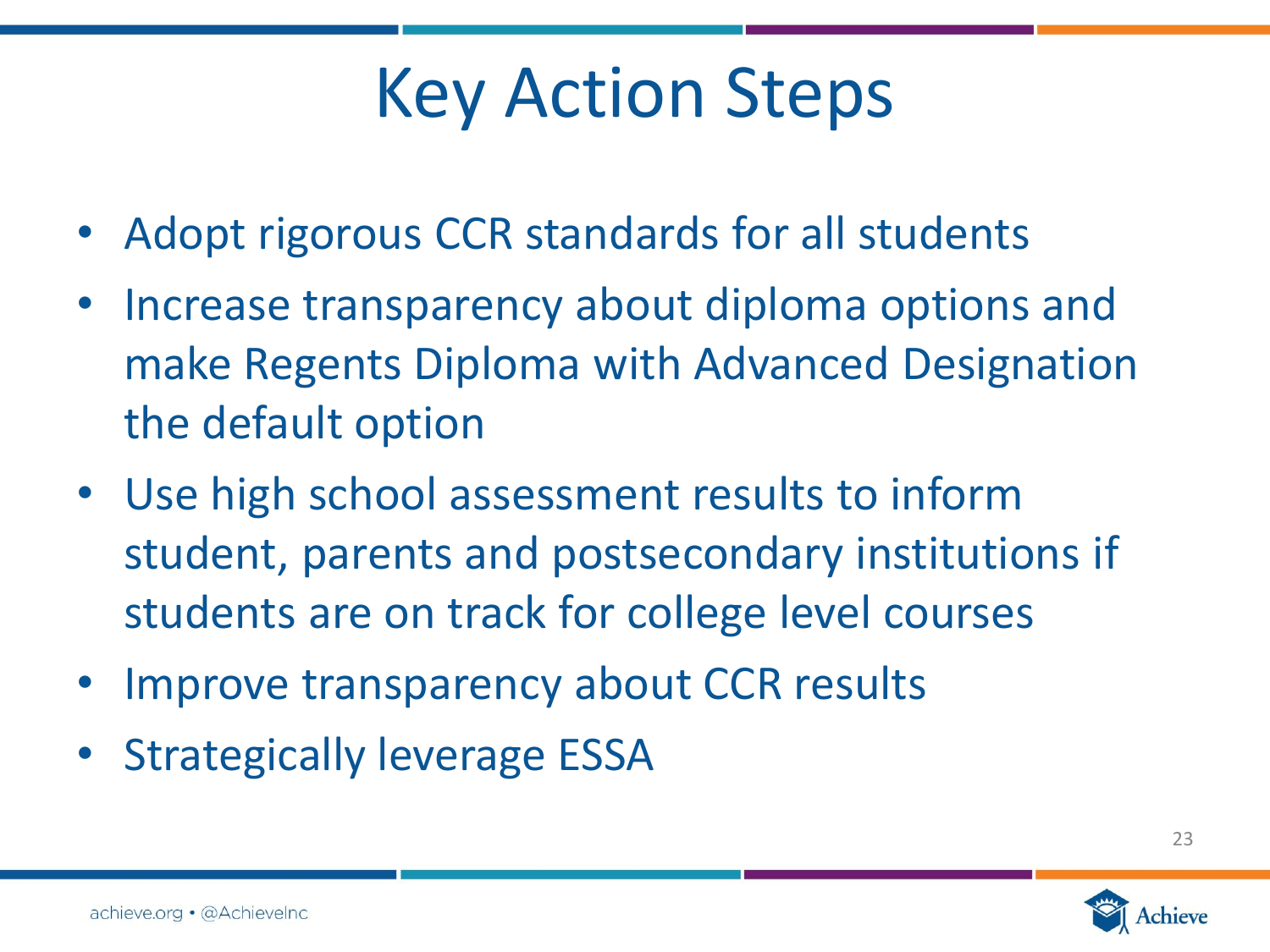# Key Action Steps

- Adopt rigorous CCR standards for all students
- Increase transparency about diploma options and make Regents Diploma with Advanced Designation the default option
- Use high school assessment results to inform student, parents and postsecondary institutions if students are on track for college level courses
- Improve transparency about CCR results
- Strategically leverage ESSA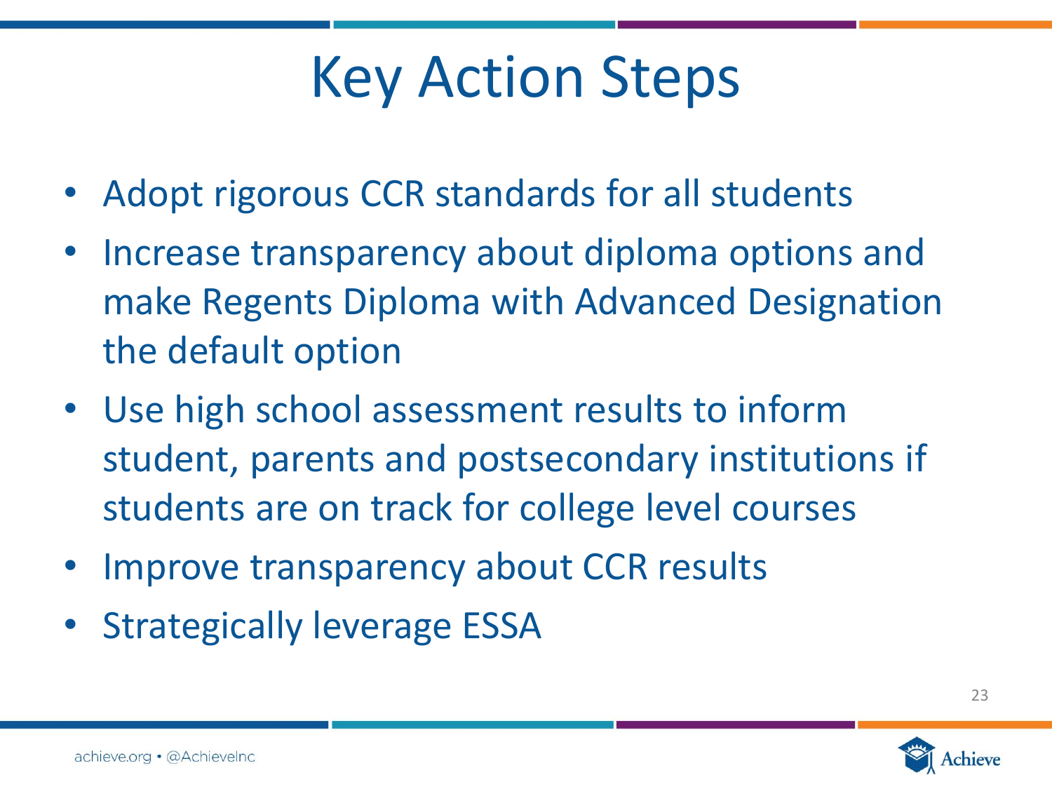# Key Action Steps

- Adopt rigorous CCR standards for all students
- Increase transparency about diploma options and make Regents Diploma with Advanced Designation the default option
- Use high school assessment results to inform student, parents and postsecondary institutions if students are on track for college level courses
- Improve transparency about CCR results
- Strategically leverage ESSA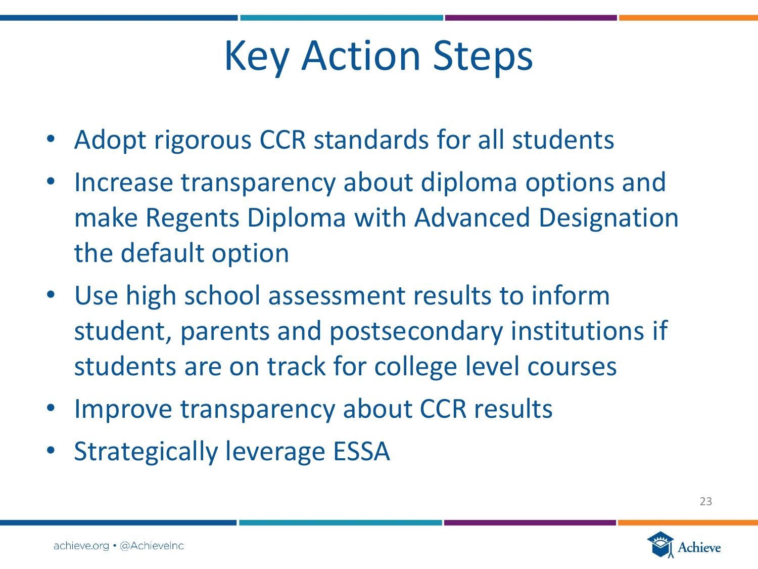# Key Action Steps

- Adopt rigorous CCR standards for all students
- Increase transparency about diploma options and make Regents Diploma with Advanced Designation the default option
- Use high school assessment results to inform student, parents and postsecondary institutions if students are on track for college level courses
- Improve transparency about CCR results
- Strategically leverage ESSA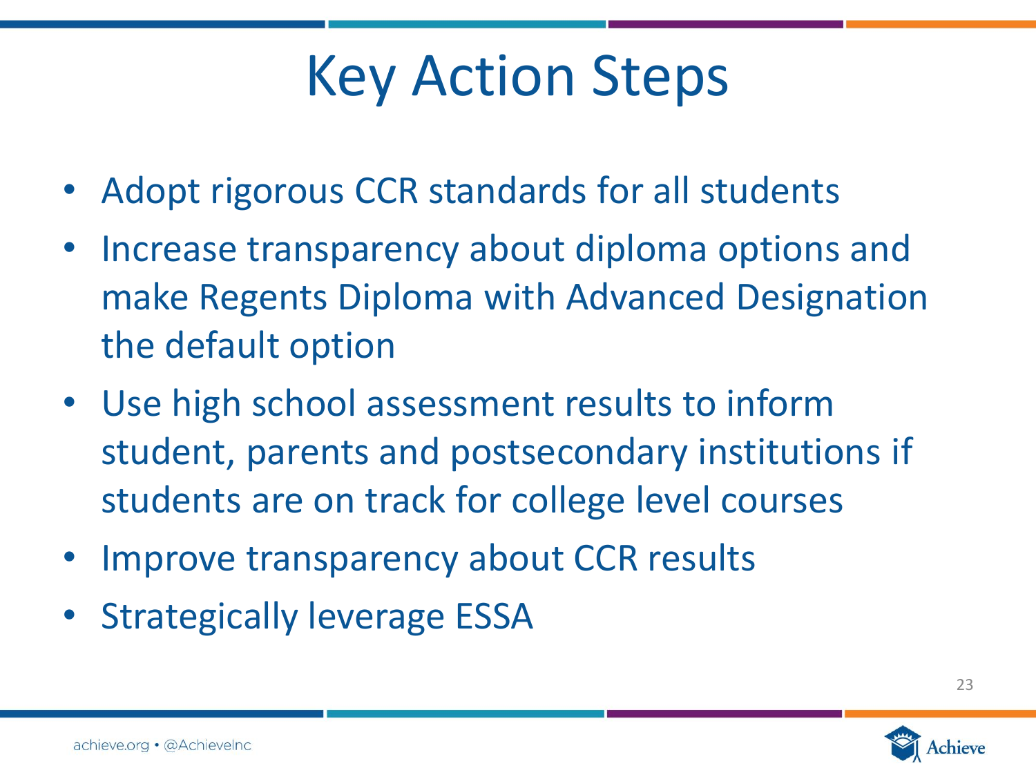# Key Action Steps

- Adopt rigorous CCR standards for all students
- Increase transparency about diploma options and make Regents Diploma with Advanced Designation the default option
- Use high school assessment results to inform student, parents and postsecondary institutions if students are on track for college level courses
- Improve transparency about CCR results
- Strategically leverage ESSA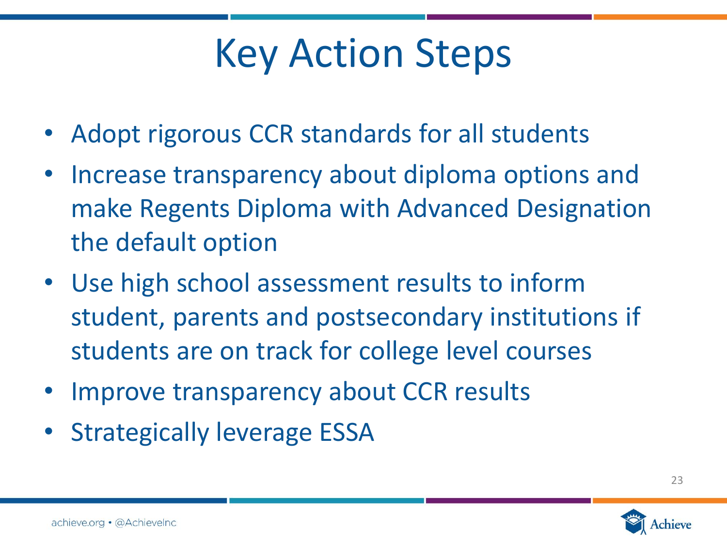# Key Action Steps

- Adopt rigorous CCR standards for all students
- Increase transparency about diploma options and make Regents Diploma with Advanced Designation the default option
- Use high school assessment results to inform student, parents and postsecondary institutions if students are on track for college level courses
- Improve transparency about CCR results
- Strategically leverage ESSA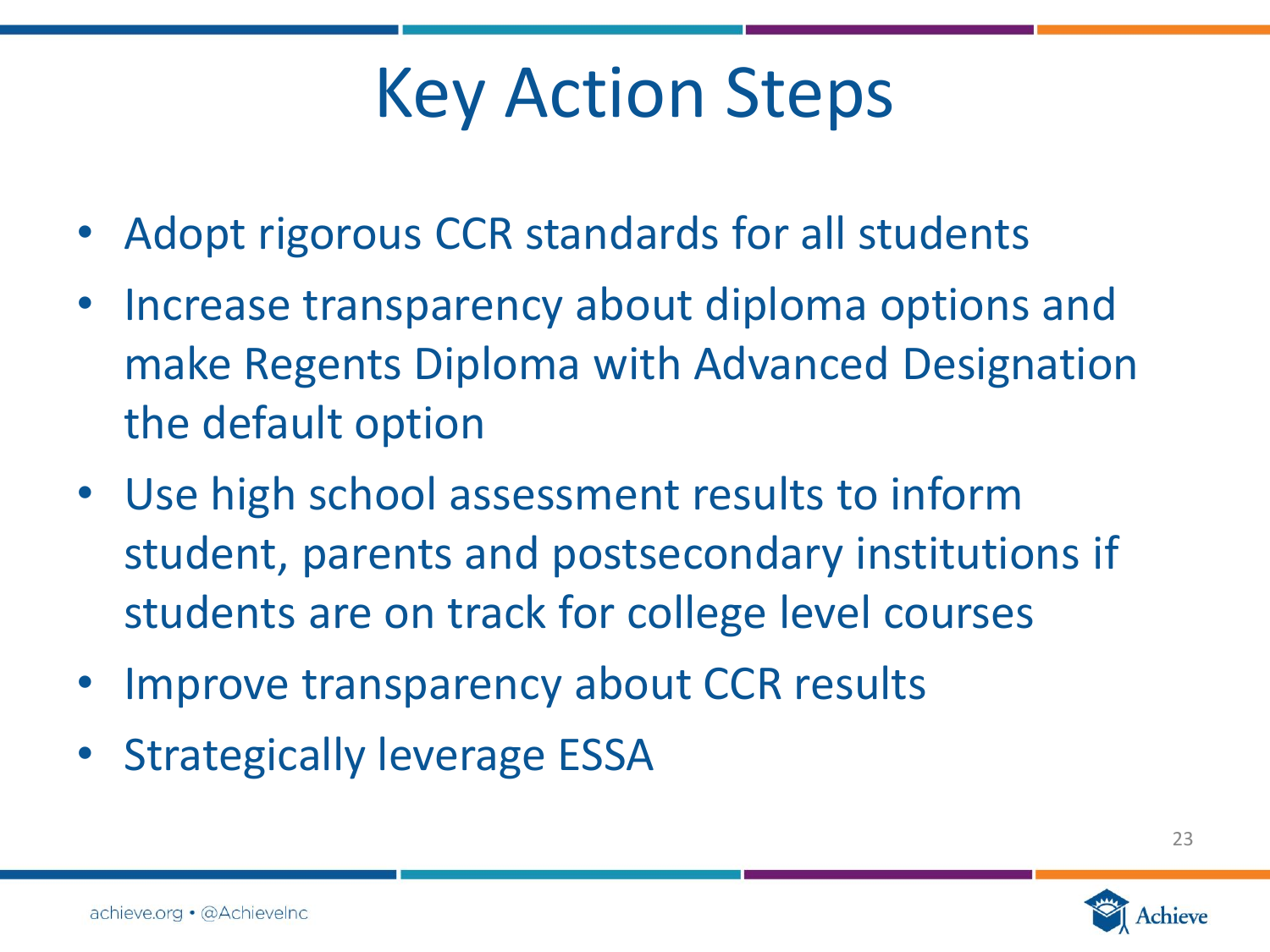# Key Action Steps

- Adopt rigorous CCR standards for all students
- Increase transparency about diploma options and make Regents Diploma with Advanced Designation the default option
- Use high school assessment results to inform student, parents and postsecondary institutions if students are on track for college level courses
- Improve transparency about CCR results
- Strategically leverage ESSA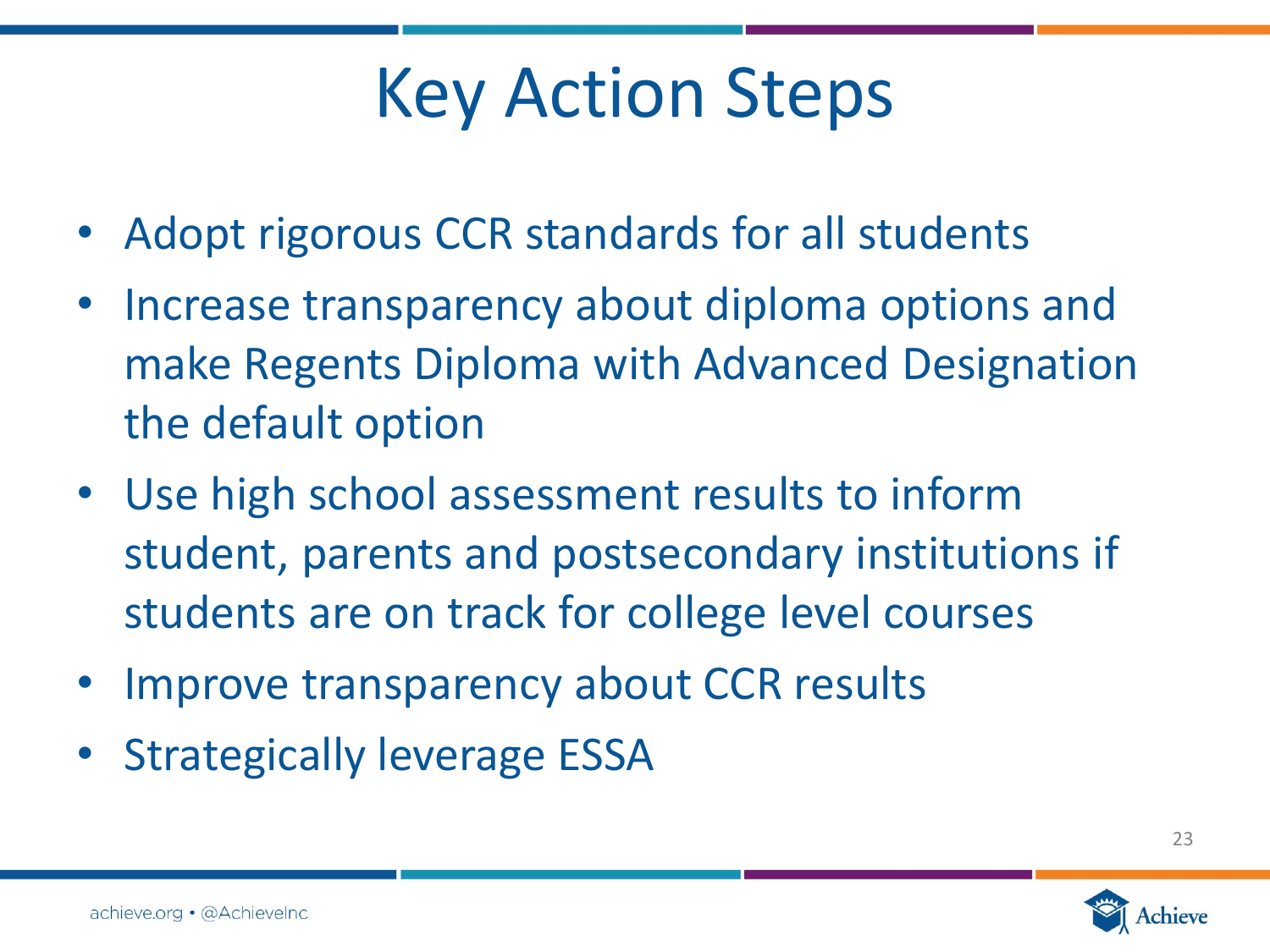# Key Action Steps

- Adopt rigorous CCR standards for all students
- Increase transparency about diploma options and make Regents Diploma with Advanced Designation the default option
- Use high school assessment results to inform student, parents and postsecondary institutions if students are on track for college level courses
- Improve transparency about CCR results
- Strategically leverage ESSA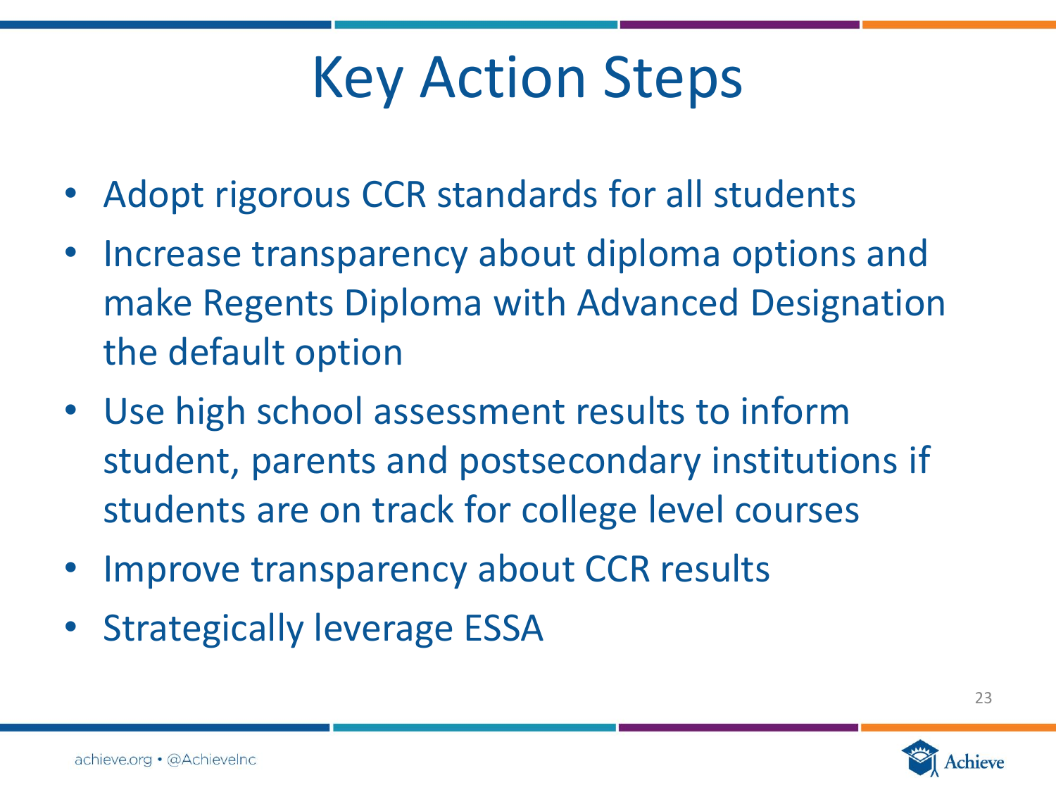# Key Action Steps

- Adopt rigorous CCR standards for all students
- Increase transparency about diploma options and make Regents Diploma with Advanced Designation the default option
- Use high school assessment results to inform student, parents and postsecondary institutions if students are on track for college level courses
- Improve transparency about CCR results
- Strategically leverage ESSA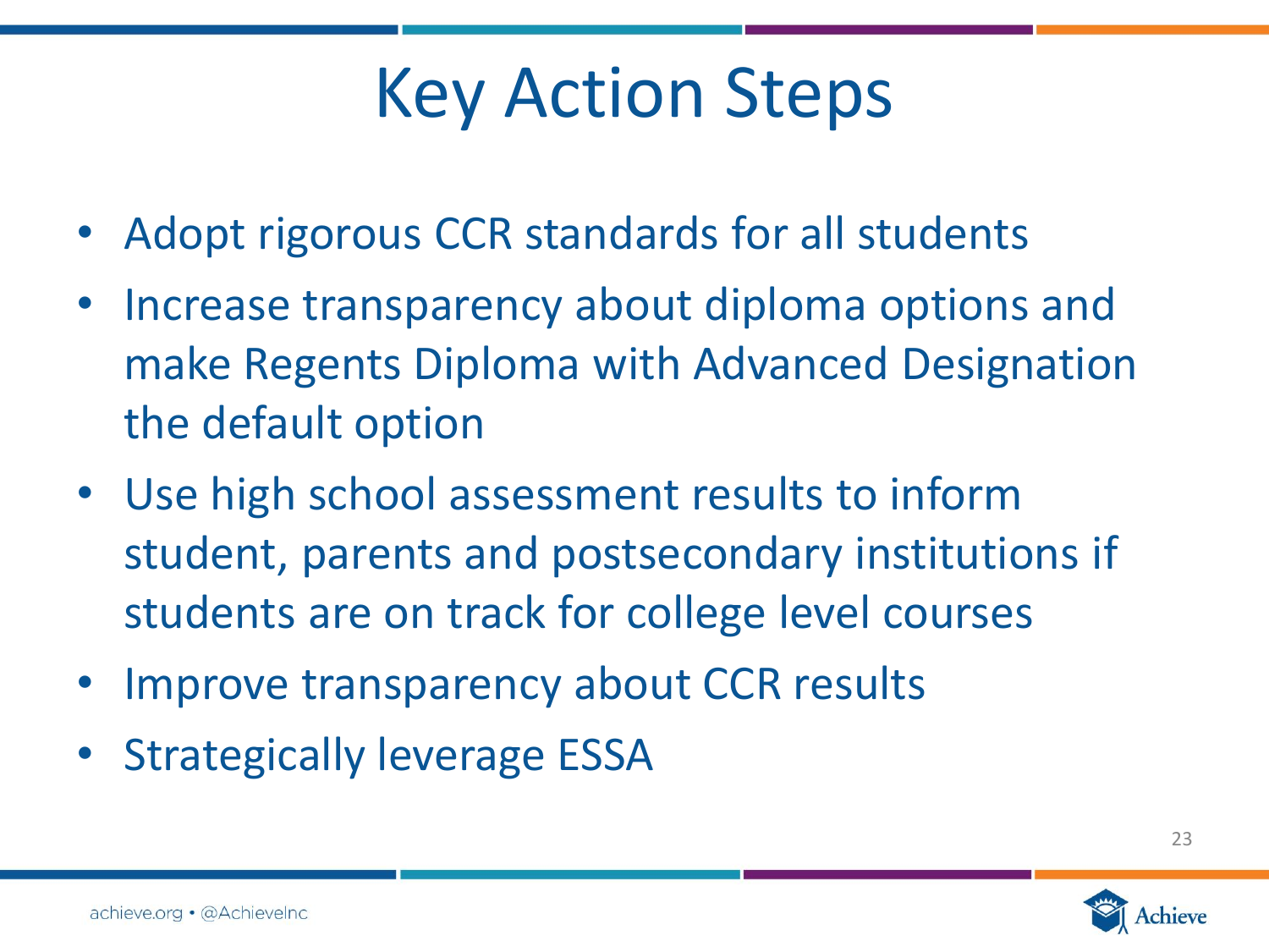# Key Action Steps

- Adopt rigorous CCR standards for all students
- Increase transparency about diploma options and make Regents Diploma with Advanced Designation the default option
- Use high school assessment results to inform student, parents and postsecondary institutions if students are on track for college level courses
- Improve transparency about CCR results
- Strategically leverage ESSA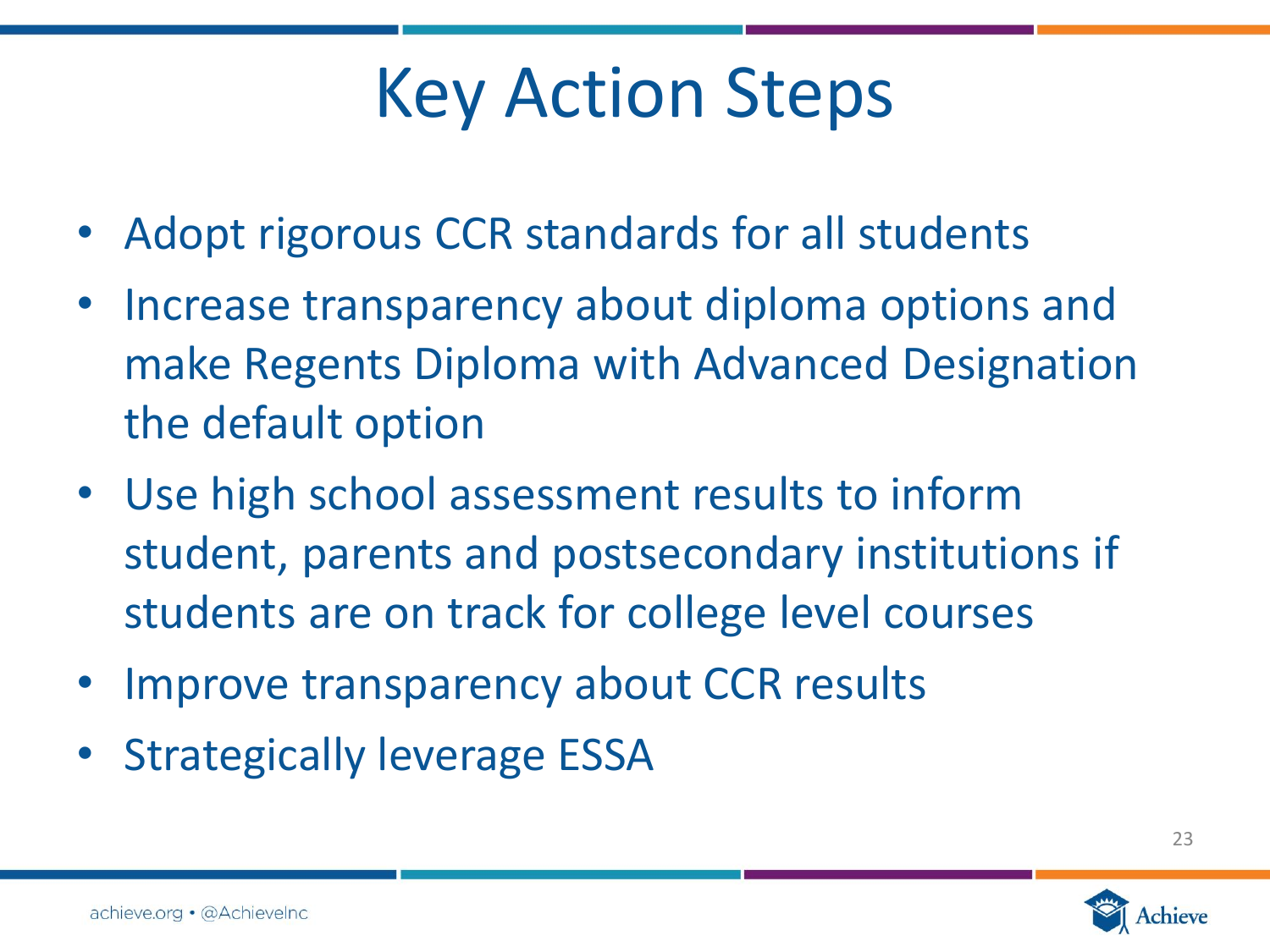# Key Action Steps

- Adopt rigorous CCR standards for all students
- Increase transparency about diploma options and make Regents Diploma with Advanced Designation the default option
- Use high school assessment results to inform student, parents and postsecondary institutions if students are on track for college level courses
- Improve transparency about CCR results
- Strategically leverage ESSA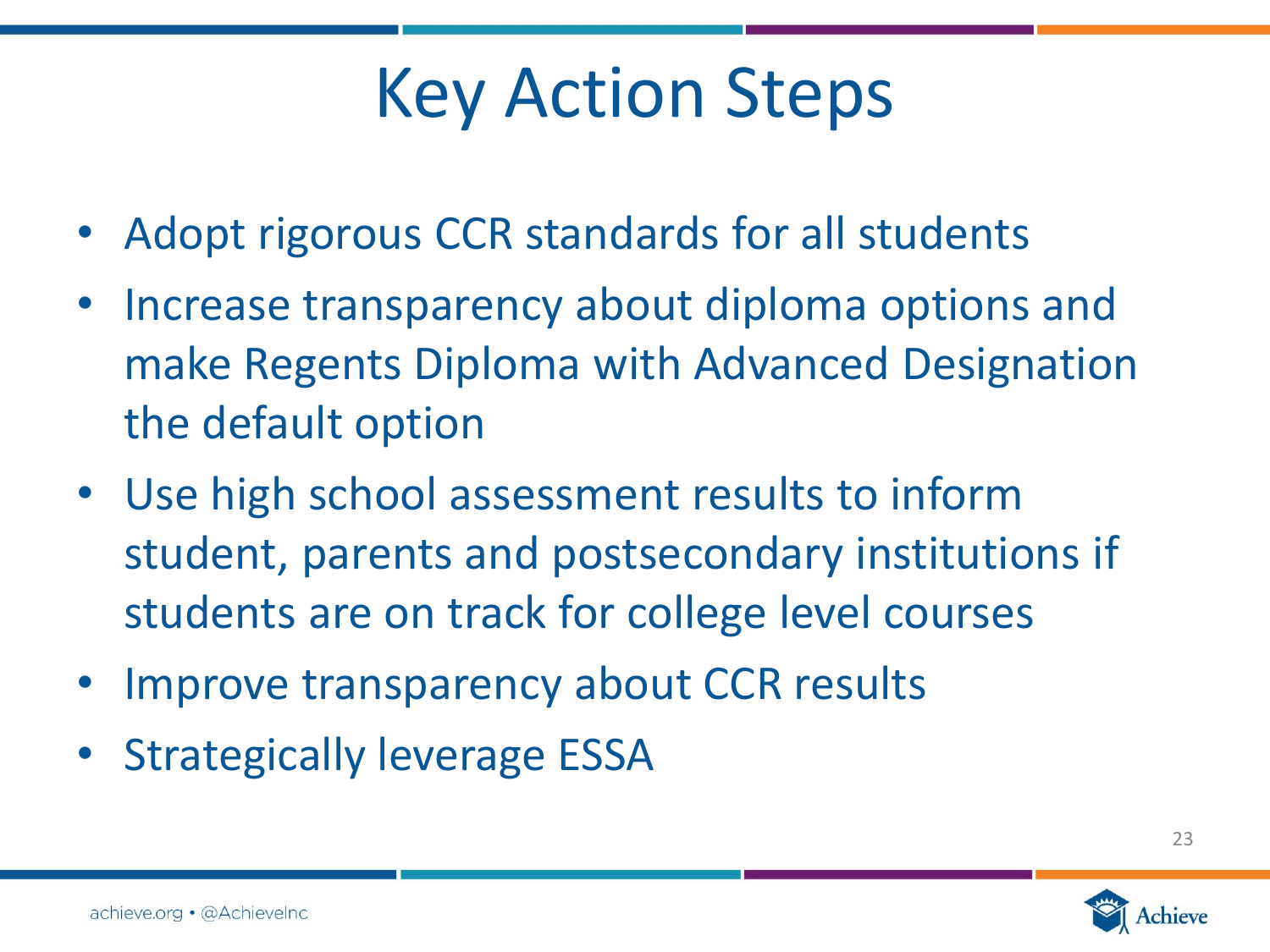# Key Action Steps

- Adopt rigorous CCR standards for all students
- Increase transparency about diploma options and make Regents Diploma with Advanced Designation the default option
- Use high school assessment results to inform student, parents and postsecondary institutions if students are on track for college level courses
- Improve transparency about CCR results
- Strategically leverage ESSA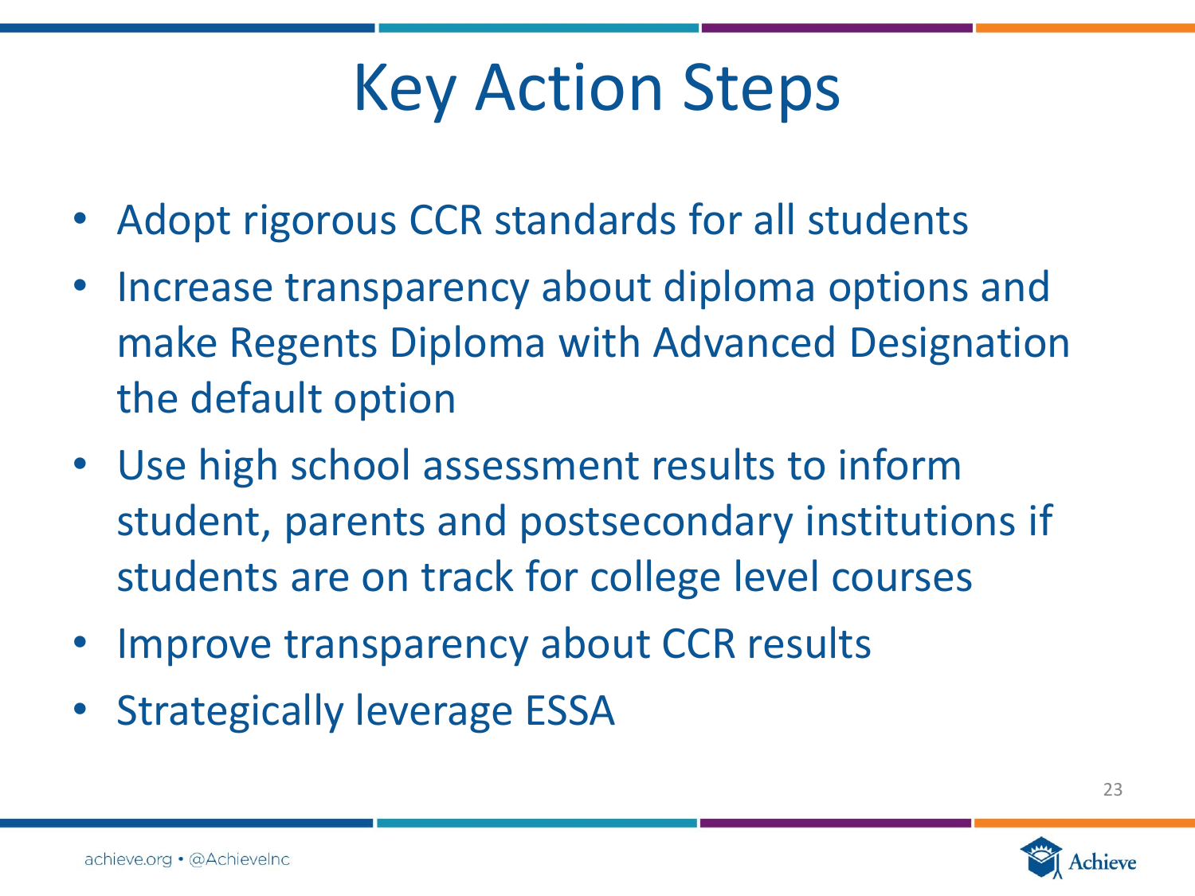# Key Action Steps

- Adopt rigorous CCR standards for all students
- Increase transparency about diploma options and make Regents Diploma with Advanced Designation the default option
- Use high school assessment results to inform student, parents and postsecondary institutions if students are on track for college level courses
- Improve transparency about CCR results
- Strategically leverage ESSA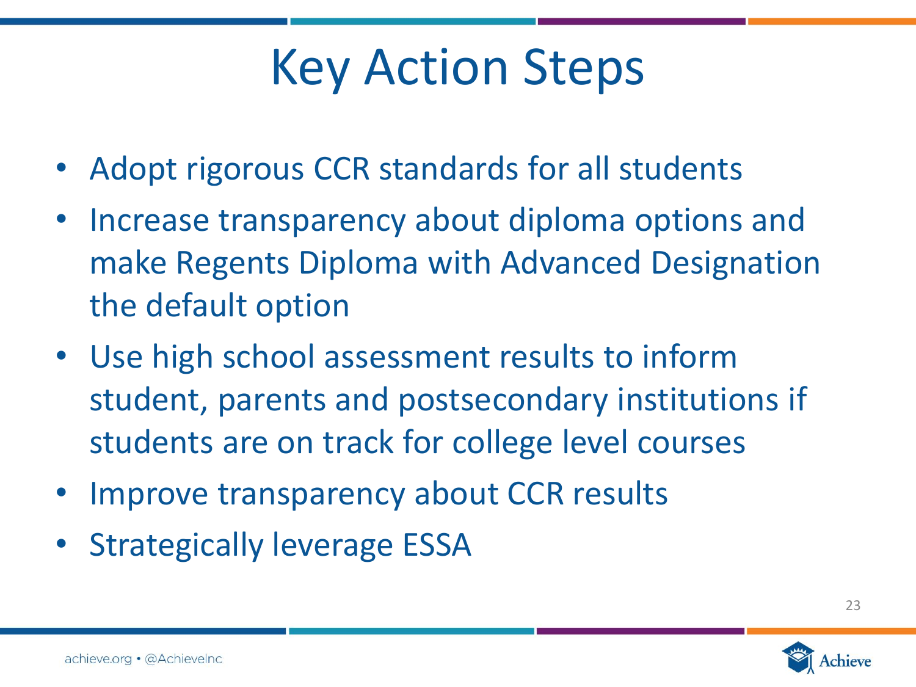# Key Action Steps

- Adopt rigorous CCR standards for all students
- Increase transparency about diploma options and make Regents Diploma with Advanced Designation the default option
- Use high school assessment results to inform student, parents and postsecondary institutions if students are on track for college level courses
- Improve transparency about CCR results
- Strategically leverage ESSA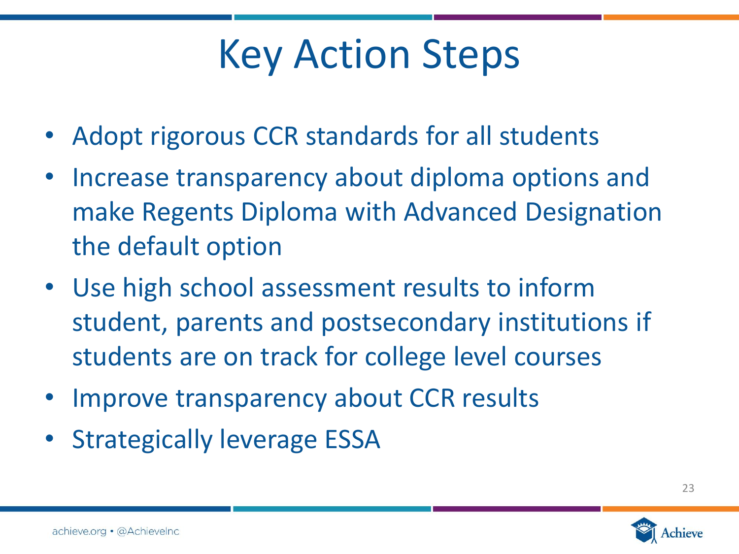# Key Action Steps

- Adopt rigorous CCR standards for all students
- Increase transparency about diploma options and make Regents Diploma with Advanced Designation the default option
- Use high school assessment results to inform student, parents and postsecondary institutions if students are on track for college level courses
- Improve transparency about CCR results
- Strategically leverage ESSA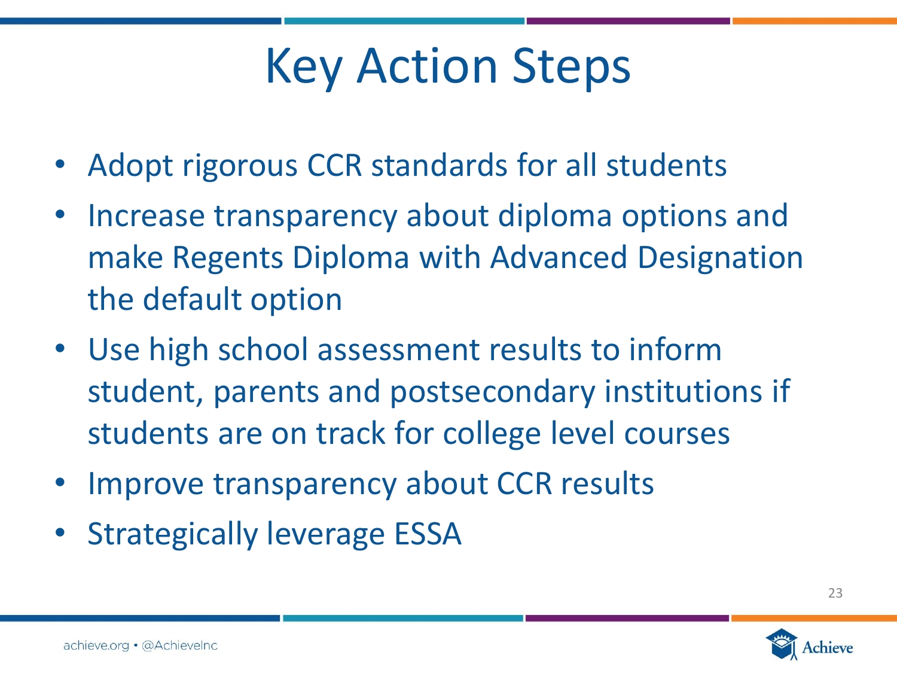# Key Action Steps

- Adopt rigorous CCR standards for all students
- Increase transparency about diploma options and make Regents Diploma with Advanced Designation the default option
- Use high school assessment results to inform student, parents and postsecondary institutions if students are on track for college level courses
- Improve transparency about CCR results
- Strategically leverage ESSA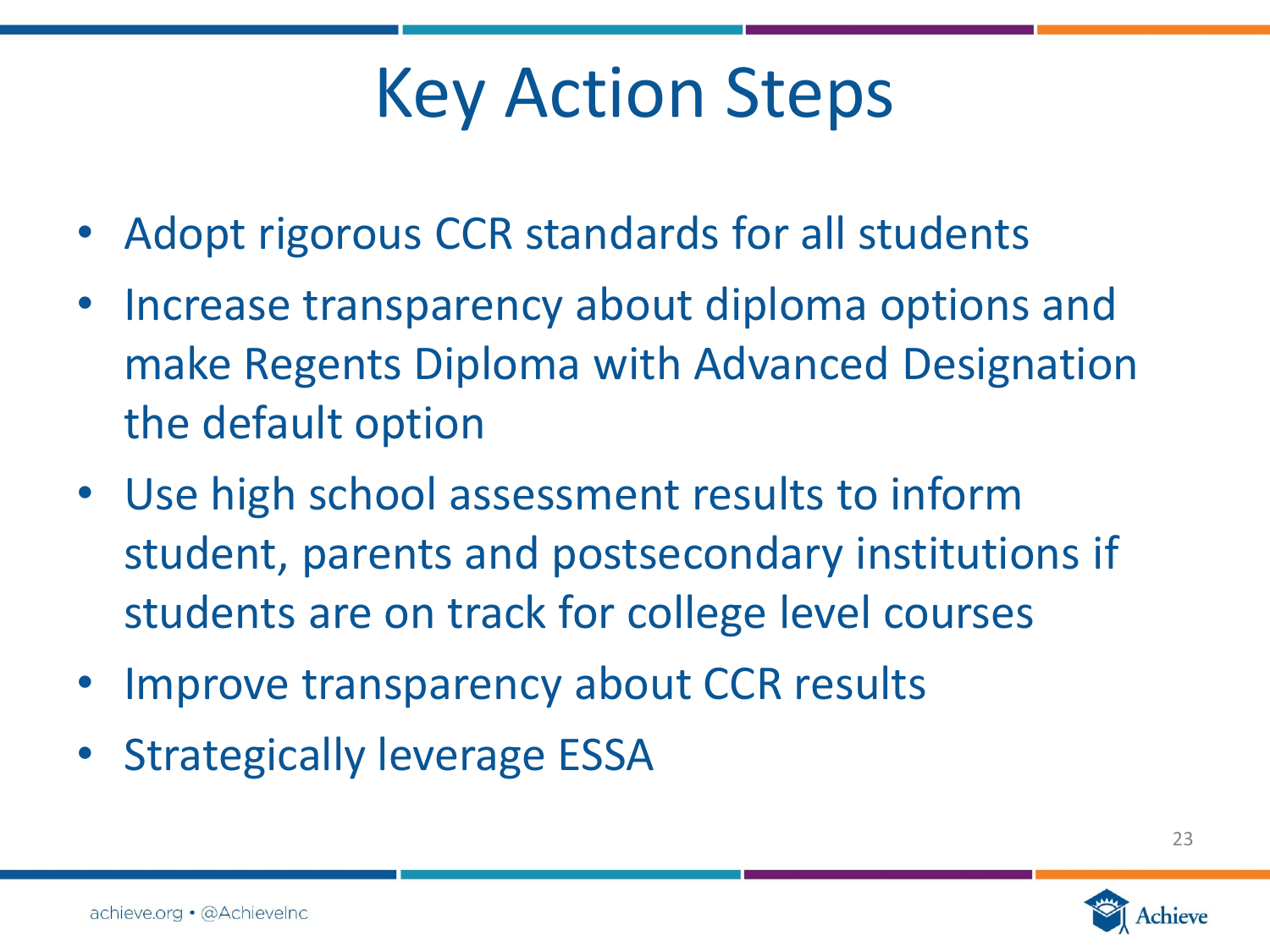# Key Action Steps

- Adopt rigorous CCR standards for all students
- Increase transparency about diploma options and make Regents Diploma with Advanced Designation the default option
- Use high school assessment results to inform student, parents and postsecondary institutions if students are on track for college level courses
- Improve transparency about CCR results
- Strategically leverage ESSA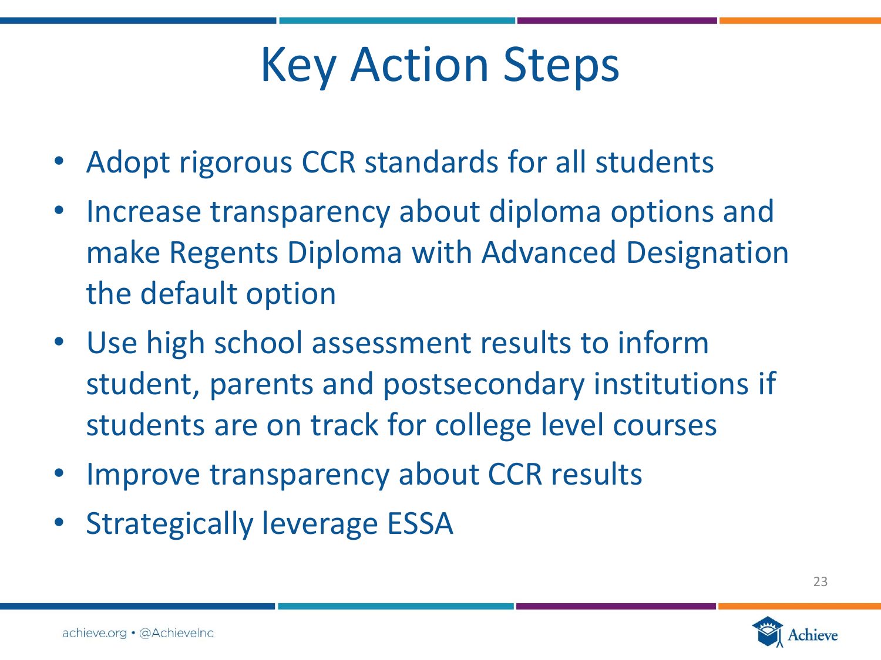# Key Action Steps

- Adopt rigorous CCR standards for all students
- Increase transparency about diploma options and make Regents Diploma with Advanced Designation the default option
- Use high school assessment results to inform student, parents and postsecondary institutions if students are on track for college level courses
- Improve transparency about CCR results
- Strategically leverage ESSA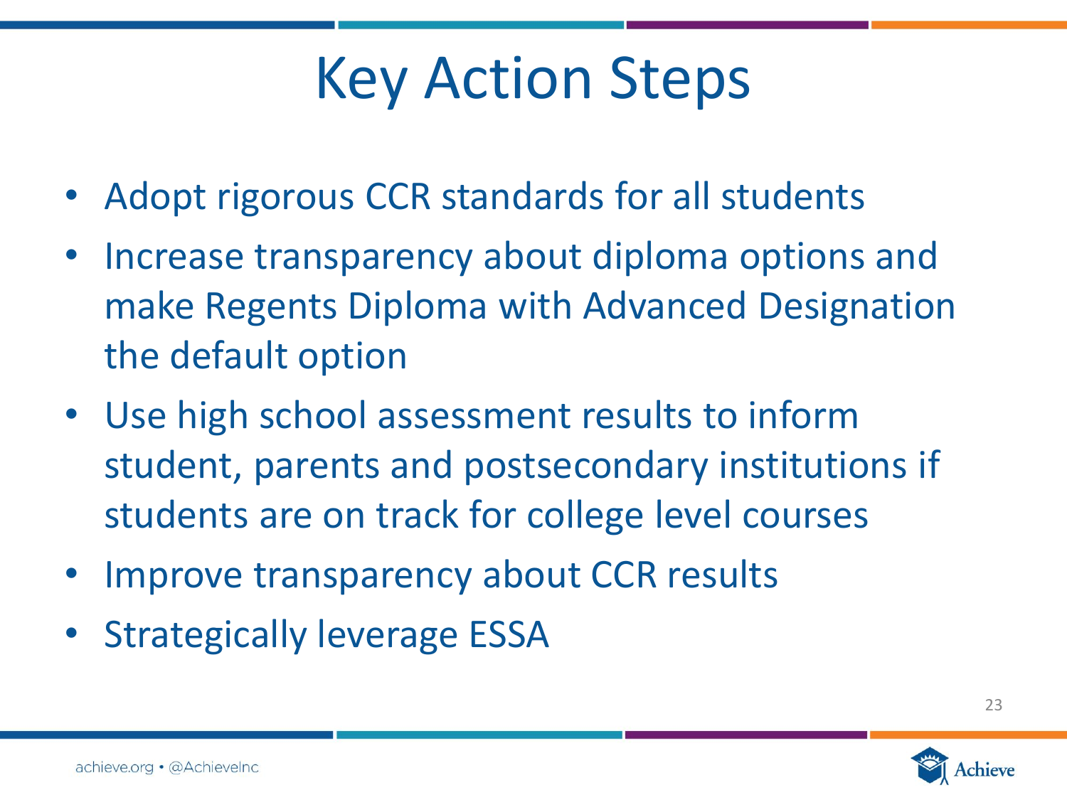# Key Action Steps

- Adopt rigorous CCR standards for all students
- Increase transparency about diploma options and make Regents Diploma with Advanced Designation the default option
- Use high school assessment results to inform student, parents and postsecondary institutions if students are on track for college level courses
- Improve transparency about CCR results
- Strategically leverage ESSA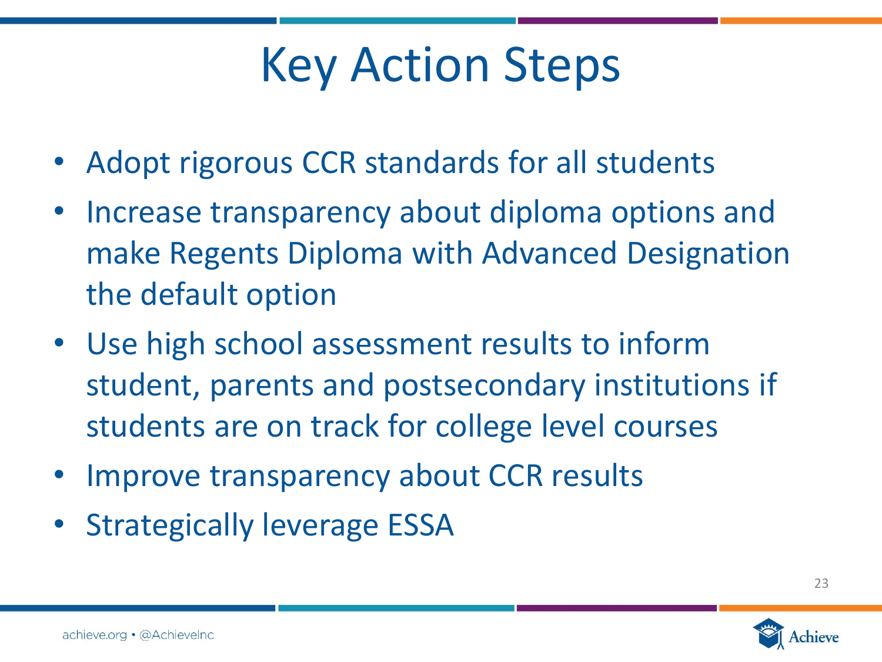# Key Action Steps

- Adopt rigorous CCR standards for all students
- Increase transparency about diploma options and make Regents Diploma with Advanced Designation the default option
- Use high school assessment results to inform student, parents and postsecondary institutions if students are on track for college level courses
- Improve transparency about CCR results
- Strategically leverage ESSA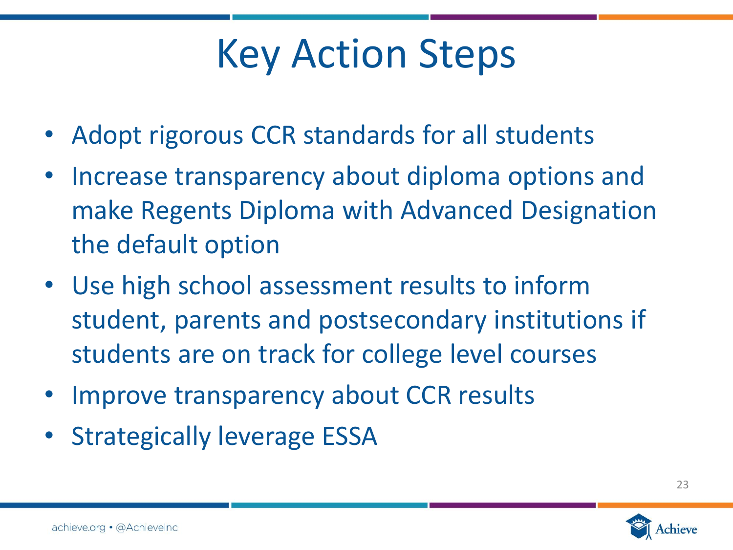# Key Action Steps

- Adopt rigorous CCR standards for all students
- Increase transparency about diploma options and make Regents Diploma with Advanced Designation the default option
- Use high school assessment results to inform student, parents and postsecondary institutions if students are on track for college level courses
- Improve transparency about CCR results
- Strategically leverage ESSA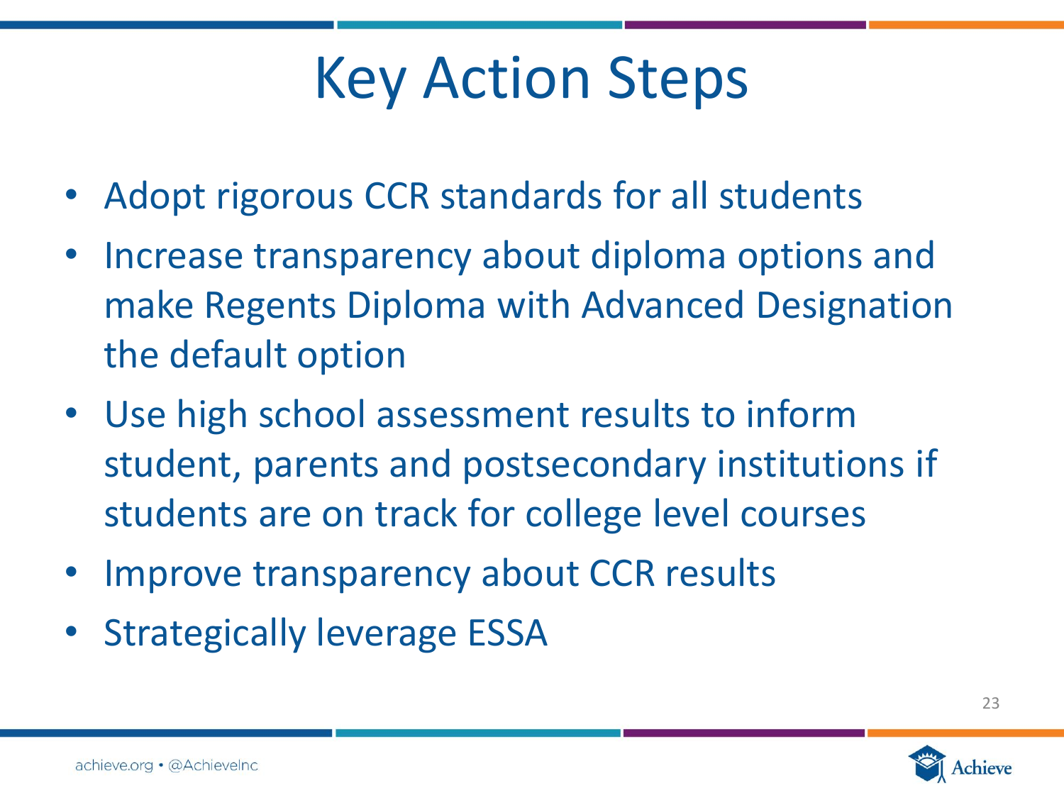# Key Action Steps

- Adopt rigorous CCR standards for all students
- Increase transparency about diploma options and make Regents Diploma with Advanced Designation the default option
- Use high school assessment results to inform student, parents and postsecondary institutions if students are on track for college level courses
- Improve transparency about CCR results
- Strategically leverage ESSA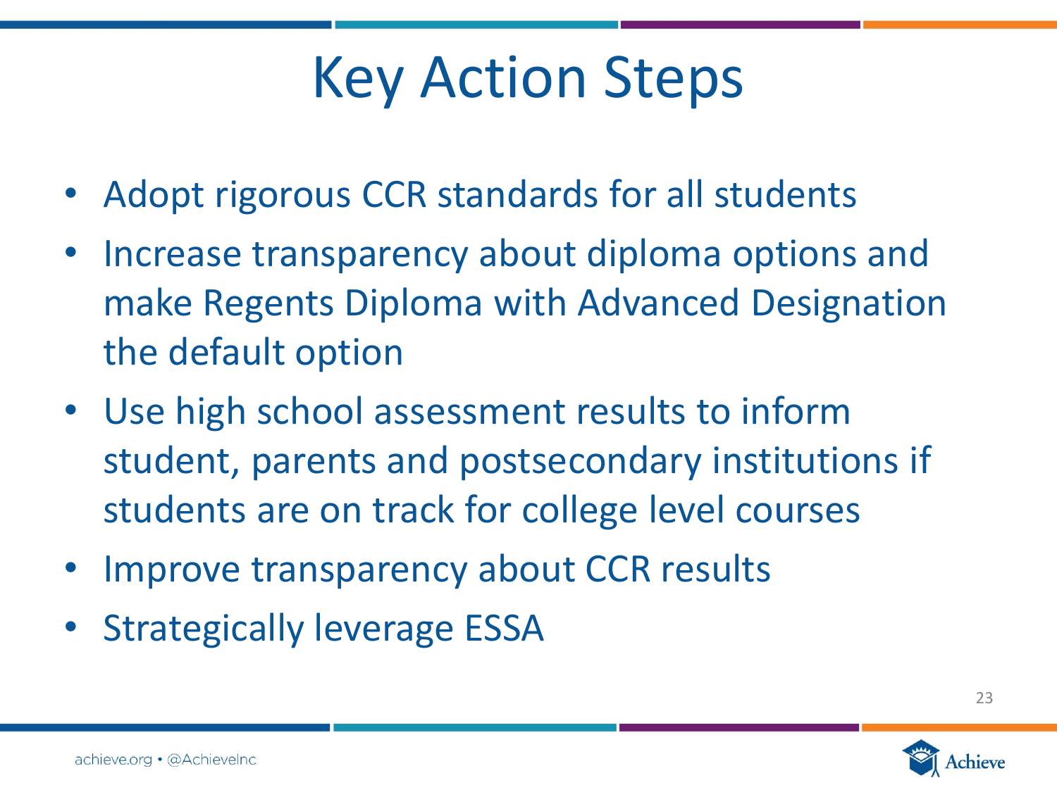# Key Action Steps

- Adopt rigorous CCR standards for all students
- Increase transparency about diploma options and make Regents Diploma with Advanced Designation the default option
- Use high school assessment results to inform student, parents and postsecondary institutions if students are on track for college level courses
- Improve transparency about CCR results
- Strategically leverage ESSA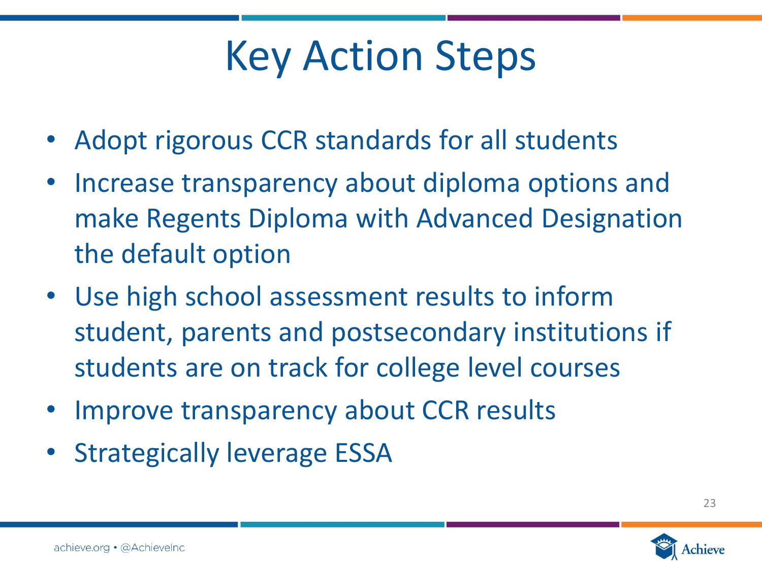# Key Action Steps

- Adopt rigorous CCR standards for all students
- Increase transparency about diploma options and make Regents Diploma with Advanced Designation the default option
- Use high school assessment results to inform student, parents and postsecondary institutions if students are on track for college level courses
- Improve transparency about CCR results
- Strategically leverage ESSA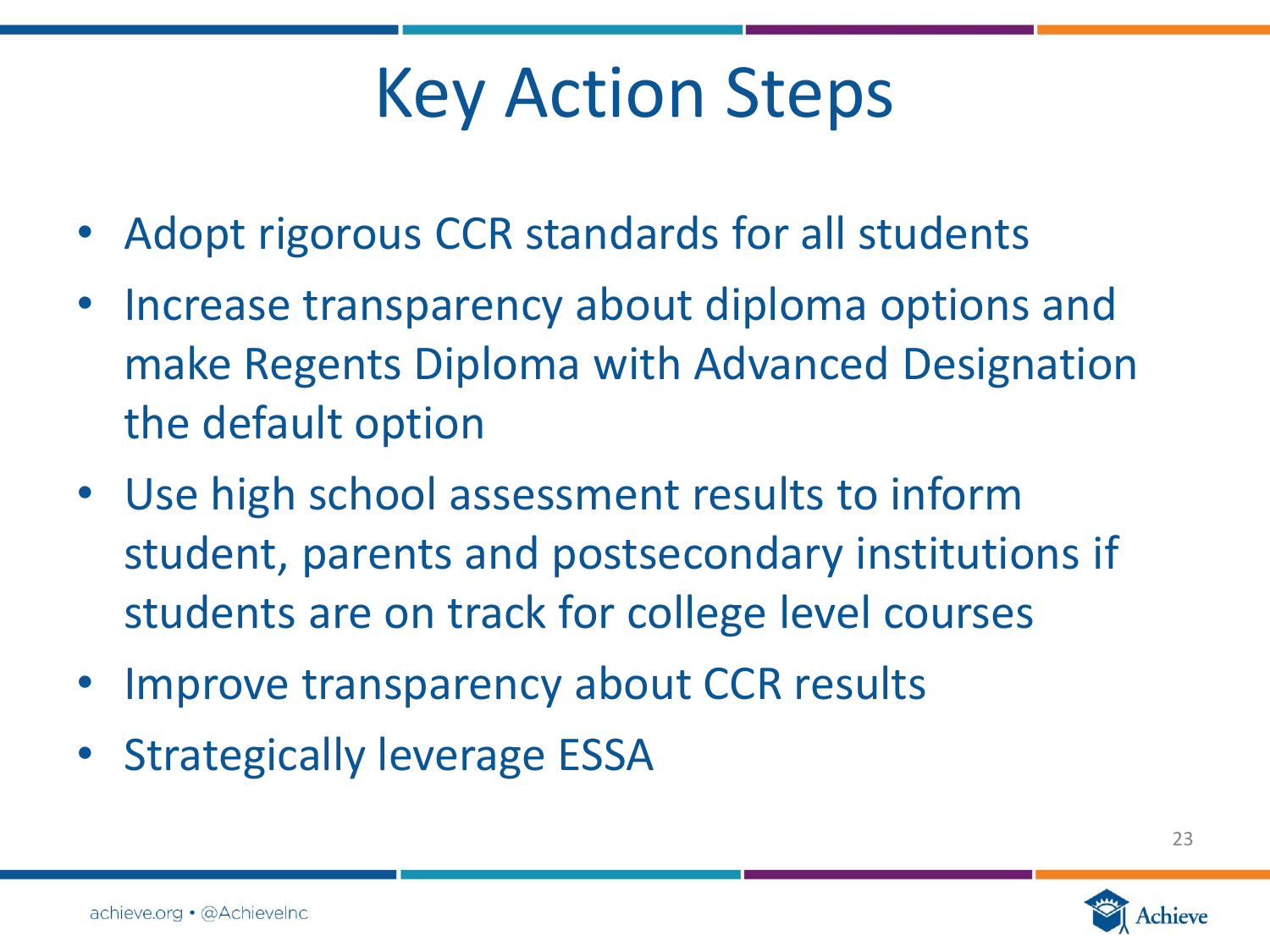# Key Action Steps

- Adopt rigorous CCR standards for all students
- Increase transparency about diploma options and make Regents Diploma with Advanced Designation the default option
- Use high school assessment results to inform student, parents and postsecondary institutions if students are on track for college level courses
- Improve transparency about CCR results
- Strategically leverage ESSA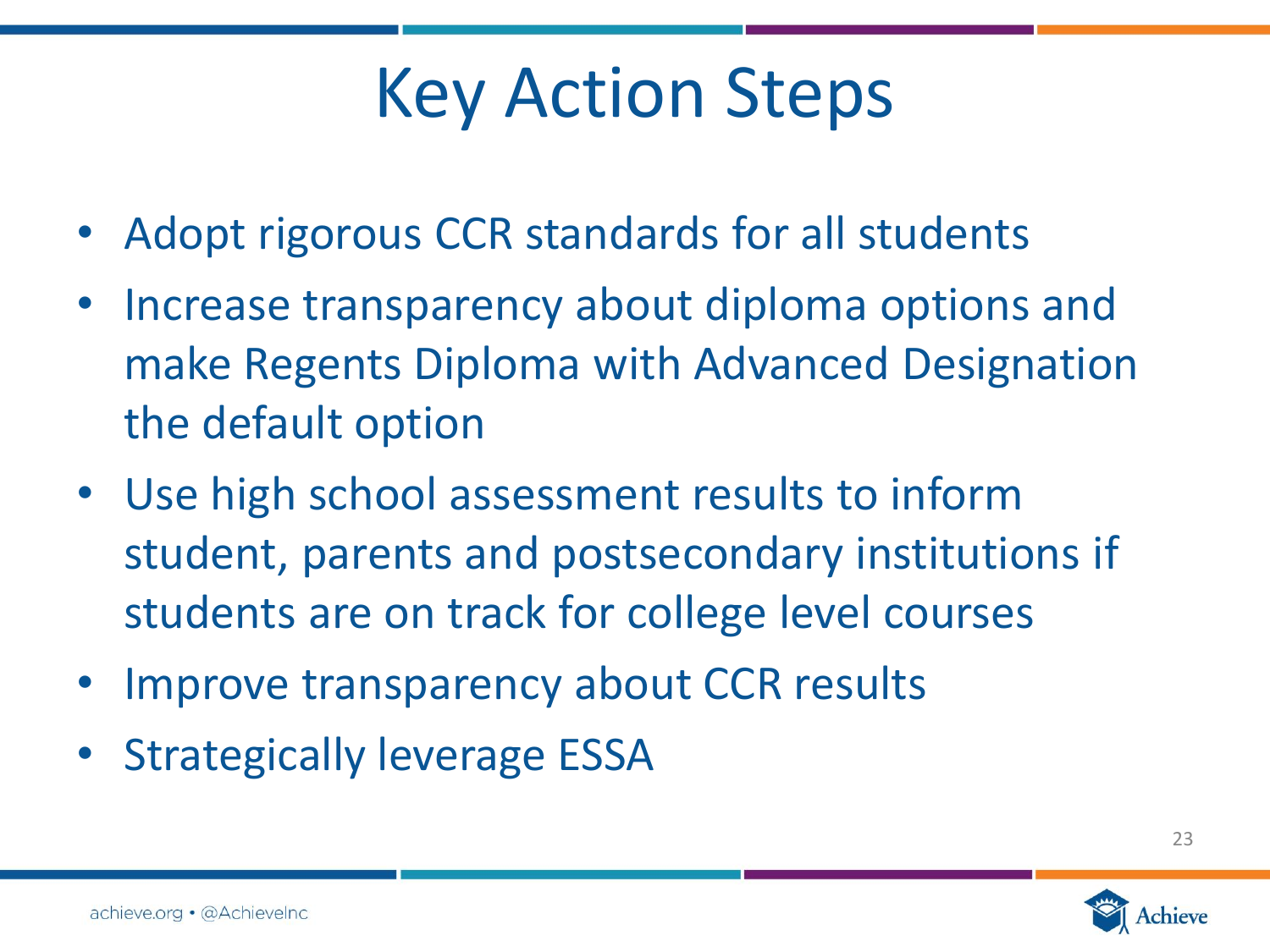# Key Action Steps

- Adopt rigorous CCR standards for all students
- Increase transparency about diploma options and make Regents Diploma with Advanced Designation the default option
- Use high school assessment results to inform student, parents and postsecondary institutions if students are on track for college level courses
- Improve transparency about CCR results
- Strategically leverage ESSA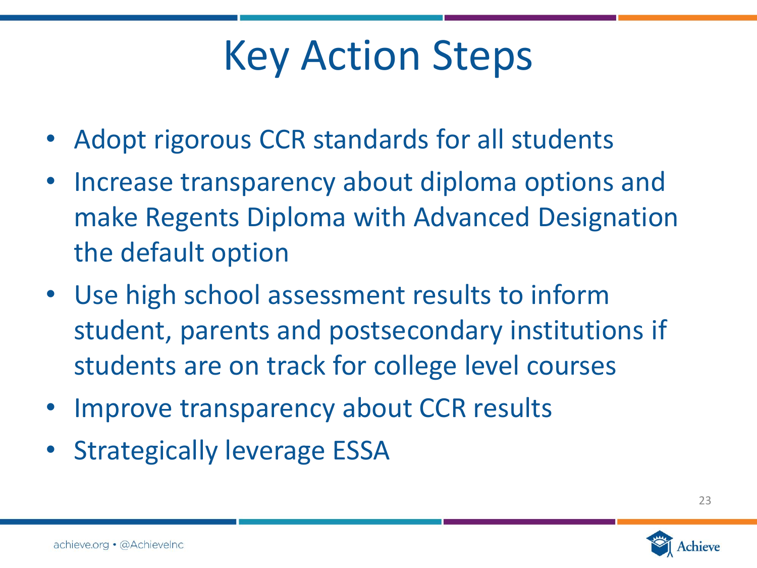# Key Action Steps

- Adopt rigorous CCR standards for all students
- Increase transparency about diploma options and make Regents Diploma with Advanced Designation the default option
- Use high school assessment results to inform student, parents and postsecondary institutions if students are on track for college level courses
- Improve transparency about CCR results
- Strategically leverage ESSA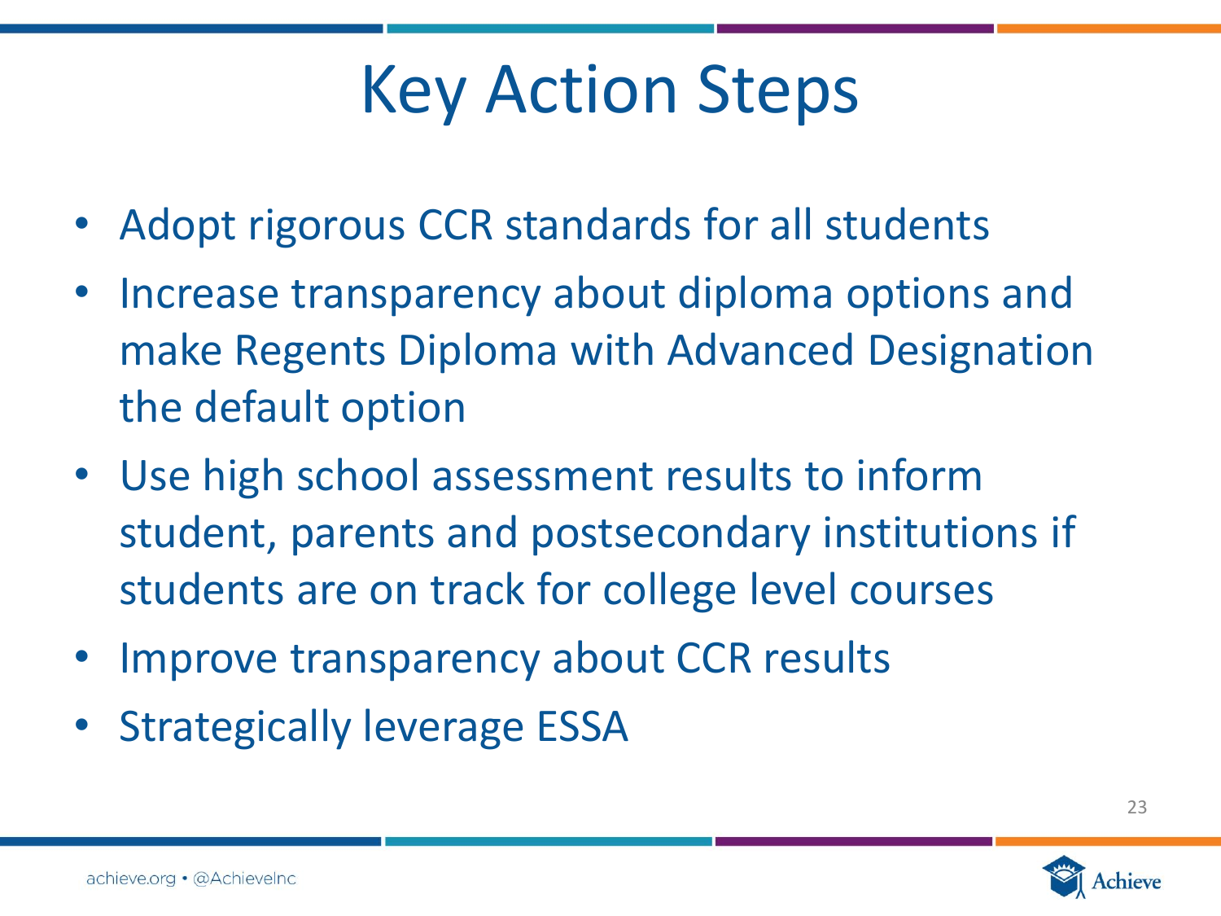# Key Action Steps

- Adopt rigorous CCR standards for all students
- Increase transparency about diploma options and make Regents Diploma with Advanced Designation the default option
- Use high school assessment results to inform student, parents and postsecondary institutions if students are on track for college level courses
- Improve transparency about CCR results
- Strategically leverage ESSA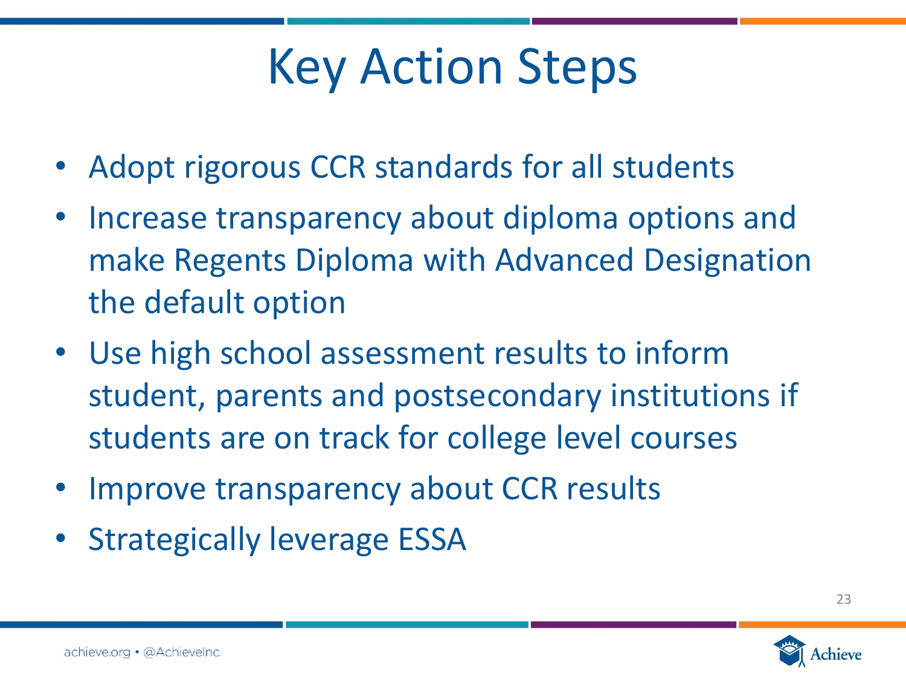# Key Action Steps

- Adopt rigorous CCR standards for all students
- Increase transparency about diploma options and make Regents Diploma with Advanced Designation the default option
- Use high school assessment results to inform student, parents and postsecondary institutions if students are on track for college level courses
- Improve transparency about CCR results
- Strategically leverage ESSA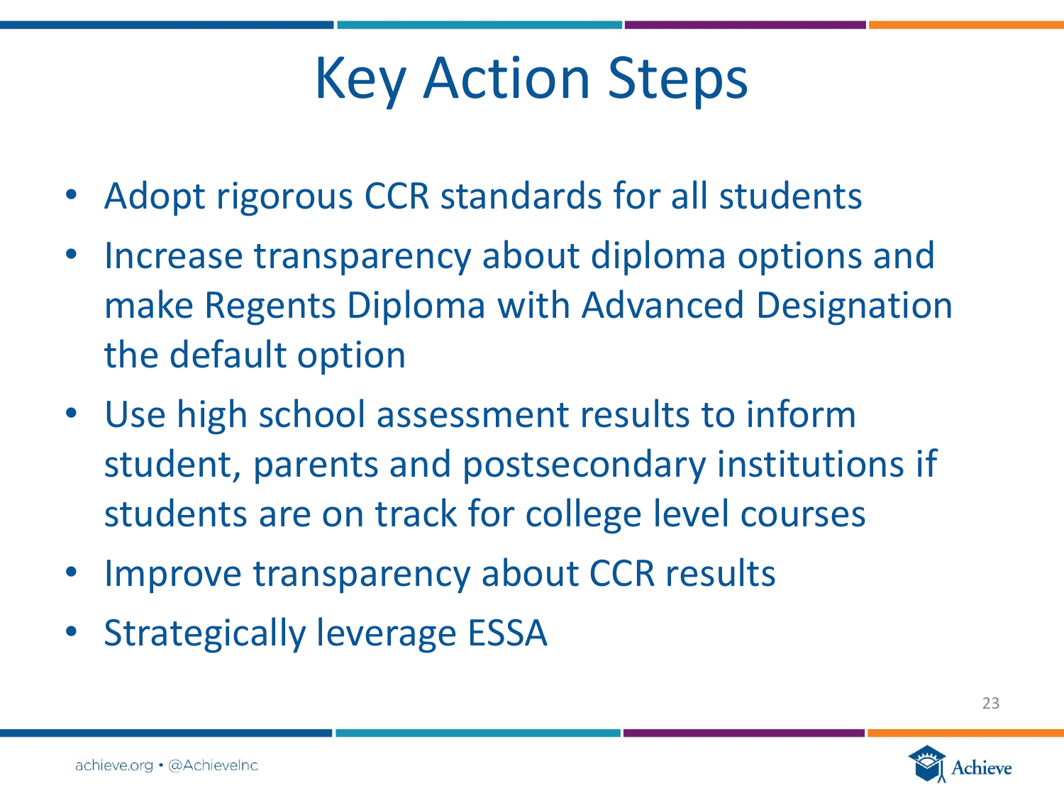# Key Action Steps

- Adopt rigorous CCR standards for all students
- Increase transparency about diploma options and make Regents Diploma with Advanced Designation the default option
- Use high school assessment results to inform student, parents and postsecondary institutions if students are on track for college level courses
- Improve transparency about CCR results
- Strategically leverage ESSA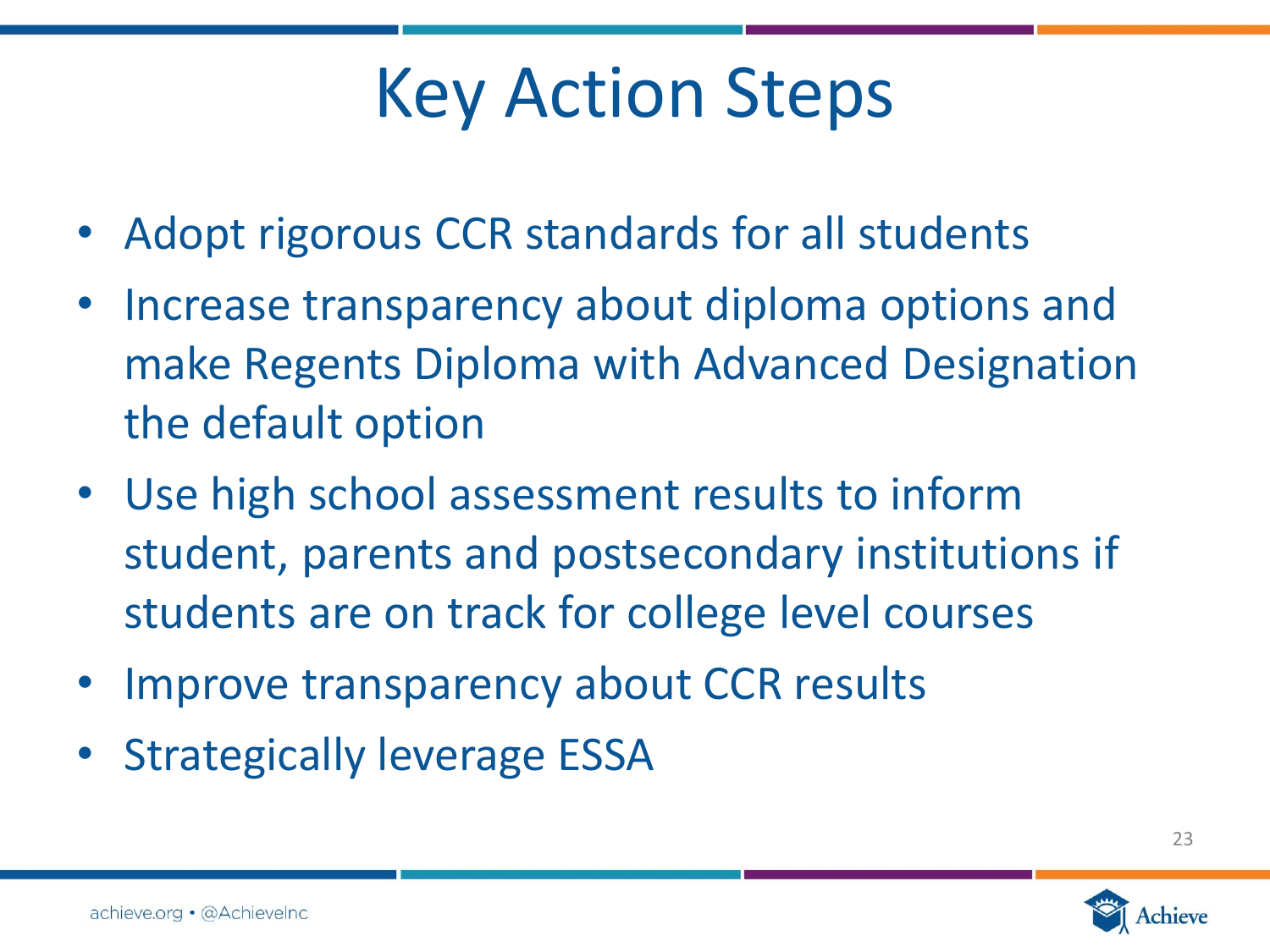# Key Action Steps

- Adopt rigorous CCR standards for all students
- Increase transparency about diploma options and make Regents Diploma with Advanced Designation the default option
- Use high school assessment results to inform student, parents and postsecondary institutions if students are on track for college level courses
- Improve transparency about CCR results
- Strategically leverage ESSA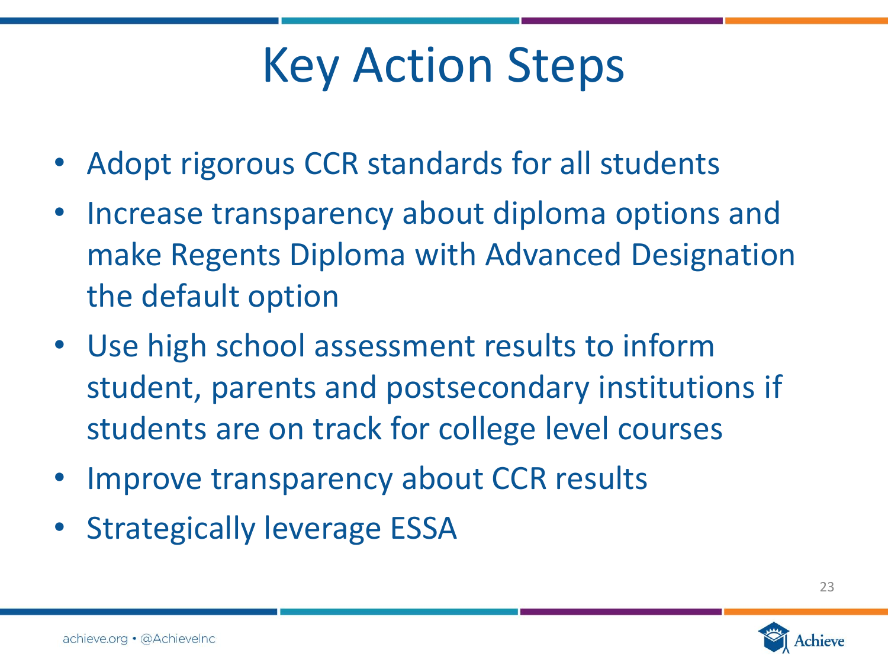# Key Action Steps

- Adopt rigorous CCR standards for all students
- Increase transparency about diploma options and make Regents Diploma with Advanced Designation the default option
- Use high school assessment results to inform student, parents and postsecondary institutions if students are on track for college level courses
- Improve transparency about CCR results
- Strategically leverage ESSA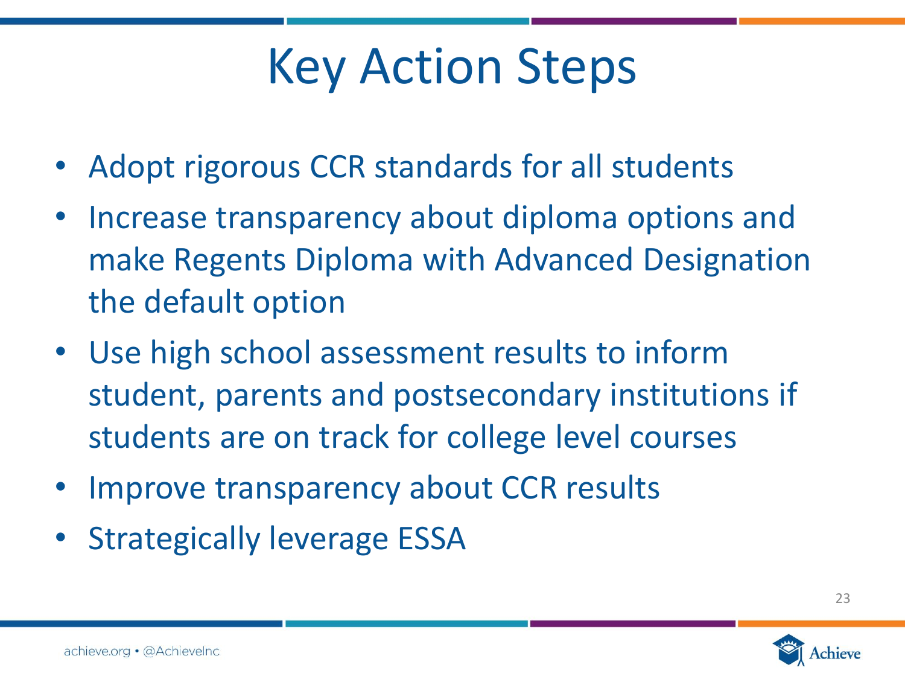# Key Action Steps

- Adopt rigorous CCR standards for all students
- Increase transparency about diploma options and make Regents Diploma with Advanced Designation the default option
- Use high school assessment results to inform student, parents and postsecondary institutions if students are on track for college level courses
- Improve transparency about CCR results
- Strategically leverage ESSA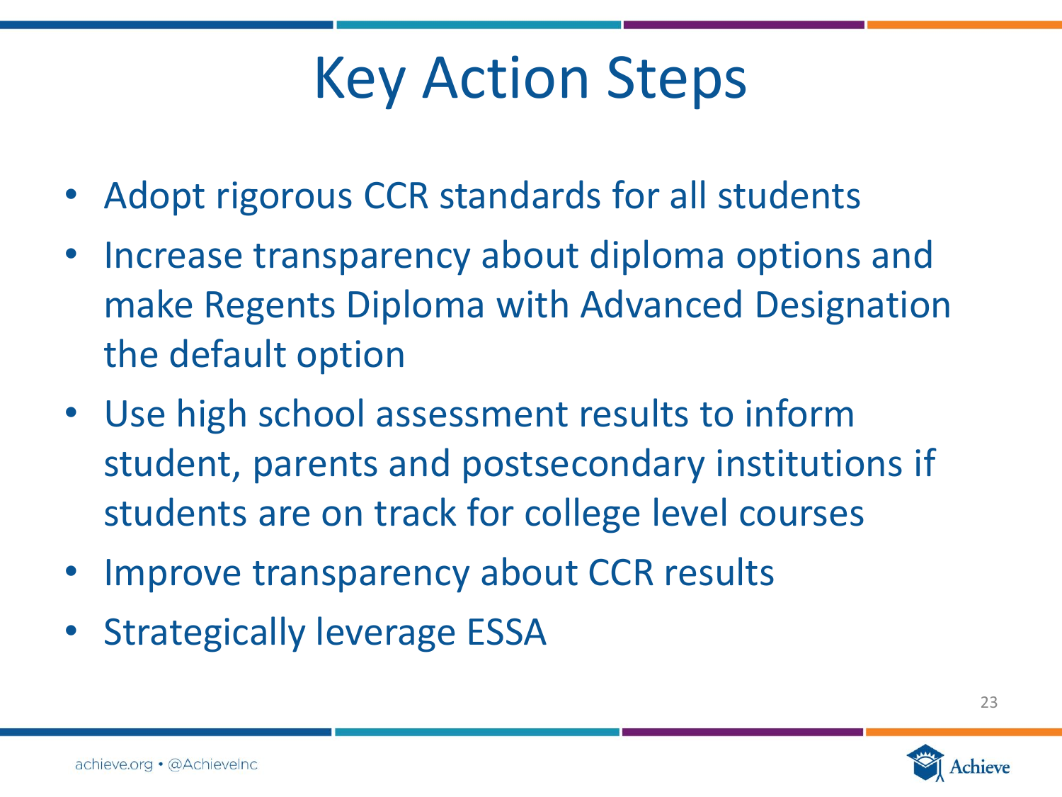# Key Action Steps

- Adopt rigorous CCR standards for all students
- Increase transparency about diploma options and make Regents Diploma with Advanced Designation the default option
- Use high school assessment results to inform student, parents and postsecondary institutions if students are on track for college level courses
- Improve transparency about CCR results
- Strategically leverage ESSA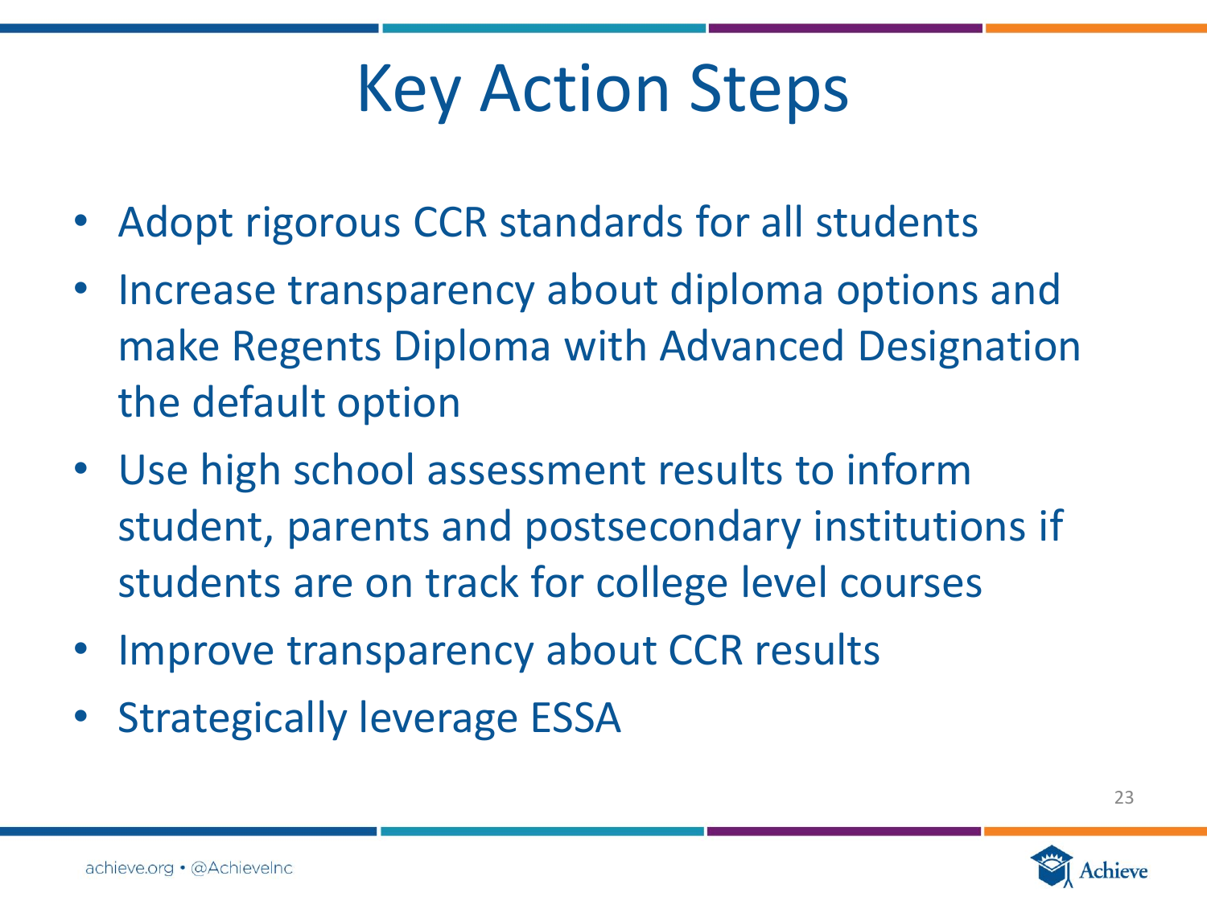# Key Action Steps

- Adopt rigorous CCR standards for all students
- Increase transparency about diploma options and make Regents Diploma with Advanced Designation the default option
- Use high school assessment results to inform student, parents and postsecondary institutions if students are on track for college level courses
- Improve transparency about CCR results
- Strategically leverage ESSA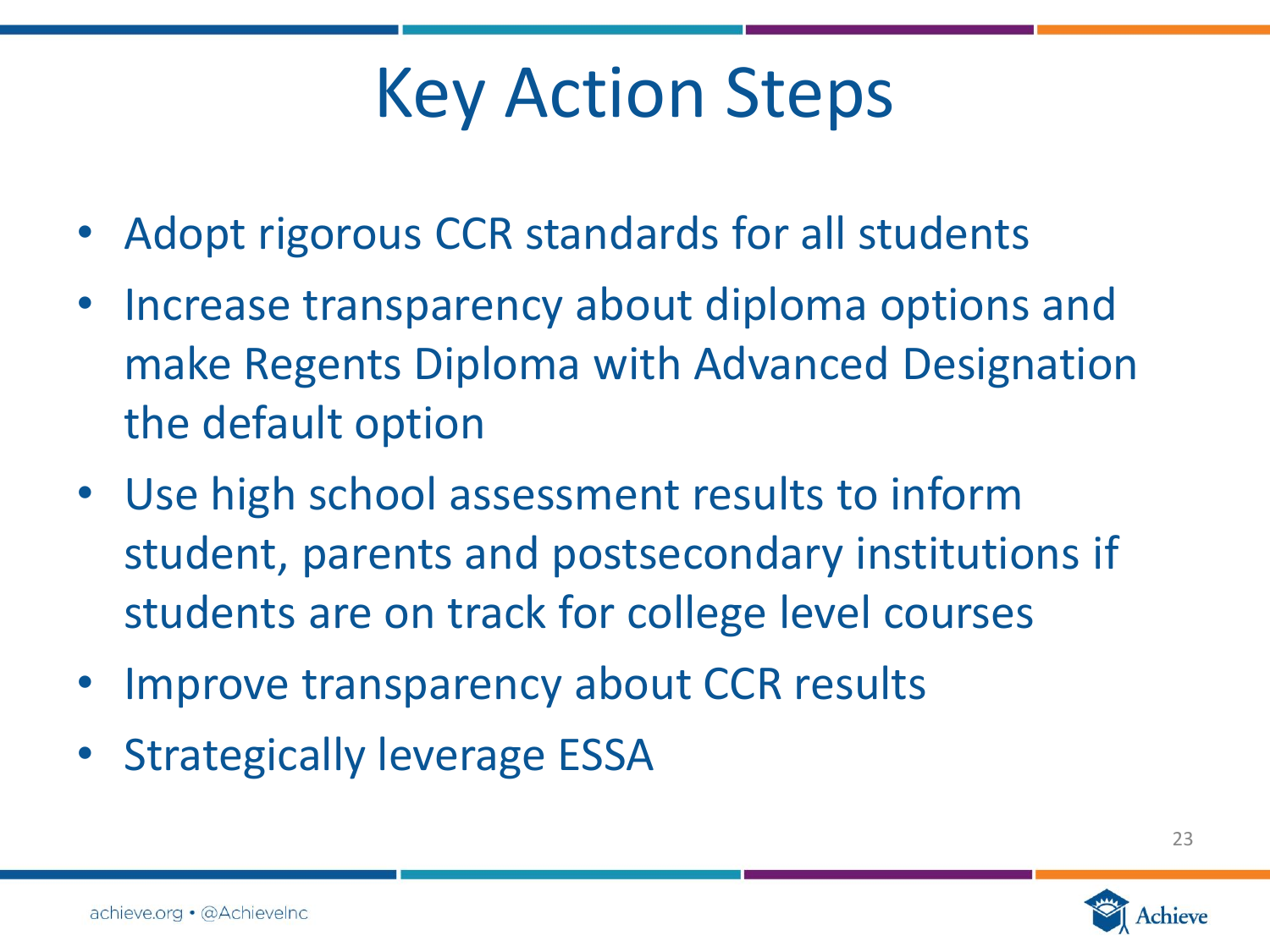# Key Action Steps

- Adopt rigorous CCR standards for all students
- Increase transparency about diploma options and make Regents Diploma with Advanced Designation the default option
- Use high school assessment results to inform student, parents and postsecondary institutions if students are on track for college level courses
- Improve transparency about CCR results
- Strategically leverage ESSA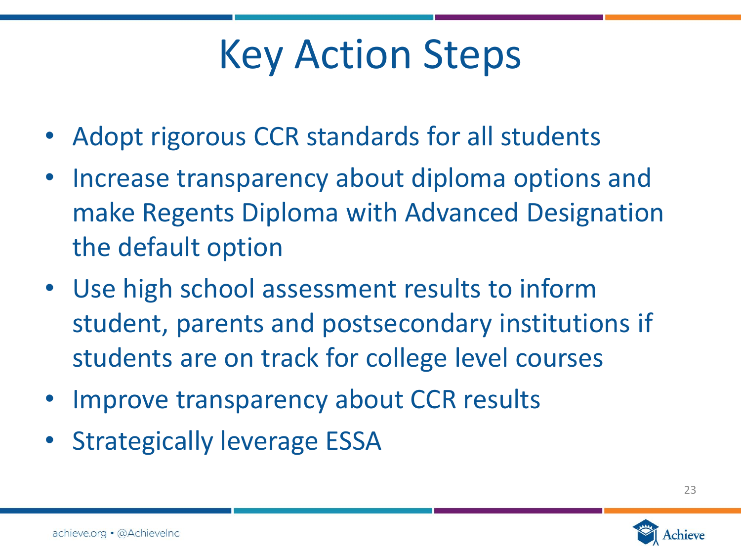# Key Action Steps

- Adopt rigorous CCR standards for all students
- Increase transparency about diploma options and make Regents Diploma with Advanced Designation the default option
- Use high school assessment results to inform student, parents and postsecondary institutions if students are on track for college level courses
- Improve transparency about CCR results
- Strategically leverage ESSA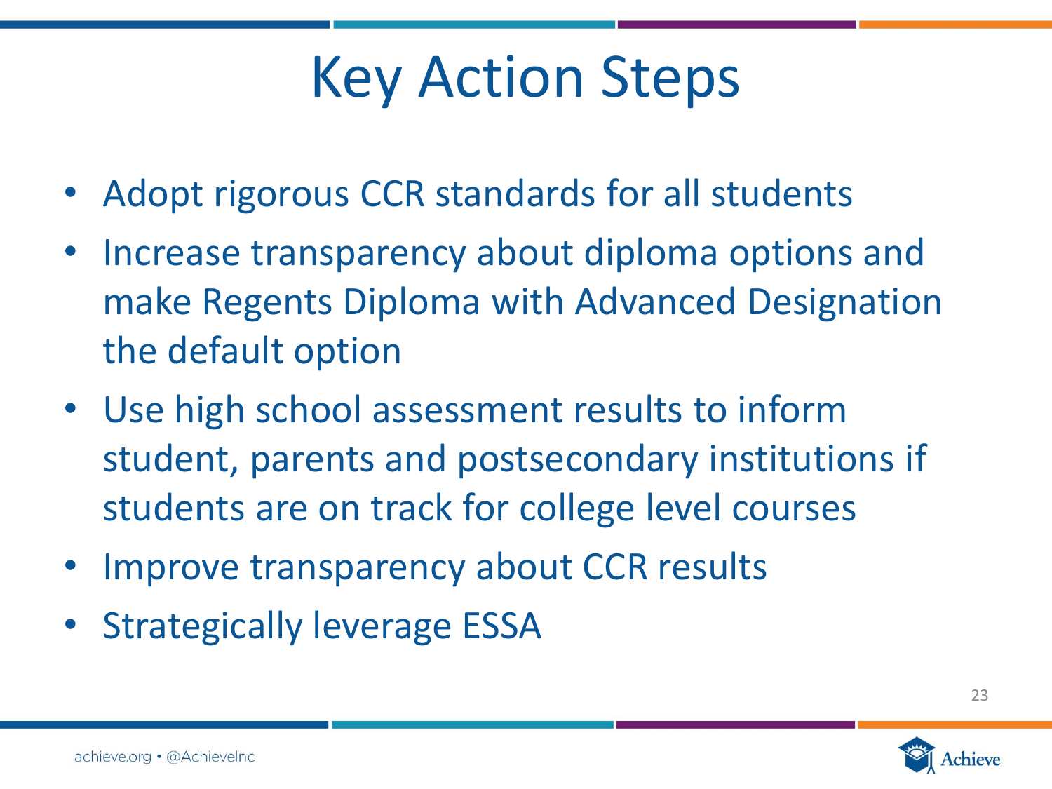# Key Action Steps

- Adopt rigorous CCR standards for all students
- Increase transparency about diploma options and make Regents Diploma with Advanced Designation the default option
- Use high school assessment results to inform student, parents and postsecondary institutions if students are on track for college level courses
- Improve transparency about CCR results
- Strategically leverage ESSA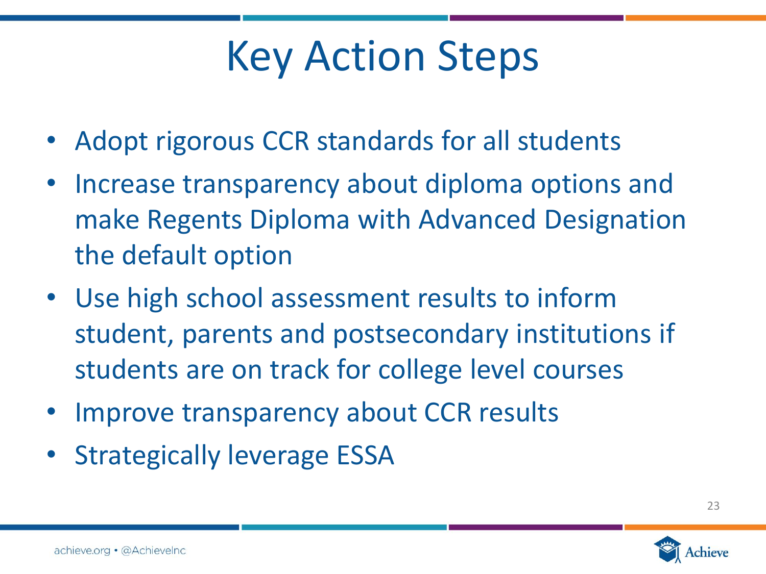# Key Action Steps

- Adopt rigorous CCR standards for all students
- Increase transparency about diploma options and make Regents Diploma with Advanced Designation the default option
- Use high school assessment results to inform student, parents and postsecondary institutions if students are on track for college level courses
- Improve transparency about CCR results
- Strategically leverage ESSA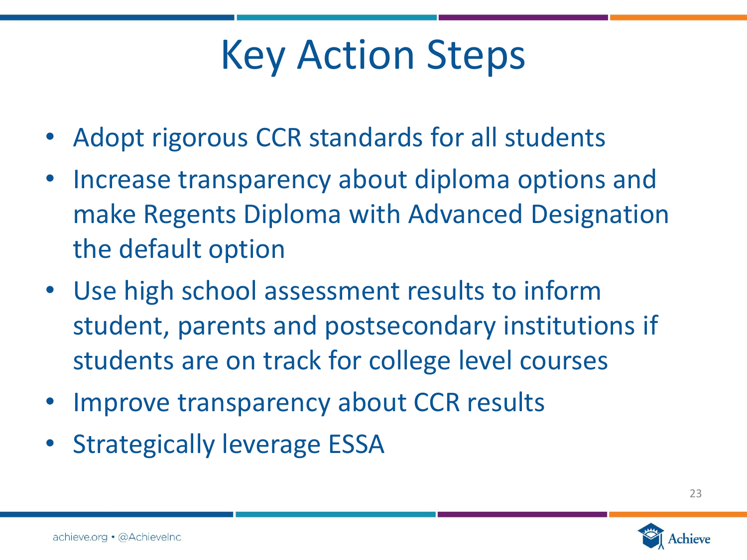# Key Action Steps

- Adopt rigorous CCR standards for all students
- Increase transparency about diploma options and make Regents Diploma with Advanced Designation the default option
- Use high school assessment results to inform student, parents and postsecondary institutions if students are on track for college level courses
- Improve transparency about CCR results
- Strategically leverage ESSA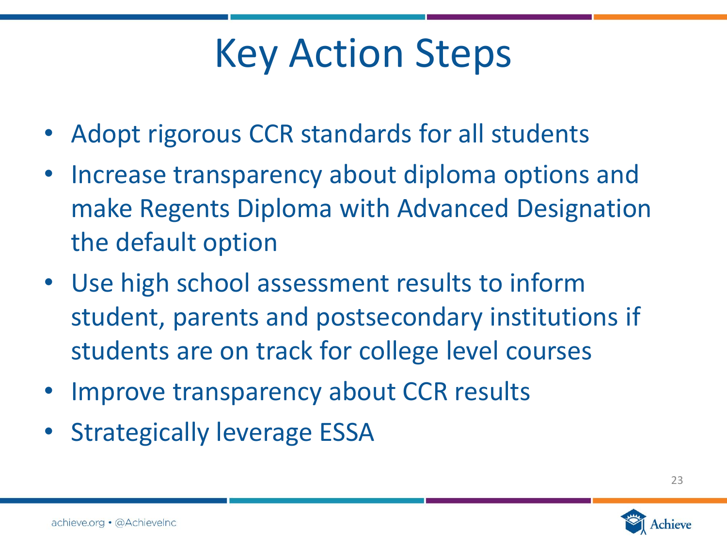# Key Action Steps

- Adopt rigorous CCR standards for all students
- Increase transparency about diploma options and make Regents Diploma with Advanced Designation the default option
- Use high school assessment results to inform student, parents and postsecondary institutions if students are on track for college level courses
- Improve transparency about CCR results
- Strategically leverage ESSA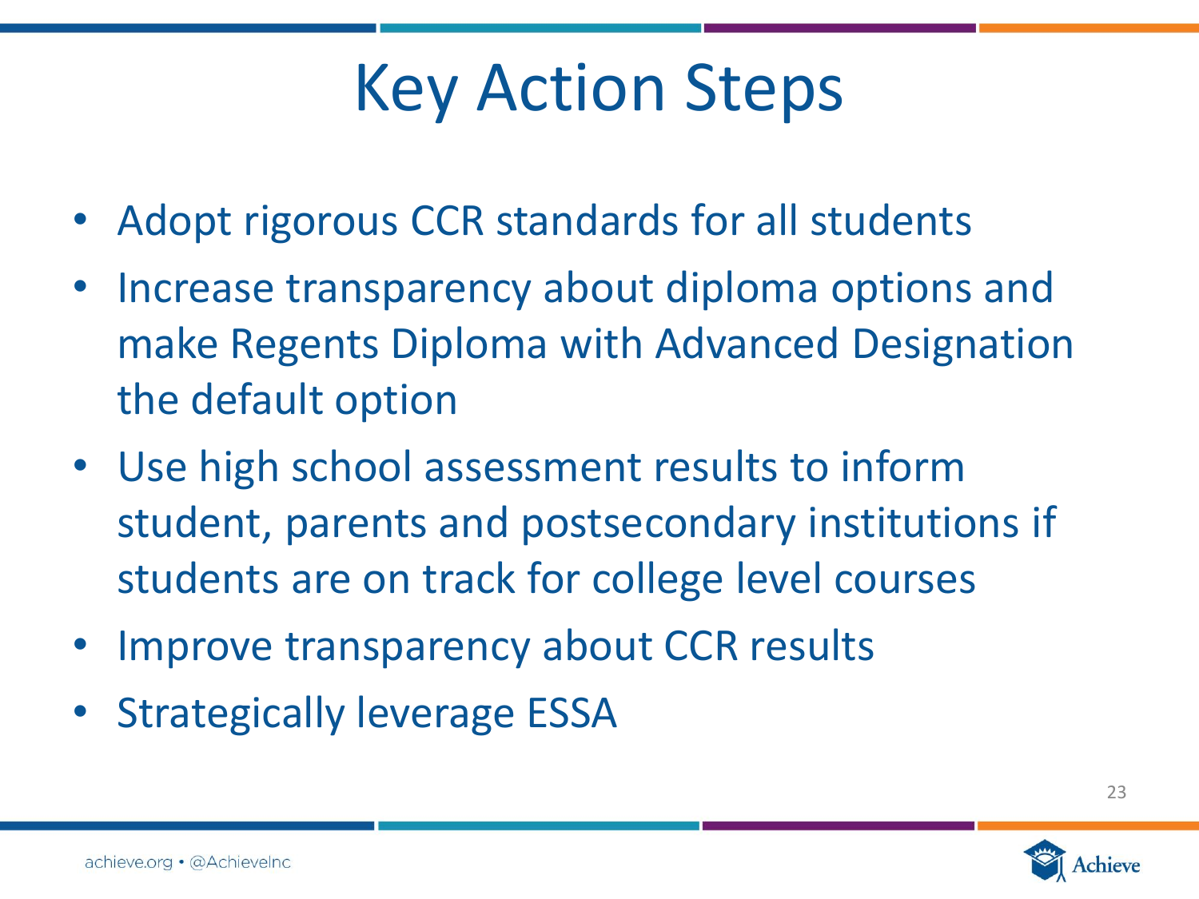# Key Action Steps

- Adopt rigorous CCR standards for all students
- Increase transparency about diploma options and make Regents Diploma with Advanced Designation the default option
- Use high school assessment results to inform student, parents and postsecondary institutions if students are on track for college level courses
- Improve transparency about CCR results
- Strategically leverage ESSA